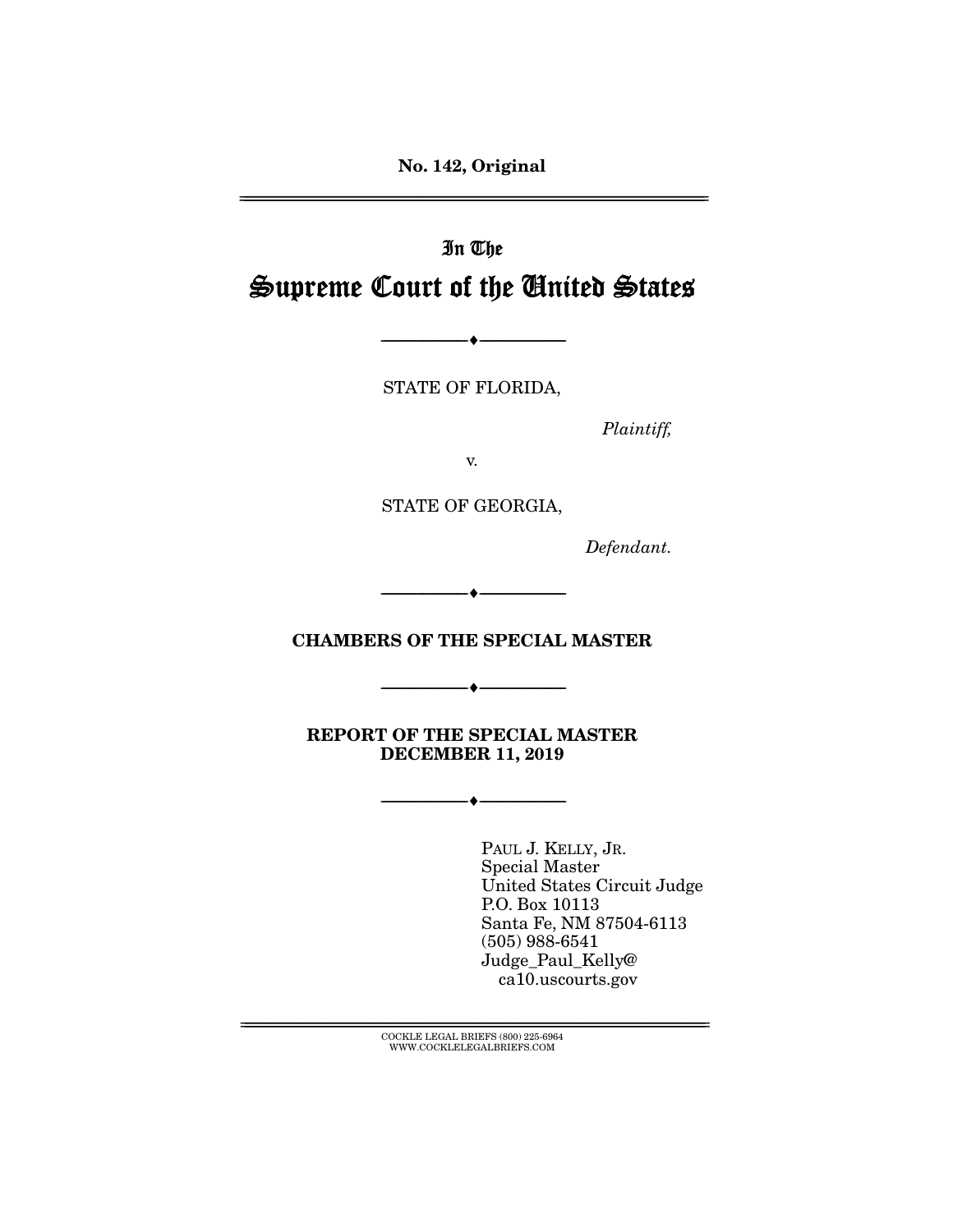**No. 142, Original**

---

In The

# Supreme Court of the United States

---

STATE OF FLORIDA,

*Plaintiff,*

v.

STATE OF GEORGIA,

*Defendant.*

---

**CHAMBERS OF THE SPECIAL MASTER**

---

**REPORT OF THE SPECIAL MASTER**
**DECEMBER 11, 2019**

---

PAUL J. KELLY, JR.
Special Master
United States Circuit Judge
P.O. Box 10113
Santa Fe, NM 87504-6113
(505) 988-6541
Judge_Paul_Kelly@
ca10.uscourts.gov

---

COCKLE LEGAL BRIEFS (800) 225-6964
WWW.COCKLELEGALBRIEFS.COM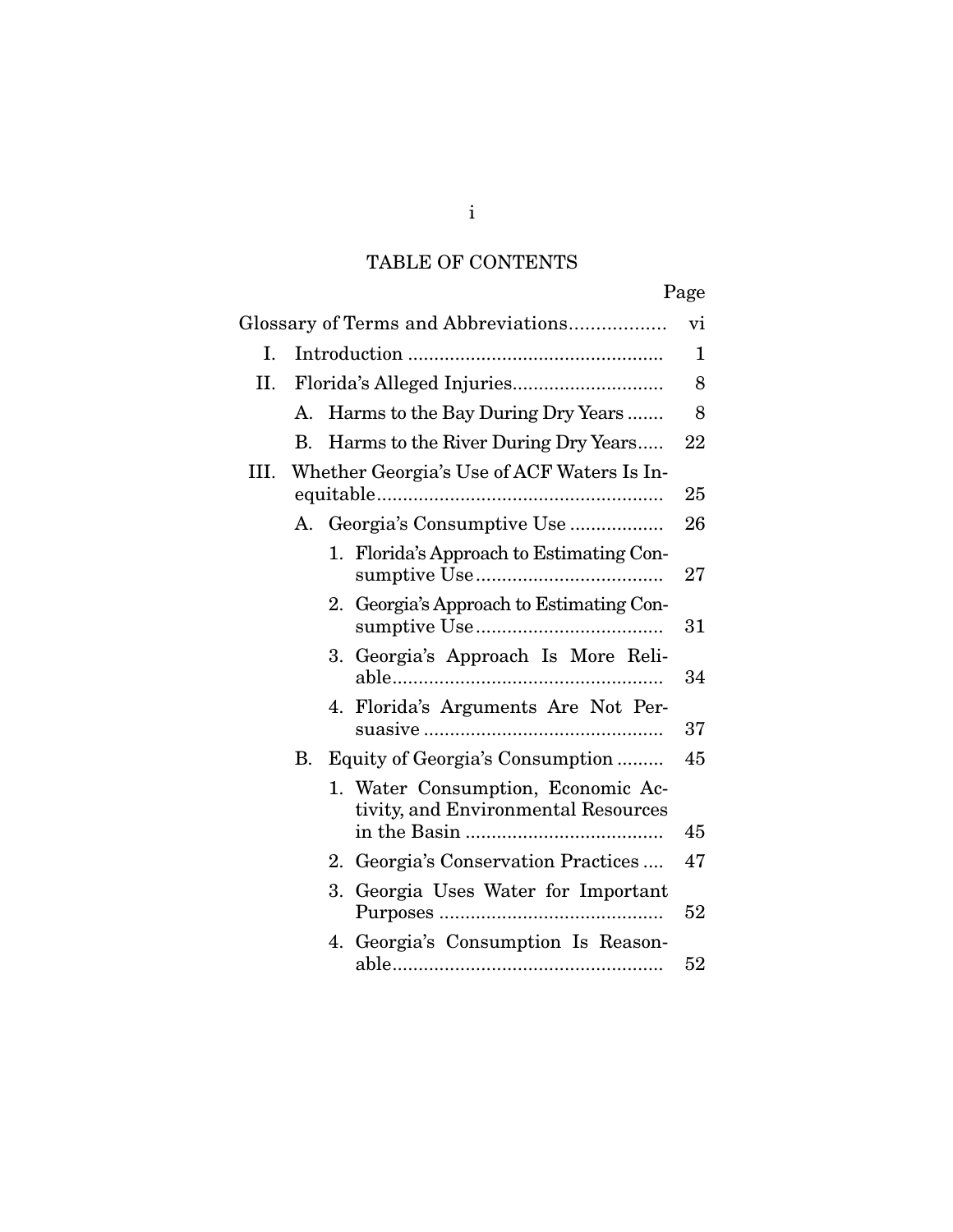# TABLE OF CONTENTS

| | Page |
|---|---|
| Glossary of Terms and Abbreviations | vi |
| I. Introduction | 1 |
| II. Florida's Alleged Injuries | 8 |
| A. Harms to the Bay During Dry Years | 8 |
| B. Harms to the River During Dry Years | 22 |
| III. Whether Georgia's Use of ACF Waters Is Inequitable | 25 |
| A. Georgia's Consumptive Use | 26 |
| 1. Florida's Approach to Estimating Consumptive Use | 27 |
| 2. Georgia's Approach to Estimating Consumptive Use | 31 |
| 3. Georgia's Approach Is More Reliable | 34 |
| 4. Florida's Arguments Are Not Persuasive | 37 |
| B. Equity of Georgia's Consumption | 45 |
| 1. Water Consumption, Economic Activity, and Environmental Resources in the Basin | 45 |
| 2. Georgia's Conservation Practices | 47 |
| 3. Georgia Uses Water for Important Purposes | 52 |
| 4. Georgia's Consumption Is Reasonable | 52 |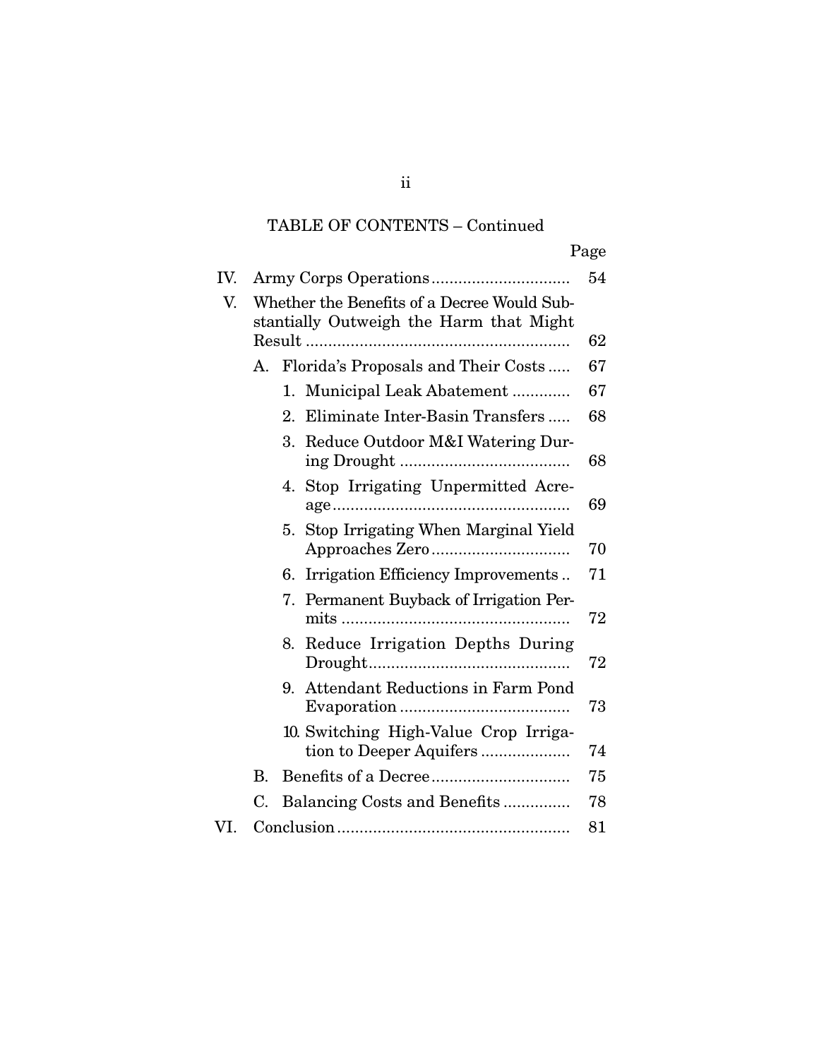TABLE OF CONTENTS – Continued

| | | | Page |
|---|---|---|---|
| IV. | Army Corps Operations | | 54 |
| V. | Whether the Benefits of a Decree Would Substantially Outweigh the Harm that Might Result | | 62 |
| | A. | Florida's Proposals and Their Costs | 67 |
| | | 1. Municipal Leak Abatement | 67 |
| | | 2. Eliminate Inter-Basin Transfers | 68 |
| | | 3. Reduce Outdoor M&I Watering During Drought | 68 |
| | | 4. Stop Irrigating Unpermitted Acreage | 69 |
| | | 5. Stop Irrigating When Marginal Yield Approaches Zero | 70 |
| | | 6. Irrigation Efficiency Improvements | 71 |
| | | 7. Permanent Buyback of Irrigation Permits | 72 |
| | | 8. Reduce Irrigation Depths During Drought | 72 |
| | | 9. Attendant Reductions in Farm Pond Evaporation | 73 |
| | | 10. Switching High-Value Crop Irrigation to Deeper Aquifers | 74 |
| | B. | Benefits of a Decree | 75 |
| | C. | Balancing Costs and Benefits | 78 |
| VI. | Conclusion | | 81 |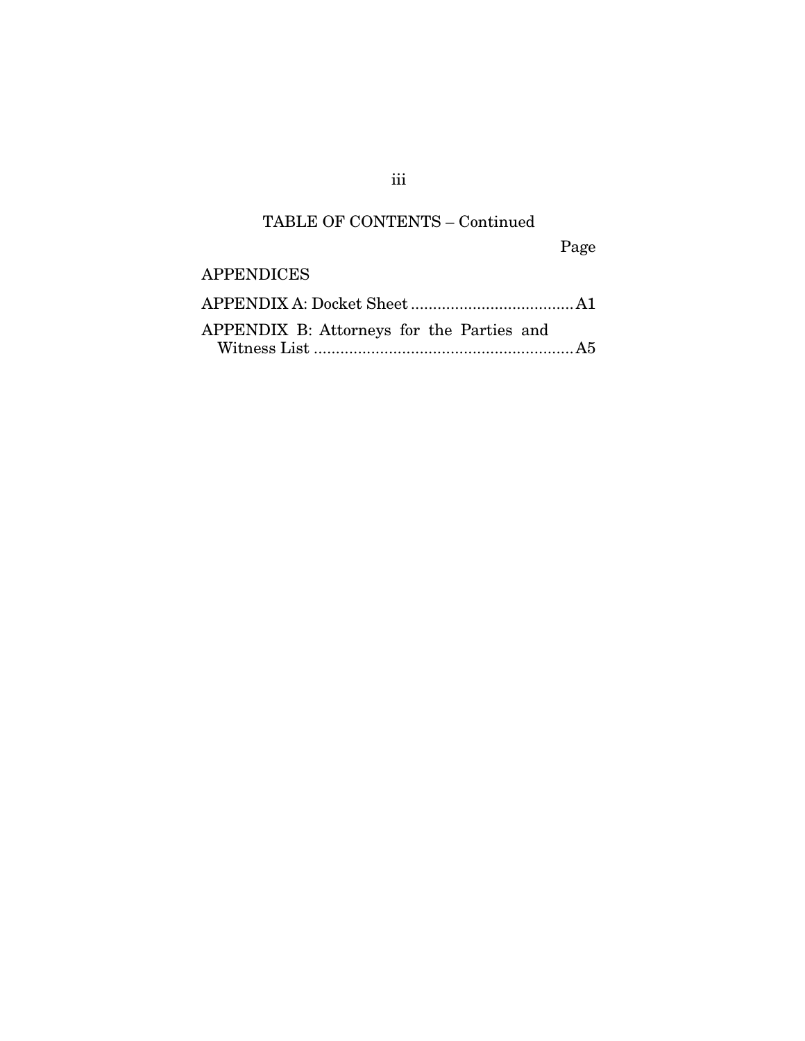TABLE OF CONTENTS – Continued

| | Page |
|---|---|
| APPENDICES | |
| APPENDIX A: Docket Sheet | A1 |
| APPENDIX B: Attorneys for the Parties and Witness List | A5 |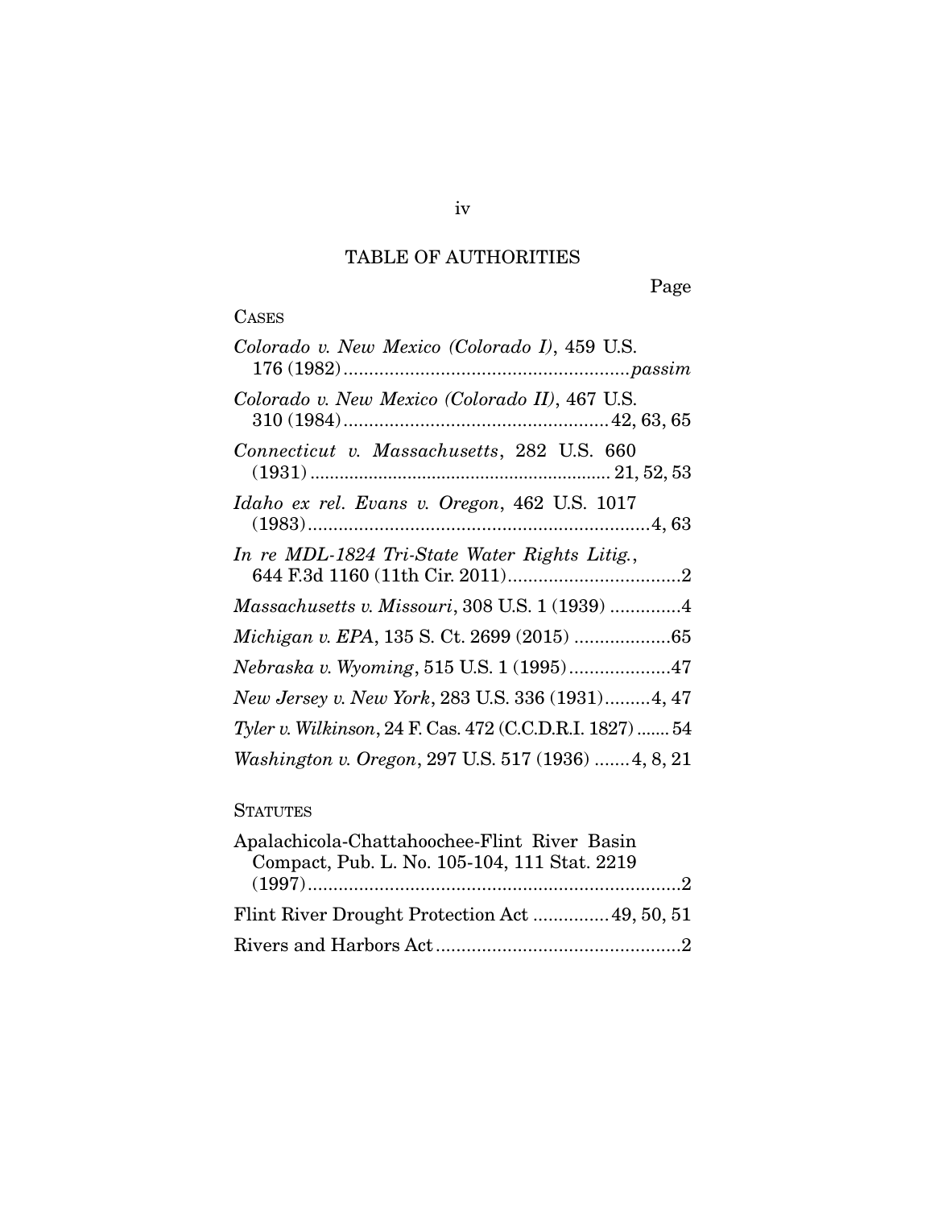# TABLE OF AUTHORITIES

Page

## CASES

*Colorado v. New Mexico (Colorado I)*, 459 U.S. 176 (1982) ........................................................ *passim*

*Colorado v. New Mexico (Colorado II)*, 467 U.S. 310 (1984) .................................................... 42, 63, 65

*Connecticut v. Massachusetts*, 282 U.S. 660 (1931) ............................................................ 21, 52, 53

*Idaho ex rel. Evans v. Oregon*, 462 U.S. 1017 (1983) ................................................................... 4, 63

*In re MDL-1824 Tri-State Water Rights Litig.*, 644 F.3d 1160 (11th Cir. 2011) .................................. 2

*Massachusetts v. Missouri*, 308 U.S. 1 (1939) ............. 4

*Michigan v. EPA*, 135 S. Ct. 2699 (2015) ................... 65

*Nebraska v. Wyoming*, 515 U.S. 1 (1995) .................... 47

*New Jersey v. New York*, 283 U.S. 336 (1931) ......... 4, 47

*Tyler v. Wilkinson*, 24 F. Cas. 472 (C.C.D.R.I. 1827) ....... 54

*Washington v. Oregon*, 297 U.S. 517 (1936) ....... 4, 8, 21

## STATUTES

Apalachicola-Chattahoochee-Flint River Basin Compact, Pub. L. No. 105-104, 111 Stat. 2219 (1997) ......................................................................... 2

Flint River Drought Protection Act ............... 49, 50, 51

Rivers and Harbors Act ................................................ 2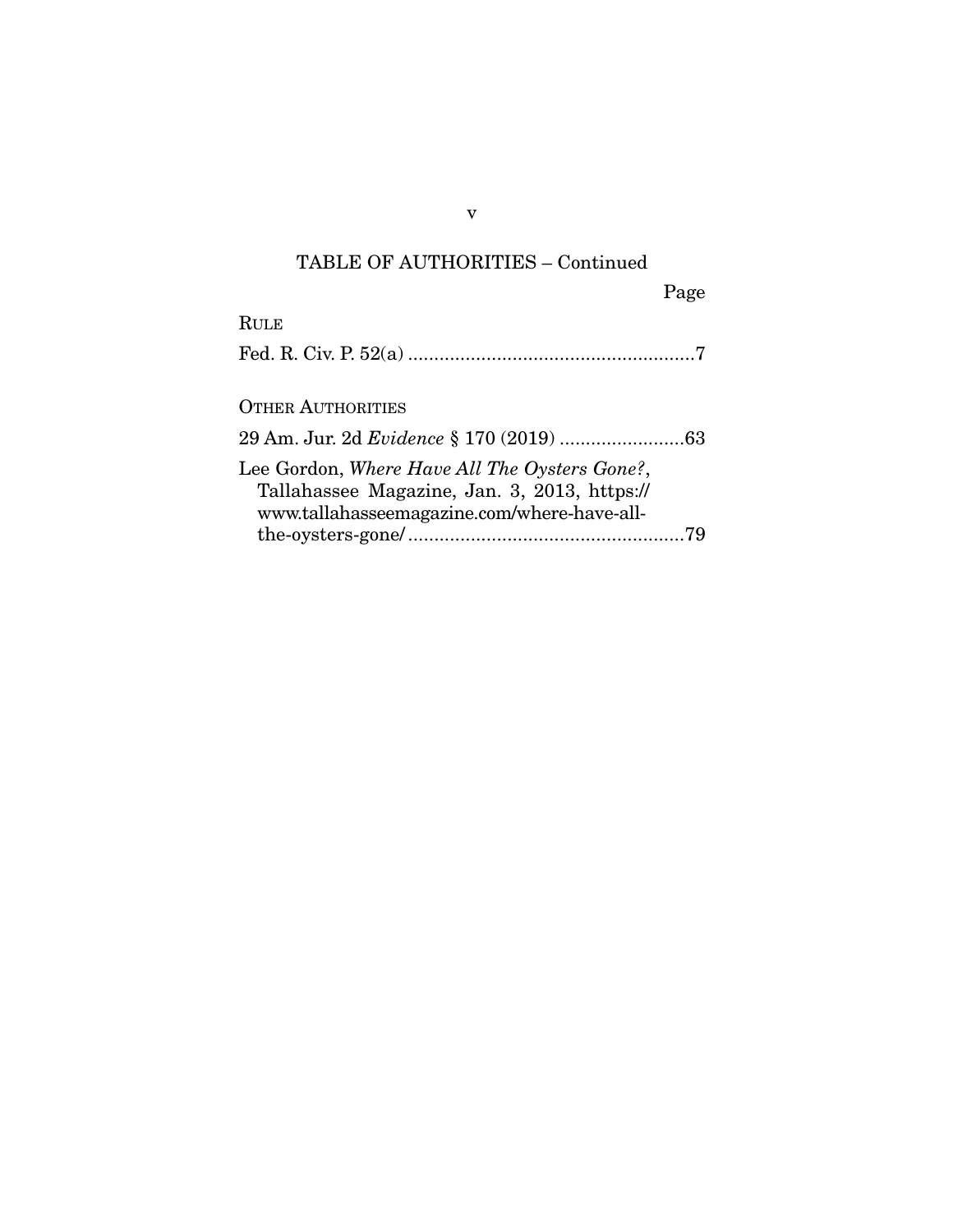## TABLE OF AUTHORITIES – Continued

Page

RULE

Fed. R. Civ. P. 52(a) ........................................................7

OTHER AUTHORITIES

29 Am. Jur. 2d *Evidence* § 170 (2019) ........................63

Lee Gordon, *Where Have All The Oysters Gone?*, Tallahassee Magazine, Jan. 3, 2013, https://www.tallahasseemagazine.com/where-have-all-the-oysters-gone/......................................................79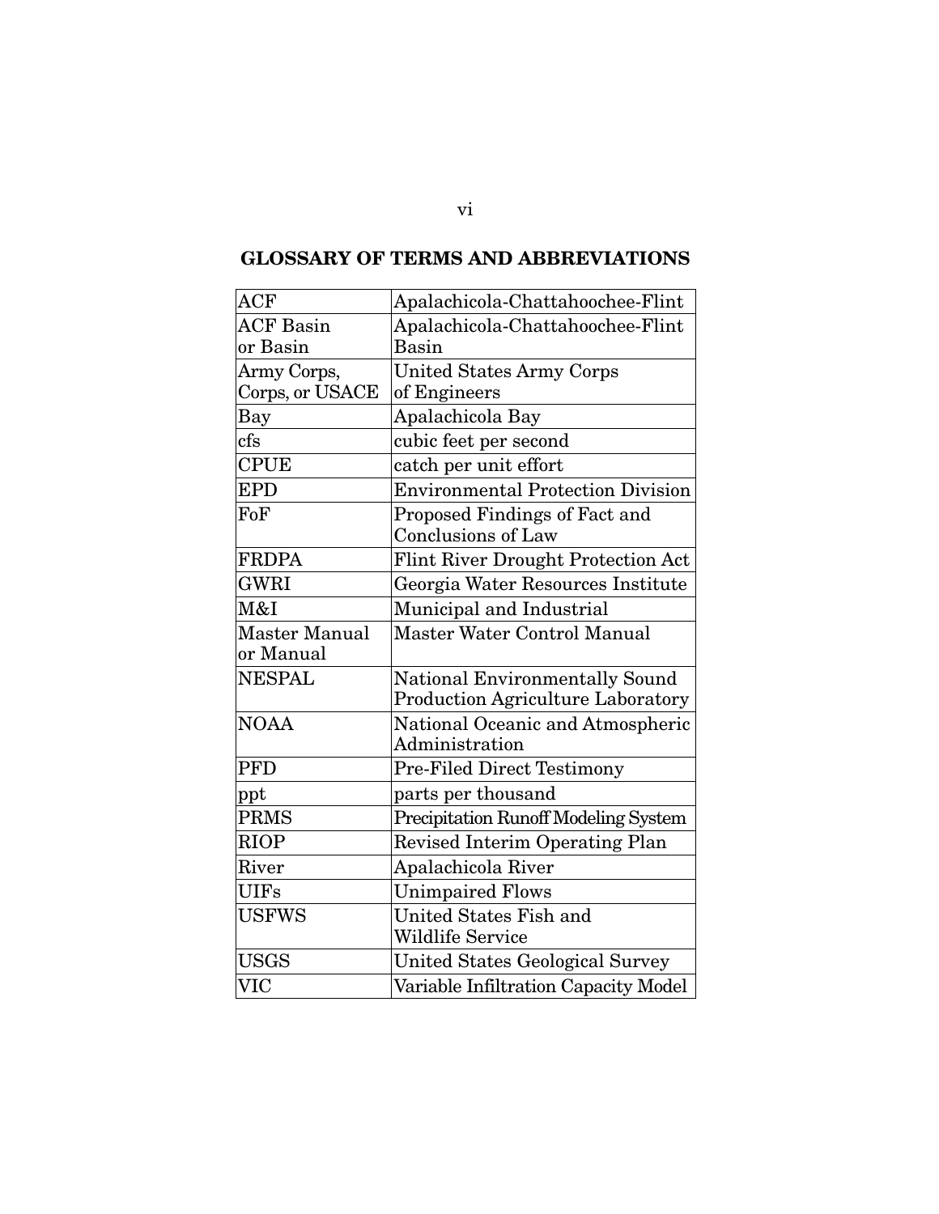## GLOSSARY OF TERMS AND ABBREVIATIONS

| | |
|---|---|
| ACF | Apalachicola-Chattahoochee-Flint |
| ACF Basin or Basin | Apalachicola-Chattahoochee-Flint Basin |
| Army Corps, Corps, or USACE | United States Army Corps of Engineers |
| Bay | Apalachicola Bay |
| cfs | cubic feet per second |
| CPUE | catch per unit effort |
| EPD | Environmental Protection Division |
| FoF | Proposed Findings of Fact and Conclusions of Law |
| FRDPA | Flint River Drought Protection Act |
| GWRI | Georgia Water Resources Institute |
| M&I | Municipal and Industrial |
| Master Manual or Manual | Master Water Control Manual |
| NESPAL | National Environmentally Sound Production Agriculture Laboratory |
| NOAA | National Oceanic and Atmospheric Administration |
| PFD | Pre-Filed Direct Testimony |
| ppt | parts per thousand |
| PRMS | Precipitation Runoff Modeling System |
| RIOP | Revised Interim Operating Plan |
| River | Apalachicola River |
| UIFs | Unimpaired Flows |
| USFWS | United States Fish and Wildlife Service |
| USGS | United States Geological Survey |
| VIC | Variable Infiltration Capacity Model |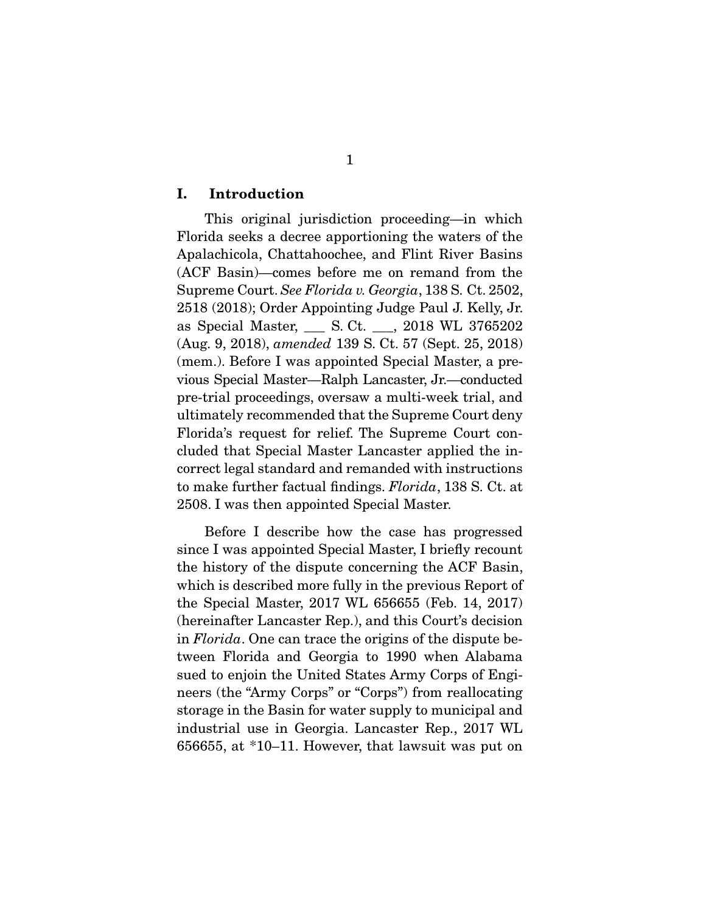## I. Introduction

This original jurisdiction proceeding—in which Florida seeks a decree apportioning the waters of the Apalachicola, Chattahoochee, and Flint River Basins (ACF Basin)—comes before me on remand from the Supreme Court. *See Florida v. Georgia*, 138 S. Ct. 2502, 2518 (2018); Order Appointing Judge Paul J. Kelly, Jr. as Special Master, ___ S. Ct. ___, 2018 WL 3765202 (Aug. 9, 2018), *amended* 139 S. Ct. 57 (Sept. 25, 2018) (mem.). Before I was appointed Special Master, a previous Special Master—Ralph Lancaster, Jr.—conducted pre-trial proceedings, oversaw a multi-week trial, and ultimately recommended that the Supreme Court deny Florida's request for relief. The Supreme Court concluded that Special Master Lancaster applied the incorrect legal standard and remanded with instructions to make further factual findings. *Florida*, 138 S. Ct. at 2508. I was then appointed Special Master.

Before I describe how the case has progressed since I was appointed Special Master, I briefly recount the history of the dispute concerning the ACF Basin, which is described more fully in the previous Report of the Special Master, 2017 WL 656655 (Feb. 14, 2017) (hereinafter Lancaster Rep.), and this Court's decision in *Florida*. One can trace the origins of the dispute between Florida and Georgia to 1990 when Alabama sued to enjoin the United States Army Corps of Engineers (the "Army Corps" or "Corps") from reallocating storage in the Basin for water supply to municipal and industrial use in Georgia. Lancaster Rep., 2017 WL 656655, at *10–11. However, that lawsuit was put on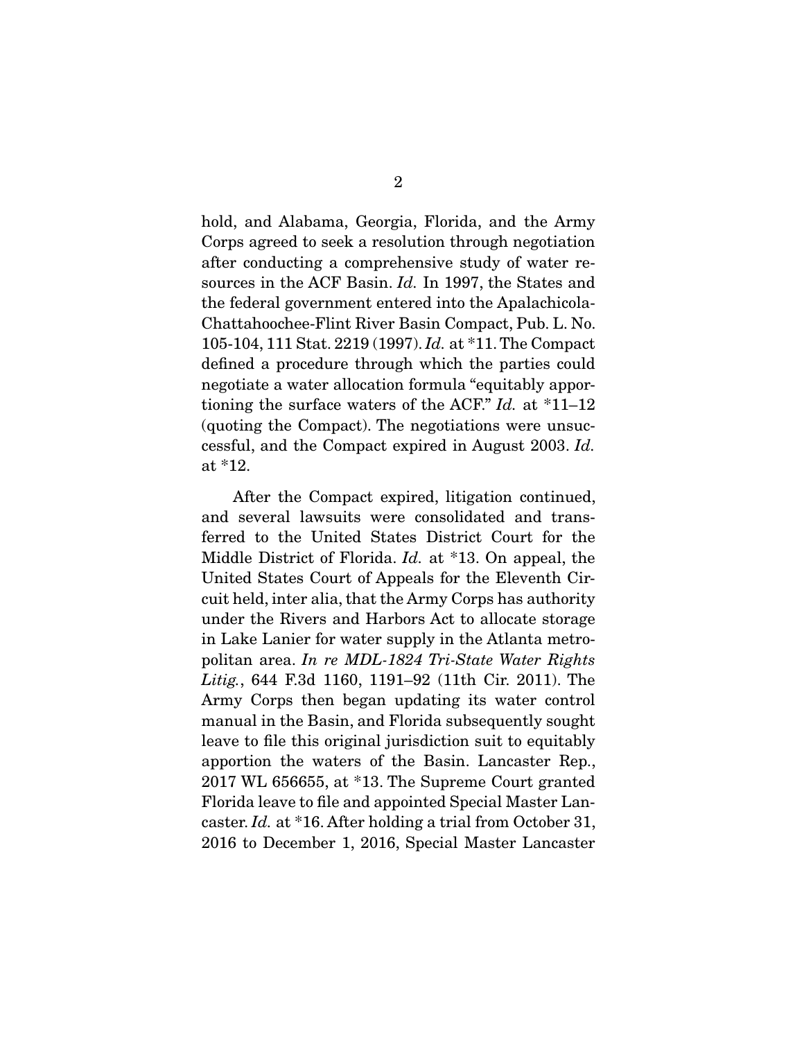hold, and Alabama, Georgia, Florida, and the Army Corps agreed to seek a resolution through negotiation after conducting a comprehensive study of water resources in the ACF Basin. *Id.* In 1997, the States and the federal government entered into the Apalachicola-Chattahoochee-Flint River Basin Compact, Pub. L. No. 105-104, 111 Stat. 2219 (1997). *Id.* at *11. The Compact defined a procedure through which the parties could negotiate a water allocation formula "equitably apportioning the surface waters of the ACF." *Id.* at *11–12 (quoting the Compact). The negotiations were unsuccessful, and the Compact expired in August 2003. *Id.* at *12.

After the Compact expired, litigation continued, and several lawsuits were consolidated and transferred to the United States District Court for the Middle District of Florida. *Id.* at *13. On appeal, the United States Court of Appeals for the Eleventh Circuit held, inter alia, that the Army Corps has authority under the Rivers and Harbors Act to allocate storage in Lake Lanier for water supply in the Atlanta metropolitan area. *In re MDL-1824 Tri-State Water Rights Litig.*, 644 F.3d 1160, 1191–92 (11th Cir. 2011). The Army Corps then began updating its water control manual in the Basin, and Florida subsequently sought leave to file this original jurisdiction suit to equitably apportion the waters of the Basin. Lancaster Rep., 2017 WL 656655, at *13. The Supreme Court granted Florida leave to file and appointed Special Master Lancaster. *Id.* at *16. After holding a trial from October 31, 2016 to December 1, 2016, Special Master Lancaster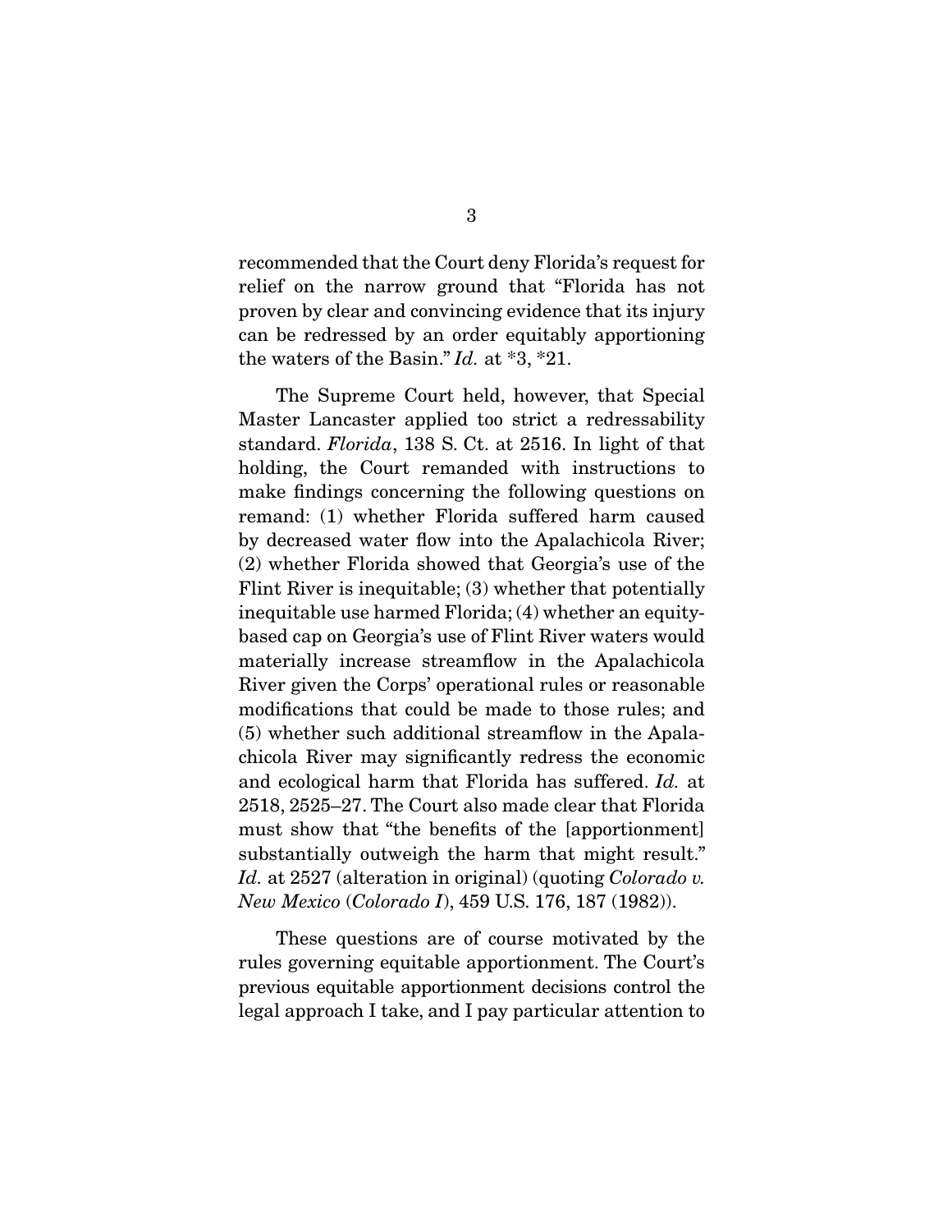recommended that the Court deny Florida's request for relief on the narrow ground that "Florida has not proven by clear and convincing evidence that its injury can be redressed by an order equitably apportioning the waters of the Basin." *Id.* at *3, *21.

The Supreme Court held, however, that Special Master Lancaster applied too strict a redressability standard. *Florida*, 138 S. Ct. at 2516. In light of that holding, the Court remanded with instructions to make findings concerning the following questions on remand: (1) whether Florida suffered harm caused by decreased water flow into the Apalachicola River; (2) whether Florida showed that Georgia's use of the Flint River is inequitable; (3) whether that potentially inequitable use harmed Florida; (4) whether an equity-based cap on Georgia's use of Flint River waters would materially increase streamflow in the Apalachicola River given the Corps' operational rules or reasonable modifications that could be made to those rules; and (5) whether such additional streamflow in the Apalachicola River may significantly redress the economic and ecological harm that Florida has suffered. *Id.* at 2518, 2525–27. The Court also made clear that Florida must show that "the benefits of the [apportionment] substantially outweigh the harm that might result." *Id.* at 2527 (alteration in original) (quoting *Colorado v. New Mexico* (*Colorado I*), 459 U.S. 176, 187 (1982)).

These questions are of course motivated by the rules governing equitable apportionment. The Court's previous equitable apportionment decisions control the legal approach I take, and I pay particular attention to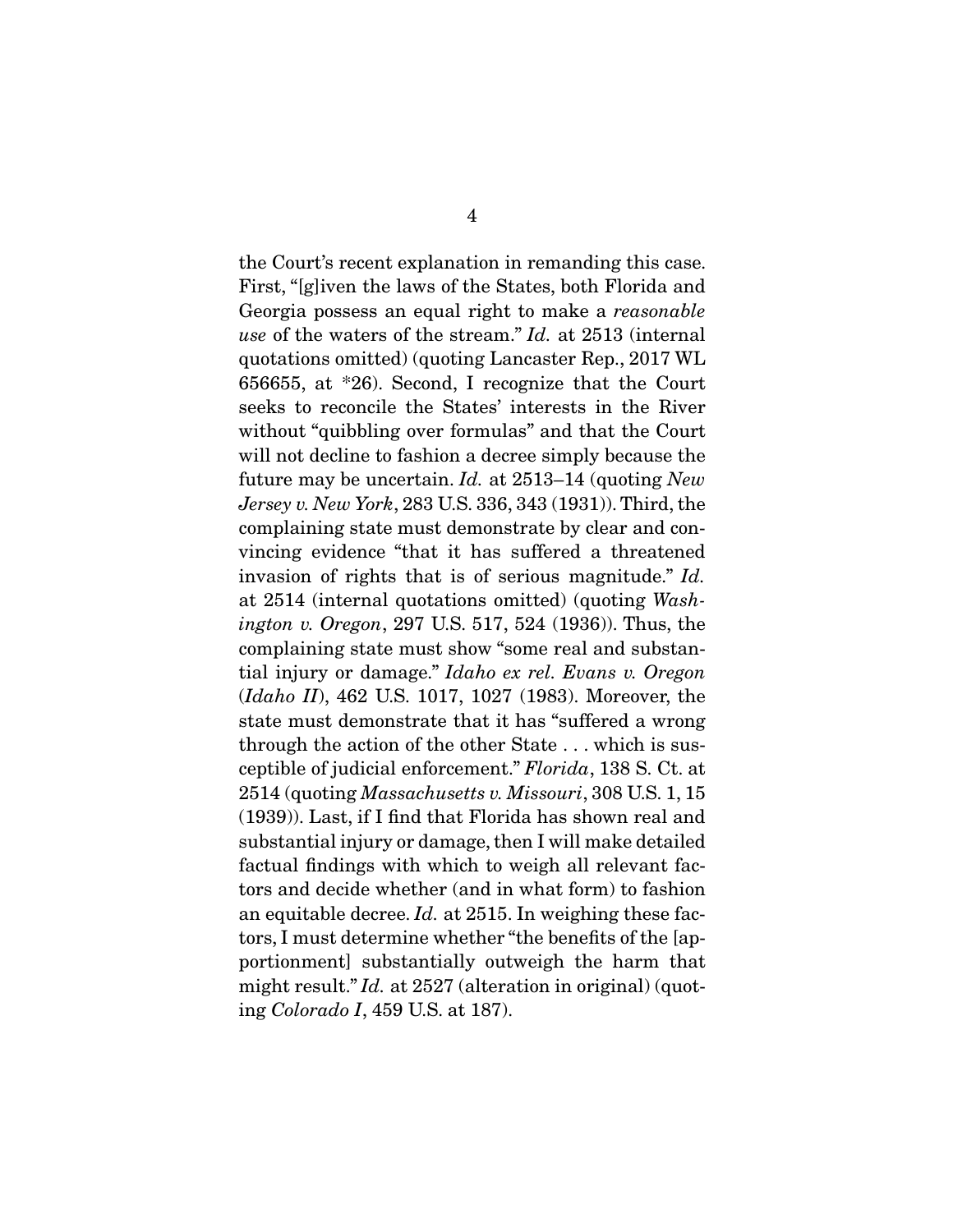the Court's recent explanation in remanding this case. First, "[g]iven the laws of the States, both Florida and Georgia possess an equal right to make a *reasonable use* of the waters of the stream." *Id.* at 2513 (internal quotations omitted) (quoting Lancaster Rep., 2017 WL 656655, at *26). Second, I recognize that the Court seeks to reconcile the States' interests in the River without "quibbling over formulas" and that the Court will not decline to fashion a decree simply because the future may be uncertain. *Id.* at 2513–14 (quoting *New Jersey v. New York*, 283 U.S. 336, 343 (1931)). Third, the complaining state must demonstrate by clear and convincing evidence "that it has suffered a threatened invasion of rights that is of serious magnitude." *Id.* at 2514 (internal quotations omitted) (quoting *Washington v. Oregon*, 297 U.S. 517, 524 (1936)). Thus, the complaining state must show "some real and substantial injury or damage." *Idaho ex rel. Evans v. Oregon* (*Idaho II*), 462 U.S. 1017, 1027 (1983). Moreover, the state must demonstrate that it has "suffered a wrong through the action of the other State . . . which is susceptible of judicial enforcement." *Florida*, 138 S. Ct. at 2514 (quoting *Massachusetts v. Missouri*, 308 U.S. 1, 15 (1939)). Last, if I find that Florida has shown real and substantial injury or damage, then I will make detailed factual findings with which to weigh all relevant factors and decide whether (and in what form) to fashion an equitable decree. *Id.* at 2515. In weighing these factors, I must determine whether "the benefits of the [apportionment] substantially outweigh the harm that might result." *Id.* at 2527 (alteration in original) (quoting *Colorado I*, 459 U.S. at 187).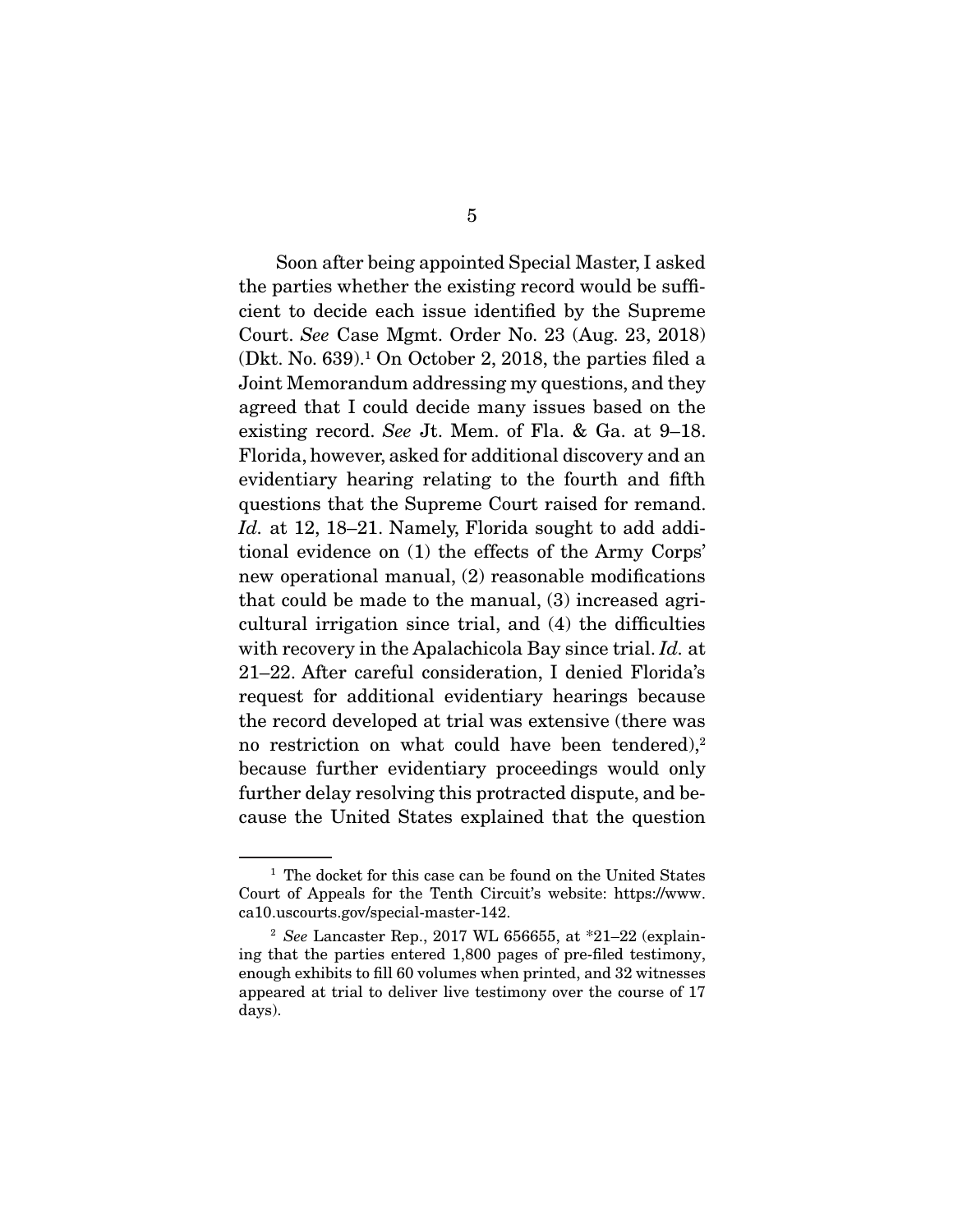Soon after being appointed Special Master, I asked the parties whether the existing record would be sufficient to decide each issue identified by the Supreme Court. *See* Case Mgmt. Order No. 23 (Aug. 23, 2018) (Dkt. No. 639).[1] On October 2, 2018, the parties filed a Joint Memorandum addressing my questions, and they agreed that I could decide many issues based on the existing record. *See* Jt. Mem. of Fla. & Ga. at 9–18. Florida, however, asked for additional discovery and an evidentiary hearing relating to the fourth and fifth questions that the Supreme Court raised for remand. *Id.* at 12, 18–21. Namely, Florida sought to add additional evidence on (1) the effects of the Army Corps' new operational manual, (2) reasonable modifications that could be made to the manual, (3) increased agricultural irrigation since trial, and (4) the difficulties with recovery in the Apalachicola Bay since trial. *Id.* at 21–22. After careful consideration, I denied Florida's request for additional evidentiary hearings because the record developed at trial was extensive (there was no restriction on what could have been tendered),[2] because further evidentiary proceedings would only further delay resolving this protracted dispute, and because the United States explained that the question

---

[1] The docket for this case can be found on the United States Court of Appeals for the Tenth Circuit's website: https://www.ca10.uscourts.gov/special-master-142.

[2] *See* Lancaster Rep., 2017 WL 656655, at *21–22 (explaining that the parties entered 1,800 pages of pre-filed testimony, enough exhibits to fill 60 volumes when printed, and 32 witnesses appeared at trial to deliver live testimony over the course of 17 days).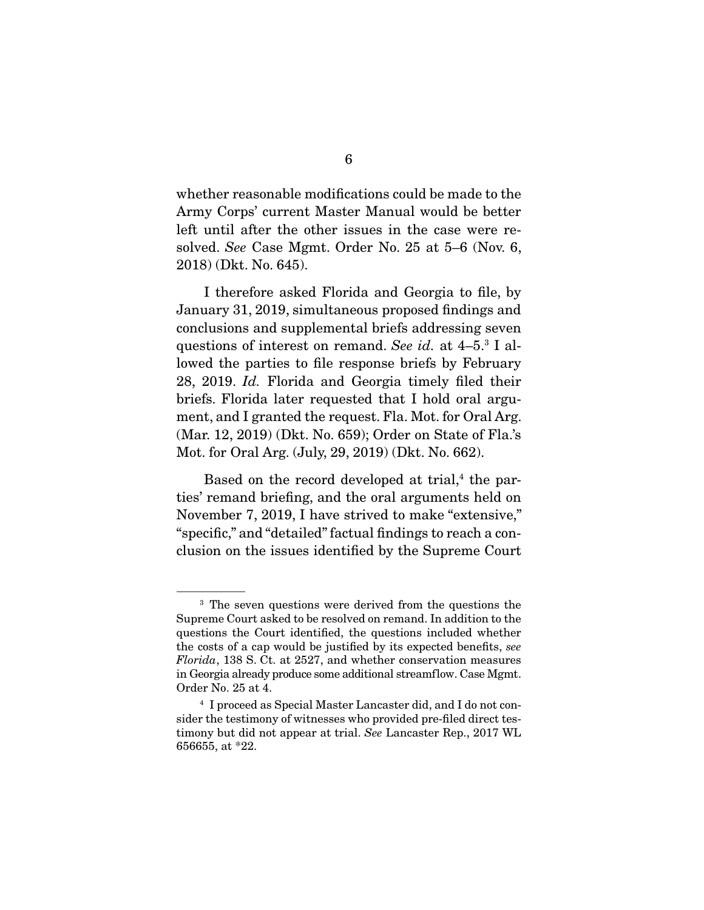whether reasonable modifications could be made to the Army Corps' current Master Manual would be better left until after the other issues in the case were resolved. *See* Case Mgmt. Order No. 25 at 5–6 (Nov. 6, 2018) (Dkt. No. 645).

I therefore asked Florida and Georgia to file, by January 31, 2019, simultaneous proposed findings and conclusions and supplemental briefs addressing seven questions of interest on remand. *See id.* at 4–5.[3] I allowed the parties to file response briefs by February 28, 2019. *Id.* Florida and Georgia timely filed their briefs. Florida later requested that I hold oral argument, and I granted the request. Fla. Mot. for Oral Arg. (Mar. 12, 2019) (Dkt. No. 659); Order on State of Fla.'s Mot. for Oral Arg. (July, 29, 2019) (Dkt. No. 662).

Based on the record developed at trial,[4] the parties' remand briefing, and the oral arguments held on November 7, 2019, I have strived to make "extensive," "specific," and "detailed" factual findings to reach a conclusion on the issues identified by the Supreme Court

---

[3] The seven questions were derived from the questions the Supreme Court asked to be resolved on remand. In addition to the questions the Court identified, the questions included whether the costs of a cap would be justified by its expected benefits, *see Florida*, 138 S. Ct. at 2527, and whether conservation measures in Georgia already produce some additional streamflow. Case Mgmt. Order No. 25 at 4.

[4] I proceed as Special Master Lancaster did, and I do not consider the testimony of witnesses who provided pre-filed direct testimony but did not appear at trial. *See* Lancaster Rep., 2017 WL 656655, at *22.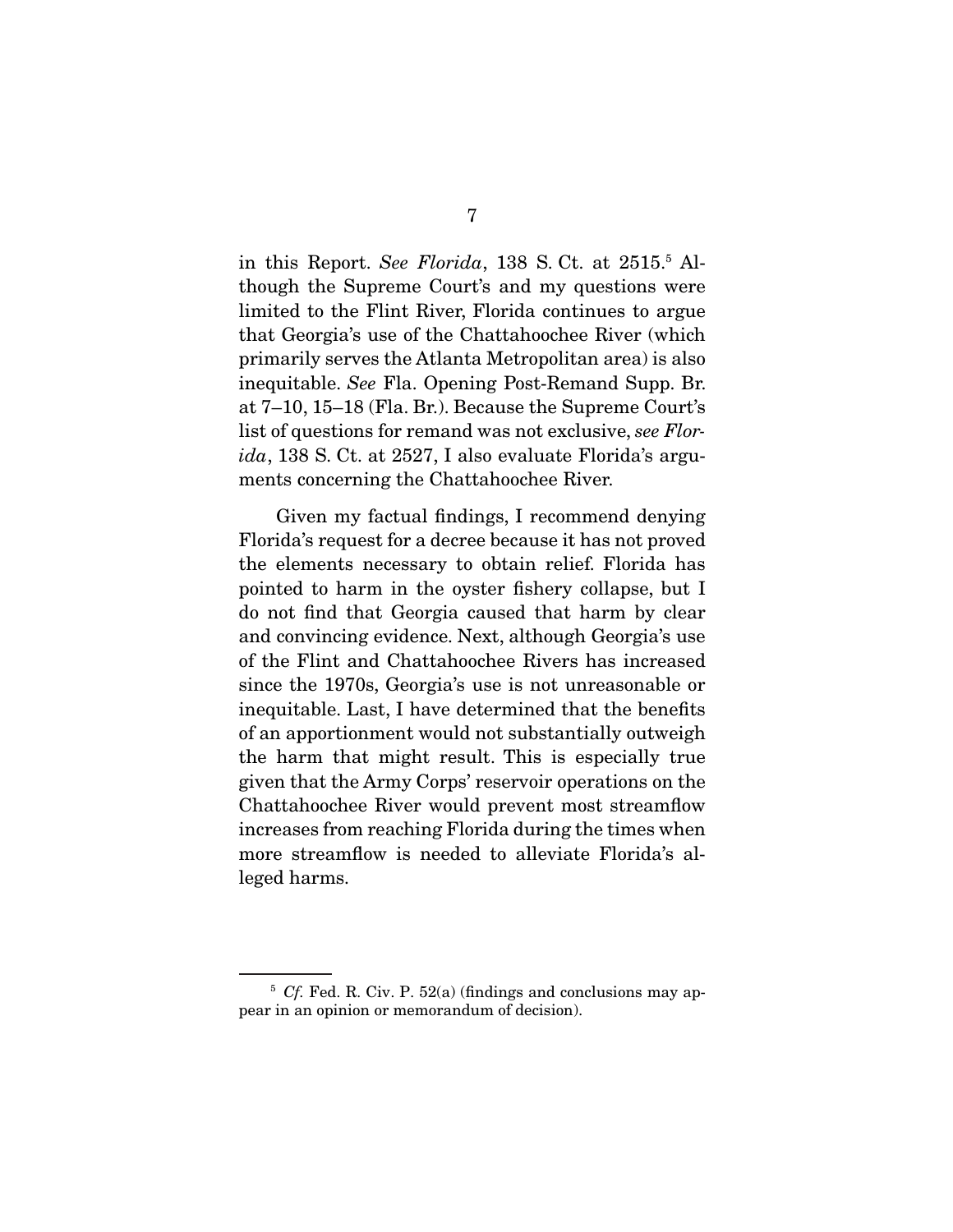in this Report. *See Florida*, 138 S. Ct. at 2515.[5] Although the Supreme Court's and my questions were limited to the Flint River, Florida continues to argue that Georgia's use of the Chattahoochee River (which primarily serves the Atlanta Metropolitan area) is also inequitable. *See* Fla. Opening Post-Remand Supp. Br. at 7–10, 15–18 (Fla. Br.). Because the Supreme Court's list of questions for remand was not exclusive, *see Florida*, 138 S. Ct. at 2527, I also evaluate Florida's arguments concerning the Chattahoochee River.

Given my factual findings, I recommend denying Florida's request for a decree because it has not proved the elements necessary to obtain relief. Florida has pointed to harm in the oyster fishery collapse, but I do not find that Georgia caused that harm by clear and convincing evidence. Next, although Georgia's use of the Flint and Chattahoochee Rivers has increased since the 1970s, Georgia's use is not unreasonable or inequitable. Last, I have determined that the benefits of an apportionment would not substantially outweigh the harm that might result. This is especially true given that the Army Corps' reservoir operations on the Chattahoochee River would prevent most streamflow increases from reaching Florida during the times when more streamflow is needed to alleviate Florida's alleged harms.

---

[5] *Cf.* Fed. R. Civ. P. 52(a) (findings and conclusions may appear in an opinion or memorandum of decision).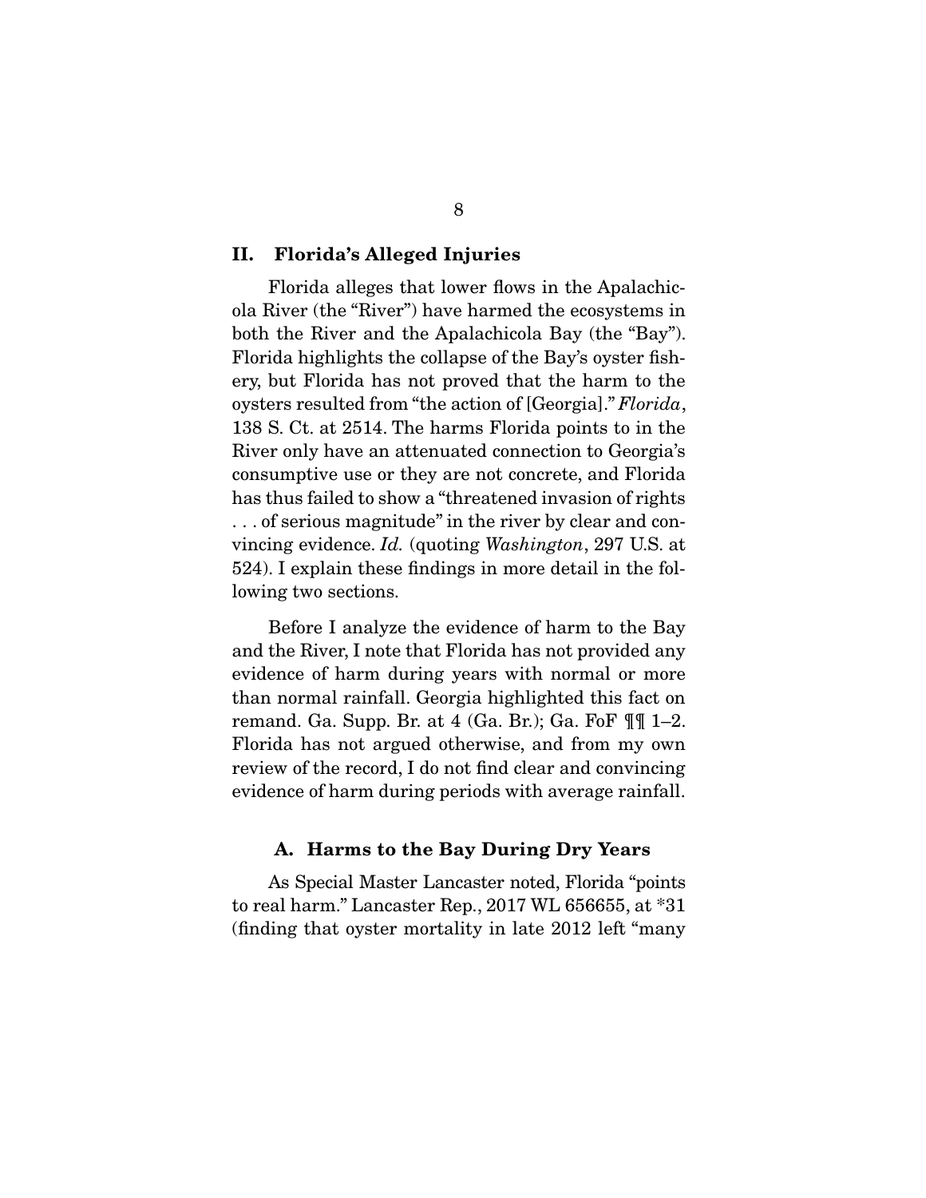## II. Florida's Alleged Injuries

Florida alleges that lower flows in the Apalachicola River (the "River") have harmed the ecosystems in both the River and the Apalachicola Bay (the "Bay"). Florida highlights the collapse of the Bay's oyster fishery, but Florida has not proved that the harm to the oysters resulted from "the action of [Georgia]." *Florida*, 138 S. Ct. at 2514. The harms Florida points to in the River only have an attenuated connection to Georgia's consumptive use or they are not concrete, and Florida has thus failed to show a "threatened invasion of rights . . . of serious magnitude" in the river by clear and convincing evidence. *Id.* (quoting *Washington*, 297 U.S. at 524). I explain these findings in more detail in the following two sections.

Before I analyze the evidence of harm to the Bay and the River, I note that Florida has not provided any evidence of harm during years with normal or more than normal rainfall. Georgia highlighted this fact on remand. Ga. Supp. Br. at 4 (Ga. Br.); Ga. FoF ¶¶ 1–2. Florida has not argued otherwise, and from my own review of the record, I do not find clear and convincing evidence of harm during periods with average rainfall.

### A. Harms to the Bay During Dry Years

As Special Master Lancaster noted, Florida "points to real harm." Lancaster Rep., 2017 WL 656655, at *31 (finding that oyster mortality in late 2012 left "many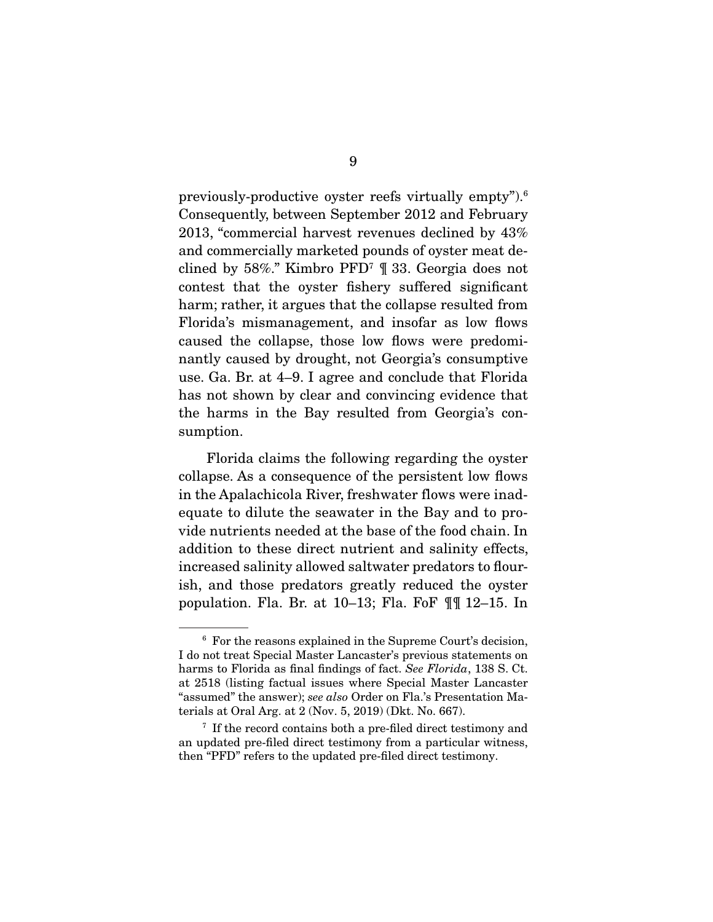previously-productive oyster reefs virtually empty").[6] Consequently, between September 2012 and February 2013, "commercial harvest revenues declined by 43% and commercially marketed pounds of oyster meat declined by 58%." Kimbro PFD[7] ¶ 33. Georgia does not contest that the oyster fishery suffered significant harm; rather, it argues that the collapse resulted from Florida's mismanagement, and insofar as low flows caused the collapse, those low flows were predominantly caused by drought, not Georgia's consumptive use. Ga. Br. at 4–9. I agree and conclude that Florida has not shown by clear and convincing evidence that the harms in the Bay resulted from Georgia's consumption.

Florida claims the following regarding the oyster collapse. As a consequence of the persistent low flows in the Apalachicola River, freshwater flows were inadequate to dilute the seawater in the Bay and to provide nutrients needed at the base of the food chain. In addition to these direct nutrient and salinity effects, increased salinity allowed saltwater predators to flourish, and those predators greatly reduced the oyster population. Fla. Br. at 10–13; Fla. FoF ¶¶ 12–15. In

---

[6] For the reasons explained in the Supreme Court's decision, I do not treat Special Master Lancaster's previous statements on harms to Florida as final findings of fact. *See Florida*, 138 S. Ct. at 2518 (listing factual issues where Special Master Lancaster "assumed" the answer); *see also* Order on Fla.'s Presentation Materials at Oral Arg. at 2 (Nov. 5, 2019) (Dkt. No. 667).

[7] If the record contains both a pre-filed direct testimony and an updated pre-filed direct testimony from a particular witness, then "PFD" refers to the updated pre-filed direct testimony.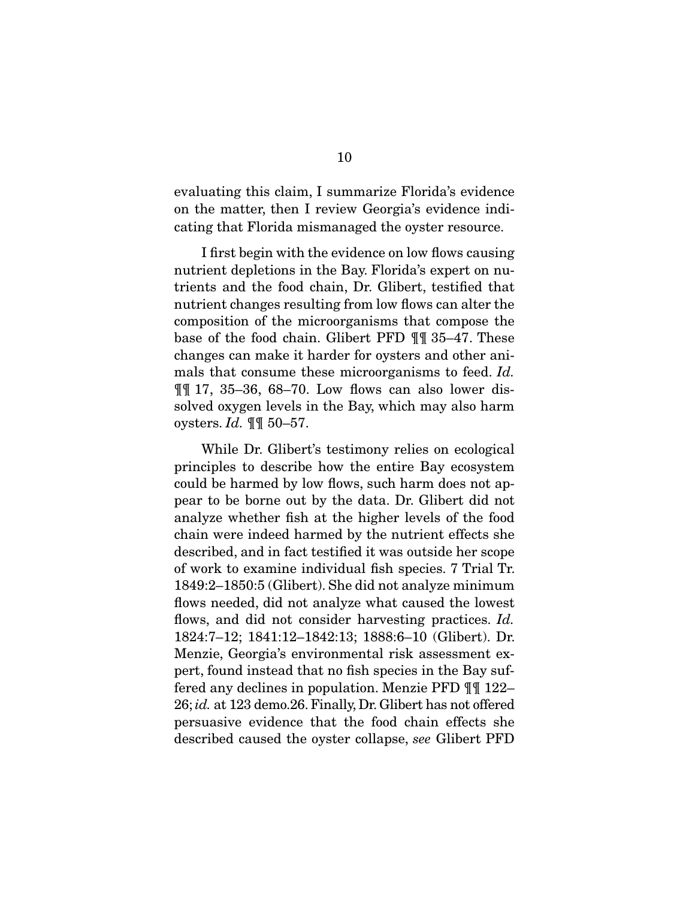evaluating this claim, I summarize Florida's evidence on the matter, then I review Georgia's evidence indicating that Florida mismanaged the oyster resource.

I first begin with the evidence on low flows causing nutrient depletions in the Bay. Florida's expert on nutrients and the food chain, Dr. Glibert, testified that nutrient changes resulting from low flows can alter the composition of the microorganisms that compose the base of the food chain. Glibert PFD ¶¶ 35–47. These changes can make it harder for oysters and other animals that consume these microorganisms to feed. *Id.* ¶¶ 17, 35–36, 68–70. Low flows can also lower dissolved oxygen levels in the Bay, which may also harm oysters. *Id.* ¶¶ 50–57.

While Dr. Glibert's testimony relies on ecological principles to describe how the entire Bay ecosystem could be harmed by low flows, such harm does not appear to be borne out by the data. Dr. Glibert did not analyze whether fish at the higher levels of the food chain were indeed harmed by the nutrient effects she described, and in fact testified it was outside her scope of work to examine individual fish species. 7 Trial Tr. 1849:2–1850:5 (Glibert). She did not analyze minimum flows needed, did not analyze what caused the lowest flows, and did not consider harvesting practices. *Id.* 1824:7–12; 1841:12–1842:13; 1888:6–10 (Glibert). Dr. Menzie, Georgia's environmental risk assessment expert, found instead that no fish species in the Bay suffered any declines in population. Menzie PFD ¶¶ 122–26; *id.* at 123 demo.26. Finally, Dr. Glibert has not offered persuasive evidence that the food chain effects she described caused the oyster collapse, *see* Glibert PFD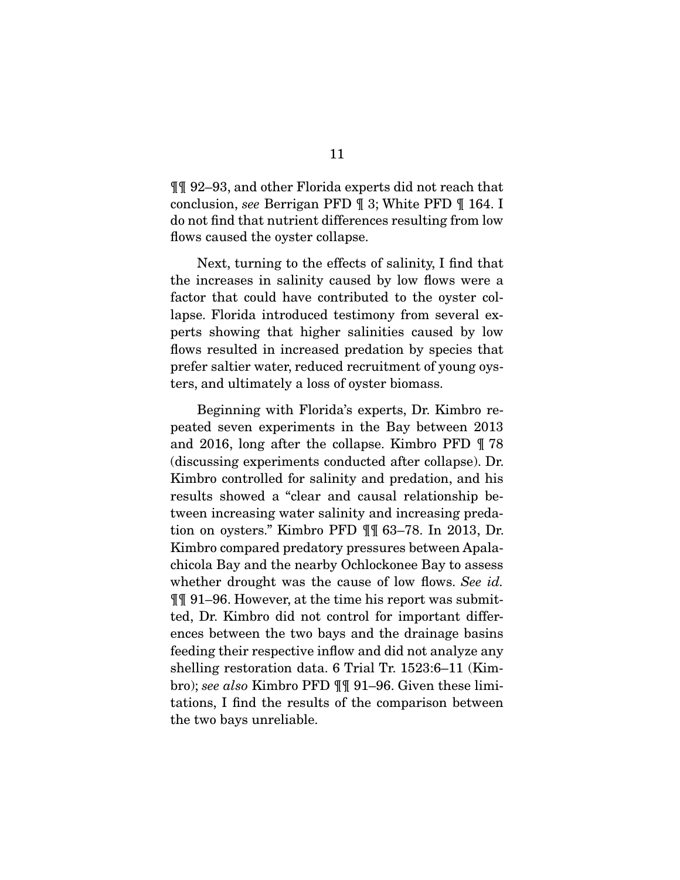¶¶ 92–93, and other Florida experts did not reach that conclusion, *see* Berrigan PFD ¶ 3; White PFD ¶ 164. I do not find that nutrient differences resulting from low flows caused the oyster collapse.

Next, turning to the effects of salinity, I find that the increases in salinity caused by low flows were a factor that could have contributed to the oyster collapse. Florida introduced testimony from several experts showing that higher salinities caused by low flows resulted in increased predation by species that prefer saltier water, reduced recruitment of young oysters, and ultimately a loss of oyster biomass.

Beginning with Florida's experts, Dr. Kimbro repeated seven experiments in the Bay between 2013 and 2016, long after the collapse. Kimbro PFD ¶ 78 (discussing experiments conducted after collapse). Dr. Kimbro controlled for salinity and predation, and his results showed a "clear and causal relationship between increasing water salinity and increasing predation on oysters." Kimbro PFD ¶¶ 63–78. In 2013, Dr. Kimbro compared predatory pressures between Apalachicola Bay and the nearby Ochlockonee Bay to assess whether drought was the cause of low flows. *See id.* ¶¶ 91–96. However, at the time his report was submitted, Dr. Kimbro did not control for important differences between the two bays and the drainage basins feeding their respective inflow and did not analyze any shelling restoration data. 6 Trial Tr. 1523:6–11 (Kimbro); *see also* Kimbro PFD ¶¶ 91–96. Given these limitations, I find the results of the comparison between the two bays unreliable.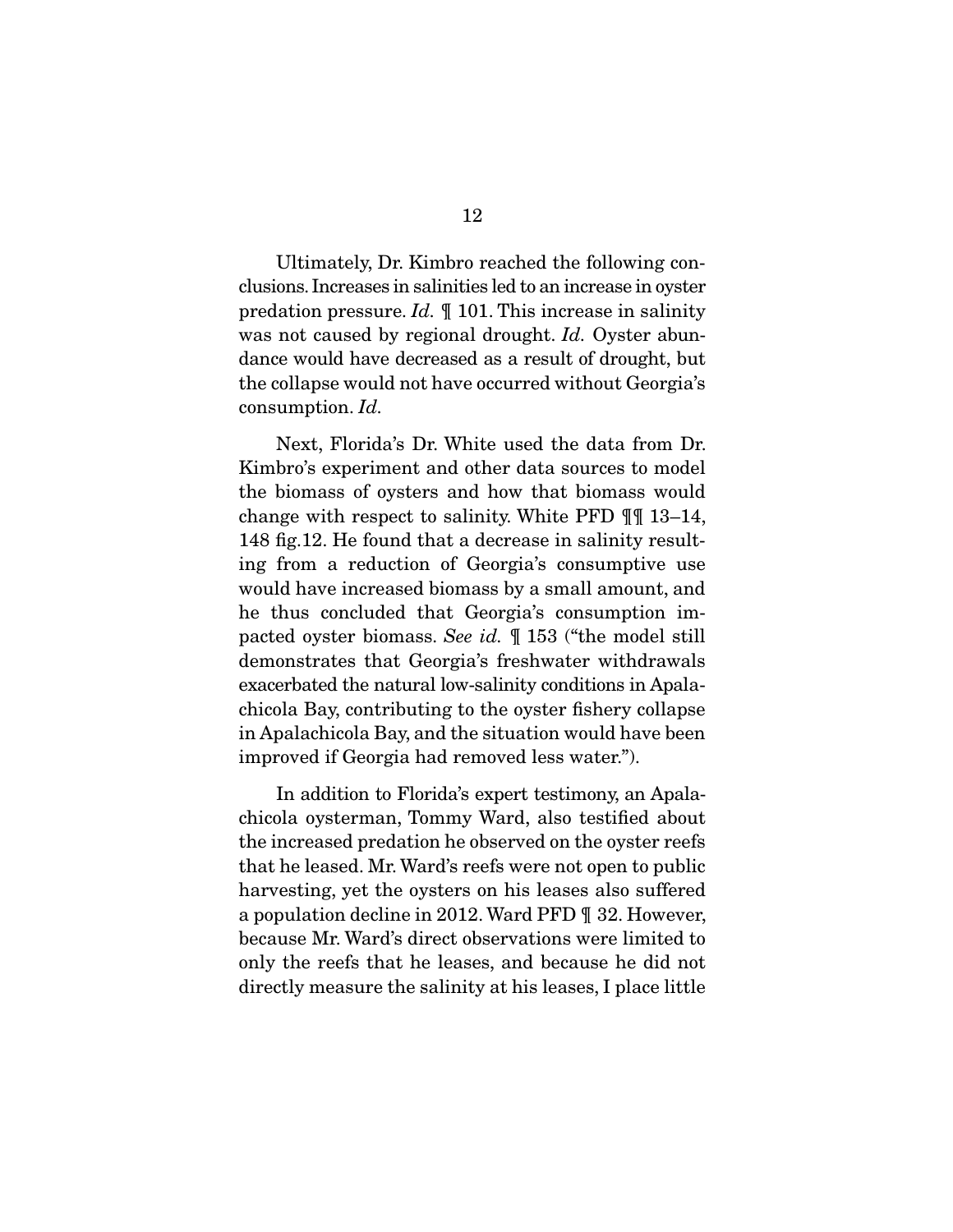Ultimately, Dr. Kimbro reached the following conclusions. Increases in salinities led to an increase in oyster predation pressure. *Id.* ¶ 101. This increase in salinity was not caused by regional drought. *Id.* Oyster abundance would have decreased as a result of drought, but the collapse would not have occurred without Georgia's consumption. *Id.*

Next, Florida's Dr. White used the data from Dr. Kimbro's experiment and other data sources to model the biomass of oysters and how that biomass would change with respect to salinity. White PFD ¶¶ 13–14, 148 fig.12. He found that a decrease in salinity resulting from a reduction of Georgia's consumptive use would have increased biomass by a small amount, and he thus concluded that Georgia's consumption impacted oyster biomass. *See id.* ¶ 153 ("the model still demonstrates that Georgia's freshwater withdrawals exacerbated the natural low-salinity conditions in Apalachicola Bay, contributing to the oyster fishery collapse in Apalachicola Bay, and the situation would have been improved if Georgia had removed less water.").

In addition to Florida's expert testimony, an Apalachicola oysterman, Tommy Ward, also testified about the increased predation he observed on the oyster reefs that he leased. Mr. Ward's reefs were not open to public harvesting, yet the oysters on his leases also suffered a population decline in 2012. Ward PFD ¶ 32. However, because Mr. Ward's direct observations were limited to only the reefs that he leases, and because he did not directly measure the salinity at his leases, I place little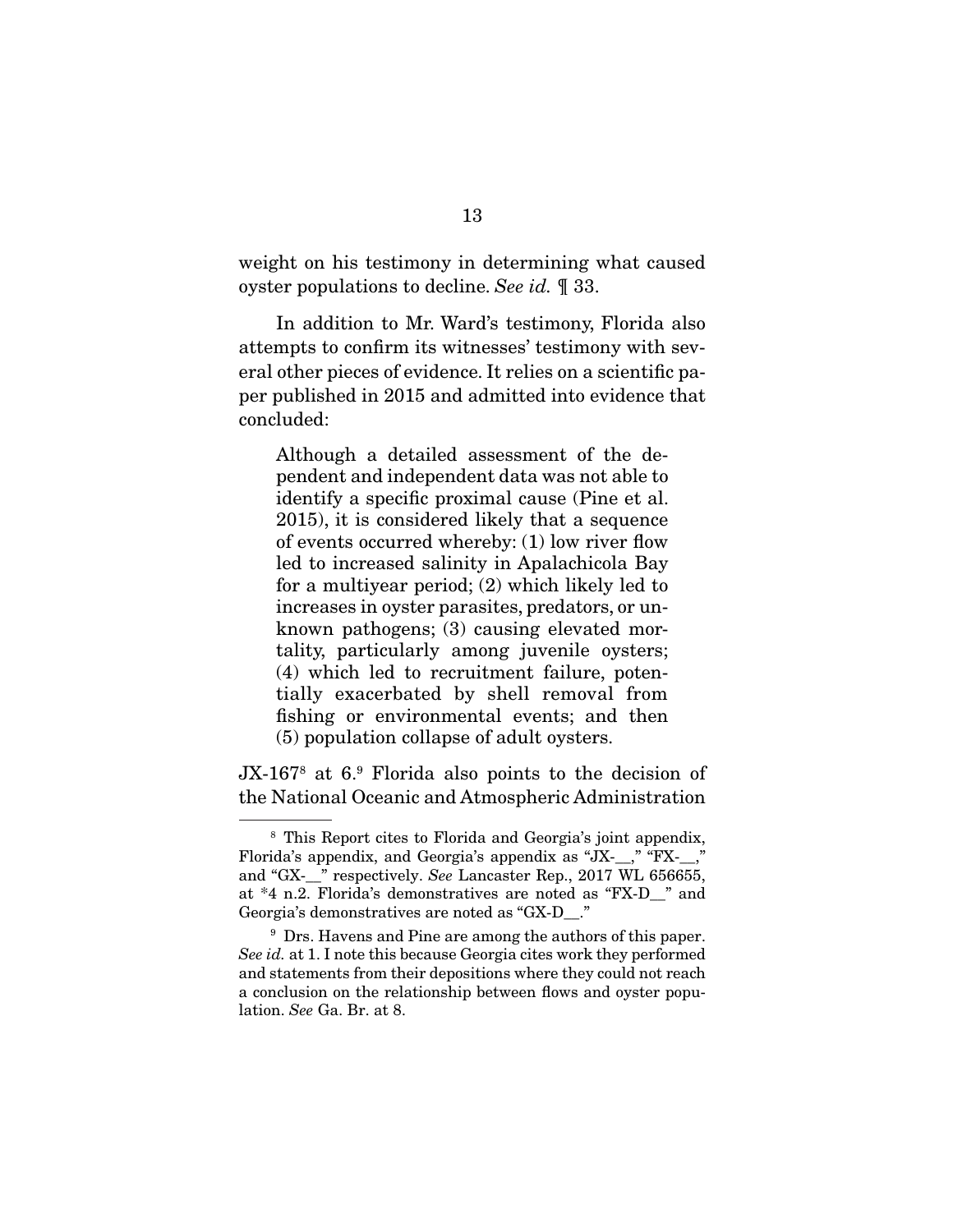weight on his testimony in determining what caused oyster populations to decline. *See id.* ¶ 33.

In addition to Mr. Ward's testimony, Florida also attempts to confirm its witnesses' testimony with several other pieces of evidence. It relies on a scientific paper published in 2015 and admitted into evidence that concluded:

> Although a detailed assessment of the dependent and independent data was not able to identify a specific proximal cause (Pine et al. 2015), it is considered likely that a sequence of events occurred whereby: (1) low river flow led to increased salinity in Apalachicola Bay for a multiyear period; (2) which likely led to increases in oyster parasites, predators, or unknown pathogens; (3) causing elevated mortality, particularly among juvenile oysters; (4) which led to recruitment failure, potentially exacerbated by shell removal from fishing or environmental events; and then (5) population collapse of adult oysters.

JX-167[8] at 6.[9] Florida also points to the decision of the National Oceanic and Atmospheric Administration

---

[8] This Report cites to Florida and Georgia's joint appendix, Florida's appendix, and Georgia's appendix as "JX-__," "FX-__," and "GX-__" respectively. *See* Lancaster Rep., 2017 WL 656655, at *4 n.2. Florida's demonstratives are noted as "FX-D__" and Georgia's demonstratives are noted as "GX-D__."

[9] Drs. Havens and Pine are among the authors of this paper. *See id.* at 1. I note this because Georgia cites work they performed and statements from their depositions where they could not reach a conclusion on the relationship between flows and oyster population. *See* Ga. Br. at 8.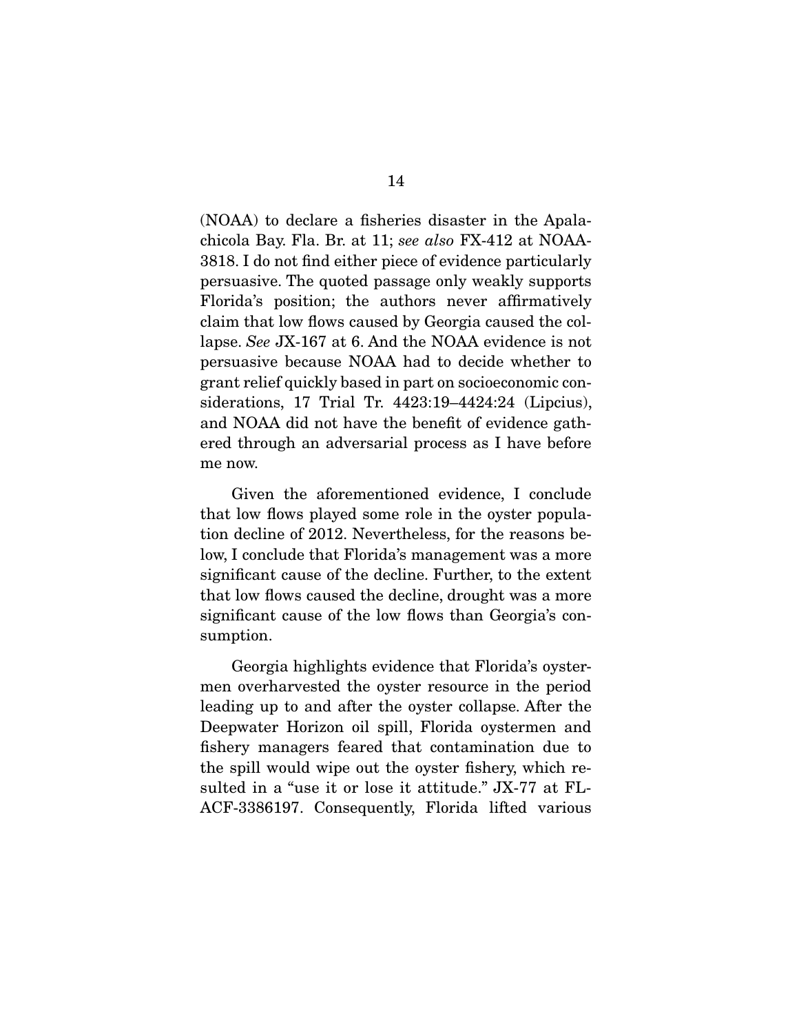(NOAA) to declare a fisheries disaster in the Apalachicola Bay. Fla. Br. at 11; *see also* FX-412 at NOAA-3818. I do not find either piece of evidence particularly persuasive. The quoted passage only weakly supports Florida's position; the authors never affirmatively claim that low flows caused by Georgia caused the collapse. *See* JX-167 at 6. And the NOAA evidence is not persuasive because NOAA had to decide whether to grant relief quickly based in part on socioeconomic considerations, 17 Trial Tr. 4423:19–4424:24 (Lipcius), and NOAA did not have the benefit of evidence gathered through an adversarial process as I have before me now.

Given the aforementioned evidence, I conclude that low flows played some role in the oyster population decline of 2012. Nevertheless, for the reasons below, I conclude that Florida's management was a more significant cause of the decline. Further, to the extent that low flows caused the decline, drought was a more significant cause of the low flows than Georgia's consumption.

Georgia highlights evidence that Florida's oystermen overharvested the oyster resource in the period leading up to and after the oyster collapse. After the Deepwater Horizon oil spill, Florida oystermen and fishery managers feared that contamination due to the spill would wipe out the oyster fishery, which resulted in a "use it or lose it attitude." JX-77 at FL-ACF-3386197. Consequently, Florida lifted various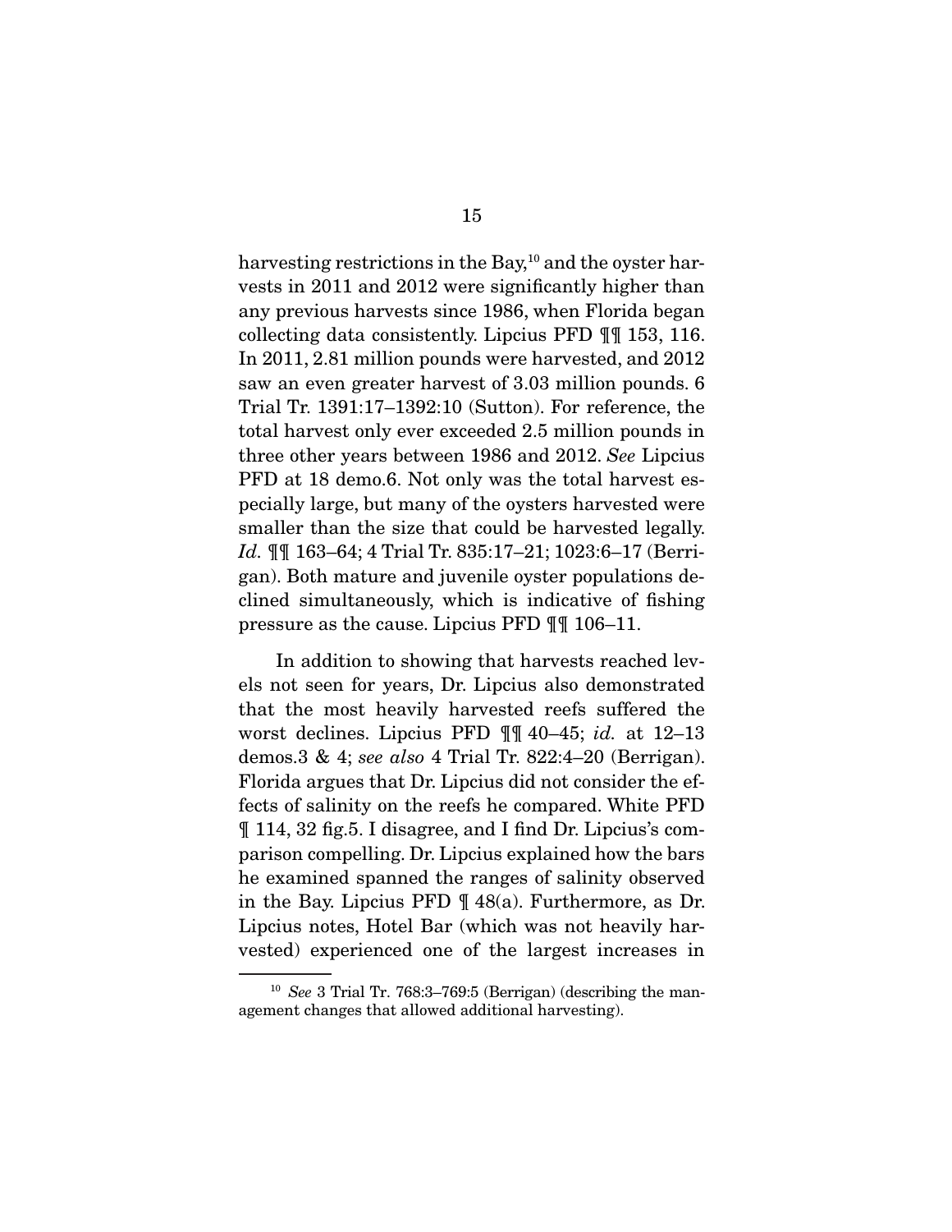harvesting restrictions in the Bay,[10] and the oyster harvests in 2011 and 2012 were significantly higher than any previous harvests since 1986, when Florida began collecting data consistently. Lipcius PFD ¶¶ 153, 116. In 2011, 2.81 million pounds were harvested, and 2012 saw an even greater harvest of 3.03 million pounds. 6 Trial Tr. 1391:17–1392:10 (Sutton). For reference, the total harvest only ever exceeded 2.5 million pounds in three other years between 1986 and 2012. *See* Lipcius PFD at 18 demo.6. Not only was the total harvest especially large, but many of the oysters harvested were smaller than the size that could be harvested legally. *Id.* ¶¶ 163–64; 4 Trial Tr. 835:17–21; 1023:6–17 (Berrigan). Both mature and juvenile oyster populations declined simultaneously, which is indicative of fishing pressure as the cause. Lipcius PFD ¶¶ 106–11.

In addition to showing that harvests reached levels not seen for years, Dr. Lipcius also demonstrated that the most heavily harvested reefs suffered the worst declines. Lipcius PFD ¶¶ 40–45; *id.* at 12–13 demos.3 & 4; *see also* 4 Trial Tr. 822:4–20 (Berrigan). Florida argues that Dr. Lipcius did not consider the effects of salinity on the reefs he compared. White PFD ¶ 114, 32 fig.5. I disagree, and I find Dr. Lipcius's comparison compelling. Dr. Lipcius explained how the bars he examined spanned the ranges of salinity observed in the Bay. Lipcius PFD ¶ 48(a). Furthermore, as Dr. Lipcius notes, Hotel Bar (which was not heavily harvested) experienced one of the largest increases in

---

[10] *See* 3 Trial Tr. 768:3–769:5 (Berrigan) (describing the management changes that allowed additional harvesting).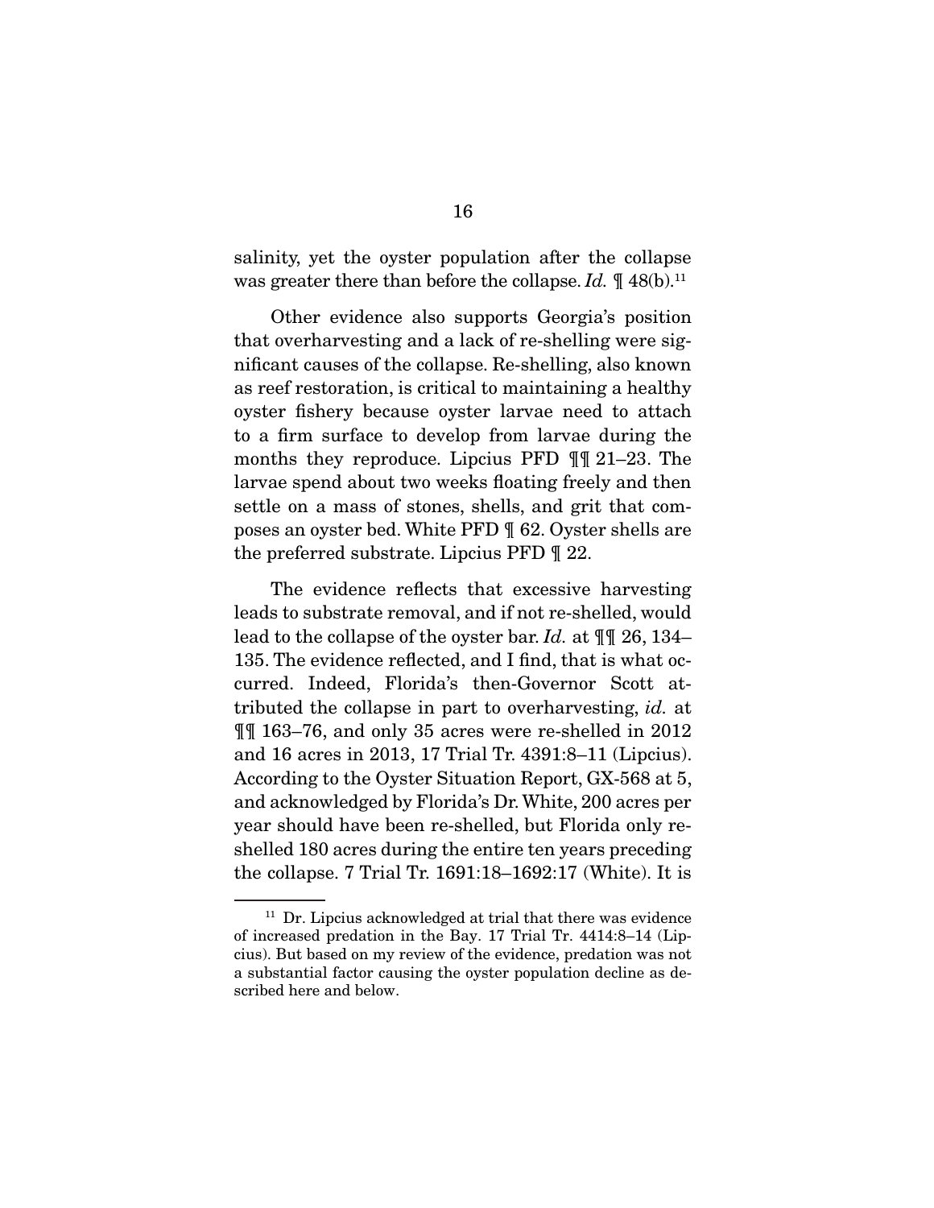salinity, yet the oyster population after the collapse was greater there than before the collapse. *Id.* ¶ 48(b).[11]

Other evidence also supports Georgia's position that overharvesting and a lack of re-shelling were significant causes of the collapse. Re-shelling, also known as reef restoration, is critical to maintaining a healthy oyster fishery because oyster larvae need to attach to a firm surface to develop from larvae during the months they reproduce. Lipcius PFD ¶¶ 21–23. The larvae spend about two weeks floating freely and then settle on a mass of stones, shells, and grit that composes an oyster bed. White PFD ¶ 62. Oyster shells are the preferred substrate. Lipcius PFD ¶ 22.

The evidence reflects that excessive harvesting leads to substrate removal, and if not re-shelled, would lead to the collapse of the oyster bar. *Id.* at ¶¶ 26, 134–135. The evidence reflected, and I find, that is what occurred. Indeed, Florida's then-Governor Scott attributed the collapse in part to overharvesting, *id.* at ¶¶ 163–76, and only 35 acres were re-shelled in 2012 and 16 acres in 2013, 17 Trial Tr. 4391:8–11 (Lipcius). According to the Oyster Situation Report, GX-568 at 5, and acknowledged by Florida's Dr. White, 200 acres per year should have been re-shelled, but Florida only re-shelled 180 acres during the entire ten years preceding the collapse. 7 Trial Tr. 1691:18–1692:17 (White). It is

[11] Dr. Lipcius acknowledged at trial that there was evidence of increased predation in the Bay. 17 Trial Tr. 4414:8–14 (Lipcius). But based on my review of the evidence, predation was not a substantial factor causing the oyster population decline as described here and below.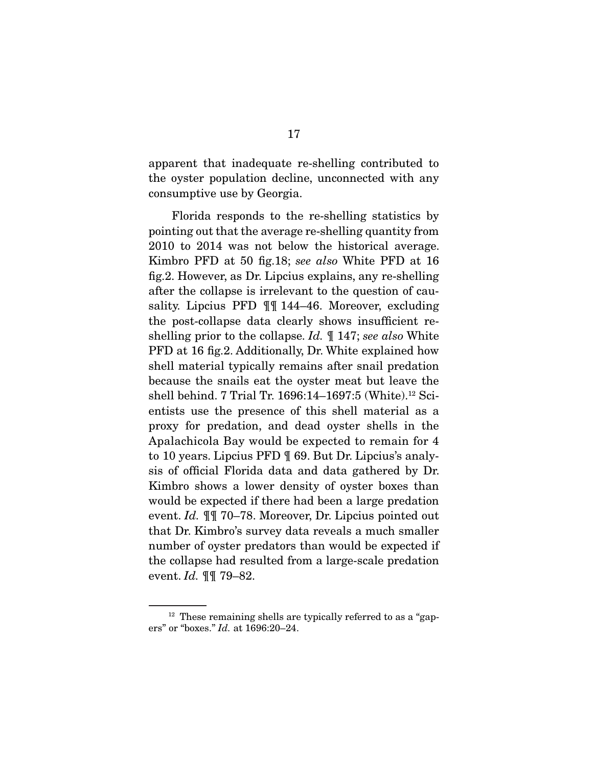apparent that inadequate re-shelling contributed to the oyster population decline, unconnected with any consumptive use by Georgia.

Florida responds to the re-shelling statistics by pointing out that the average re-shelling quantity from 2010 to 2014 was not below the historical average. Kimbro PFD at 50 fig.18; *see also* White PFD at 16 fig.2. However, as Dr. Lipcius explains, any re-shelling after the collapse is irrelevant to the question of causality. Lipcius PFD ¶¶ 144–46. Moreover, excluding the post-collapse data clearly shows insufficient re-shelling prior to the collapse. *Id.* ¶ 147; *see also* White PFD at 16 fig.2. Additionally, Dr. White explained how shell material typically remains after snail predation because the snails eat the oyster meat but leave the shell behind. 7 Trial Tr. 1696:14–1697:5 (White).[12] Scientists use the presence of this shell material as a proxy for predation, and dead oyster shells in the Apalachicola Bay would be expected to remain for 4 to 10 years. Lipcius PFD ¶ 69. But Dr. Lipcius's analysis of official Florida data and data gathered by Dr. Kimbro shows a lower density of oyster boxes than would be expected if there had been a large predation event. *Id.* ¶¶ 70–78. Moreover, Dr. Lipcius pointed out that Dr. Kimbro's survey data reveals a much smaller number of oyster predators than would be expected if the collapse had resulted from a large-scale predation event. *Id.* ¶¶ 79–82.

[12] These remaining shells are typically referred to as a "gapers" or "boxes." *Id.* at 1696:20–24.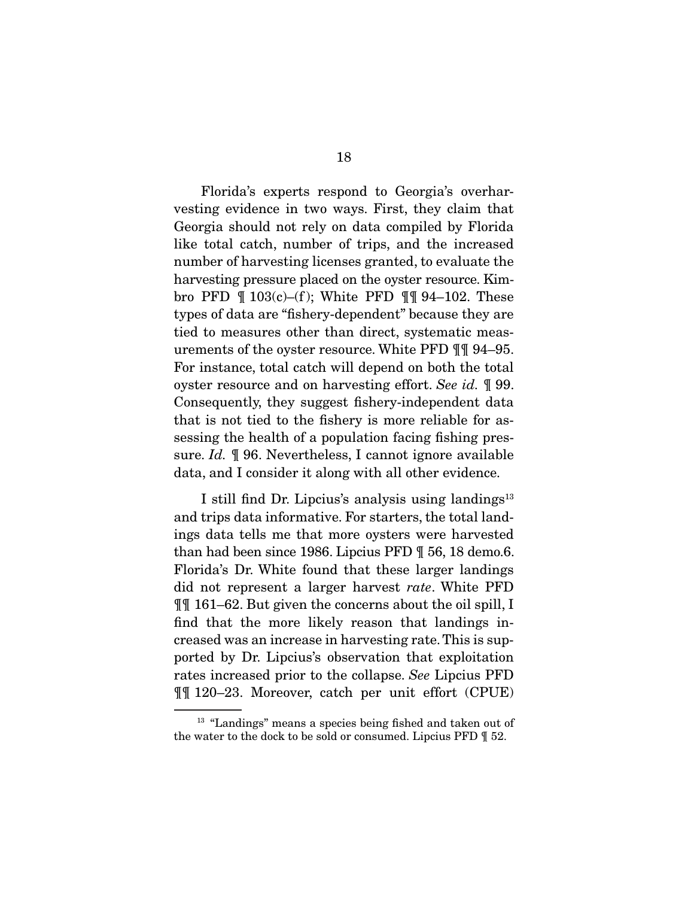Florida's experts respond to Georgia's overharvesting evidence in two ways. First, they claim that Georgia should not rely on data compiled by Florida like total catch, number of trips, and the increased number of harvesting licenses granted, to evaluate the harvesting pressure placed on the oyster resource. Kimbro PFD ¶ 103(c)–(f); White PFD ¶¶ 94–102. These types of data are "fishery-dependent" because they are tied to measures other than direct, systematic measurements of the oyster resource. White PFD ¶¶ 94–95. For instance, total catch will depend on both the total oyster resource and on harvesting effort. *See id.* ¶ 99. Consequently, they suggest fishery-independent data that is not tied to the fishery is more reliable for assessing the health of a population facing fishing pressure. *Id.* ¶ 96. Nevertheless, I cannot ignore available data, and I consider it along with all other evidence.

I still find Dr. Lipcius's analysis using landings[13] and trips data informative. For starters, the total landings data tells me that more oysters were harvested than had been since 1986. Lipcius PFD ¶ 56, 18 demo.6. Florida's Dr. White found that these larger landings did not represent a larger harvest *rate*. White PFD ¶¶ 161–62. But given the concerns about the oil spill, I find that the more likely reason that landings increased was an increase in harvesting rate. This is supported by Dr. Lipcius's observation that exploitation rates increased prior to the collapse. *See* Lipcius PFD ¶¶ 120–23. Moreover, catch per unit effort (CPUE)

[13] "Landings" means a species being fished and taken out of the water to the dock to be sold or consumed. Lipcius PFD ¶ 52.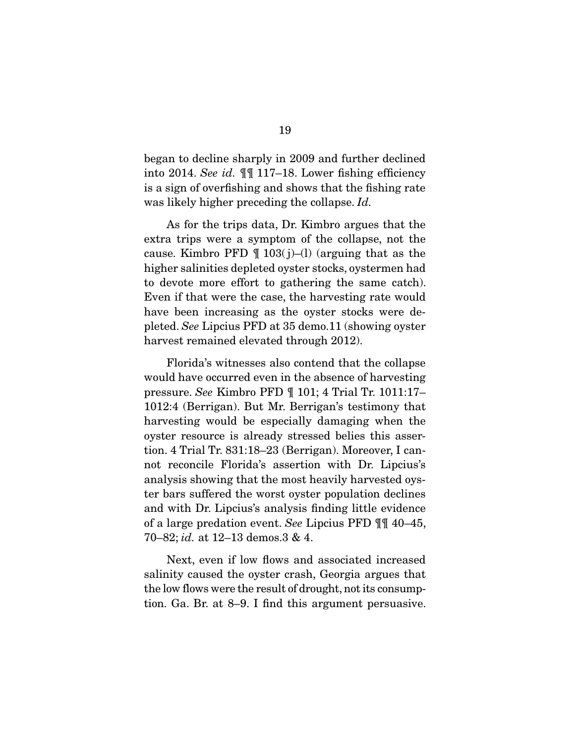began to decline sharply in 2009 and further declined into 2014. *See id.* ¶¶ 117–18. Lower fishing efficiency is a sign of overfishing and shows that the fishing rate was likely higher preceding the collapse. *Id.*

As for the trips data, Dr. Kimbro argues that the extra trips were a symptom of the collapse, not the cause. Kimbro PFD ¶ 103(j)–(l) (arguing that as the higher salinities depleted oyster stocks, oystermen had to devote more effort to gathering the same catch). Even if that were the case, the harvesting rate would have been increasing as the oyster stocks were depleted. *See* Lipcius PFD at 35 demo.11 (showing oyster harvest remained elevated through 2012).

Florida's witnesses also contend that the collapse would have occurred even in the absence of harvesting pressure. *See* Kimbro PFD ¶ 101; 4 Trial Tr. 1011:17–1012:4 (Berrigan). But Mr. Berrigan's testimony that harvesting would be especially damaging when the oyster resource is already stressed belies this assertion. 4 Trial Tr. 831:18–23 (Berrigan). Moreover, I cannot reconcile Florida's assertion with Dr. Lipcius's analysis showing that the most heavily harvested oyster bars suffered the worst oyster population declines and with Dr. Lipcius's analysis finding little evidence of a large predation event. *See* Lipcius PFD ¶¶ 40–45, 70–82; *id.* at 12–13 demos.3 & 4.

Next, even if low flows and associated increased salinity caused the oyster crash, Georgia argues that the low flows were the result of drought, not its consumption. Ga. Br. at 8–9. I find this argument persuasive.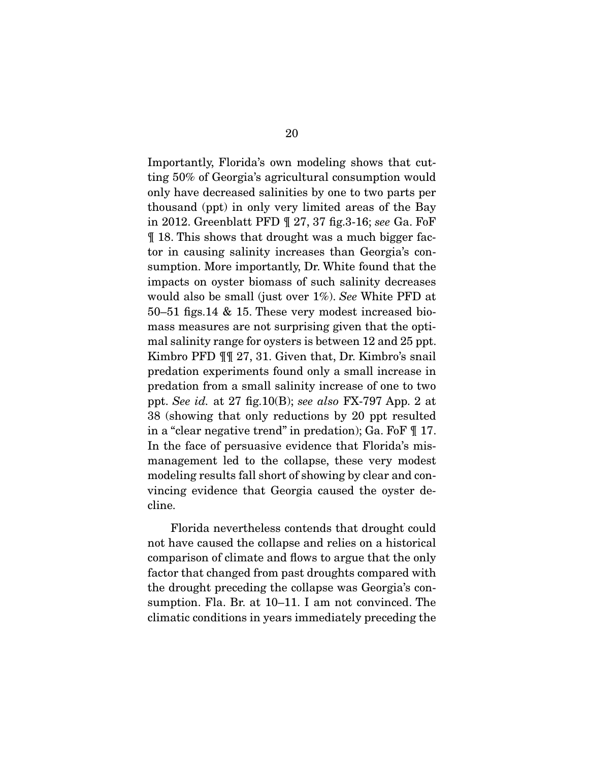Importantly, Florida's own modeling shows that cutting 50% of Georgia's agricultural consumption would only have decreased salinities by one to two parts per thousand (ppt) in only very limited areas of the Bay in 2012. Greenblatt PFD ¶ 27, 37 fig.3-16; *see* Ga. FoF ¶ 18. This shows that drought was a much bigger factor in causing salinity increases than Georgia's consumption. More importantly, Dr. White found that the impacts on oyster biomass of such salinity decreases would also be small (just over 1%). *See* White PFD at 50–51 figs.14 & 15. These very modest increased biomass measures are not surprising given that the optimal salinity range for oysters is between 12 and 25 ppt. Kimbro PFD ¶¶ 27, 31. Given that, Dr. Kimbro's snail predation experiments found only a small increase in predation from a small salinity increase of one to two ppt. *See id.* at 27 fig.10(B); *see also* FX-797 App. 2 at 38 (showing that only reductions by 20 ppt resulted in a "clear negative trend" in predation); Ga. FoF ¶ 17. In the face of persuasive evidence that Florida's mismanagement led to the collapse, these very modest modeling results fall short of showing by clear and convincing evidence that Georgia caused the oyster decline.

Florida nevertheless contends that drought could not have caused the collapse and relies on a historical comparison of climate and flows to argue that the only factor that changed from past droughts compared with the drought preceding the collapse was Georgia's consumption. Fla. Br. at 10–11. I am not convinced. The climatic conditions in years immediately preceding the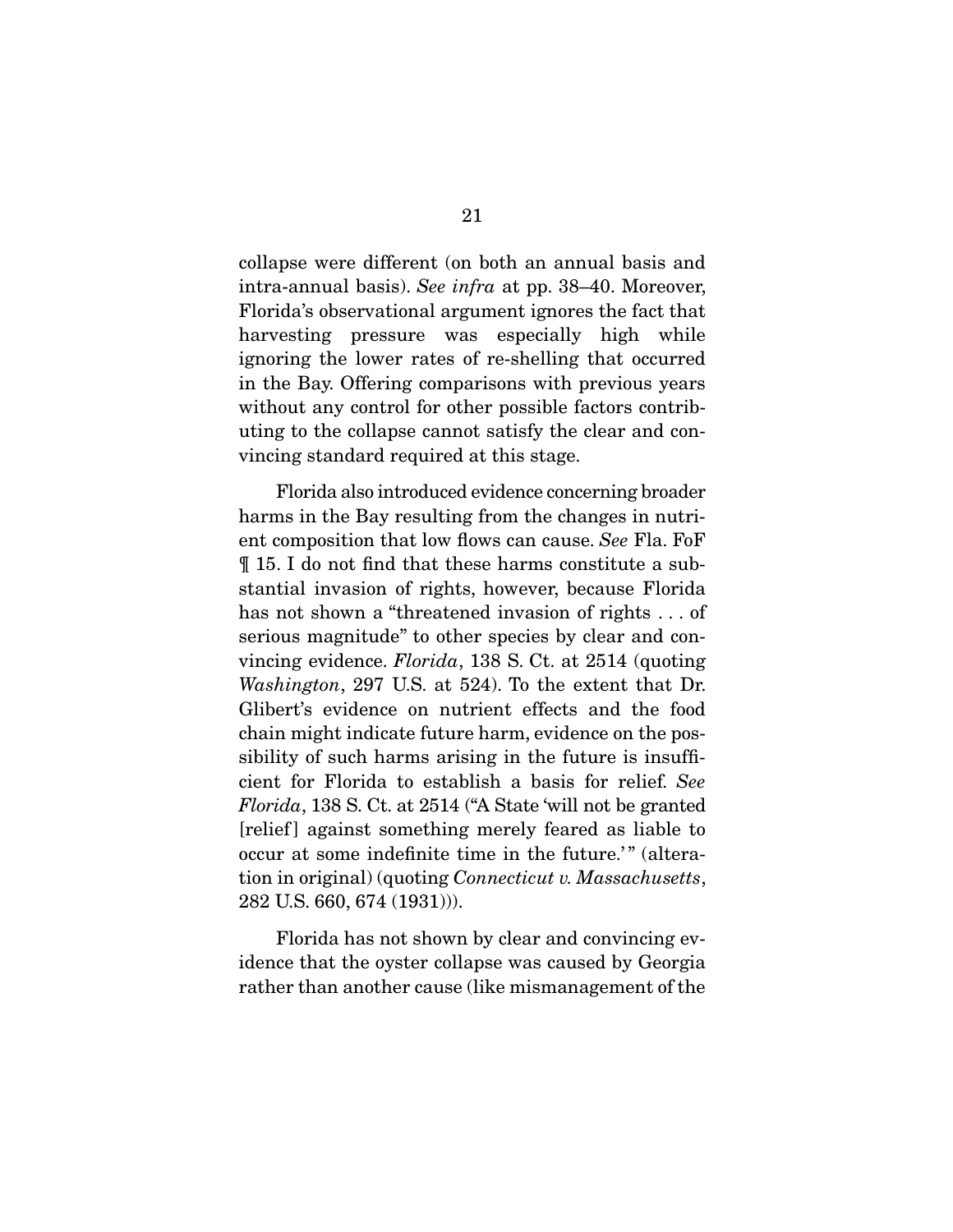collapse were different (on both an annual basis and intra-annual basis). *See infra* at pp. 38–40. Moreover, Florida's observational argument ignores the fact that harvesting pressure was especially high while ignoring the lower rates of re-shelling that occurred in the Bay. Offering comparisons with previous years without any control for other possible factors contributing to the collapse cannot satisfy the clear and convincing standard required at this stage.

Florida also introduced evidence concerning broader harms in the Bay resulting from the changes in nutrient composition that low flows can cause. *See* Fla. FoF ¶ 15. I do not find that these harms constitute a substantial invasion of rights, however, because Florida has not shown a "threatened invasion of rights . . . of serious magnitude" to other species by clear and convincing evidence. *Florida*, 138 S. Ct. at 2514 (quoting *Washington*, 297 U.S. at 524). To the extent that Dr. Glibert's evidence on nutrient effects and the food chain might indicate future harm, evidence on the possibility of such harms arising in the future is insufficient for Florida to establish a basis for relief. *See Florida*, 138 S. Ct. at 2514 ("A State 'will not be granted [relief] against something merely feared as liable to occur at some indefinite time in the future.'" (alteration in original) (quoting *Connecticut v. Massachusetts*, 282 U.S. 660, 674 (1931))).

Florida has not shown by clear and convincing evidence that the oyster collapse was caused by Georgia rather than another cause (like mismanagement of the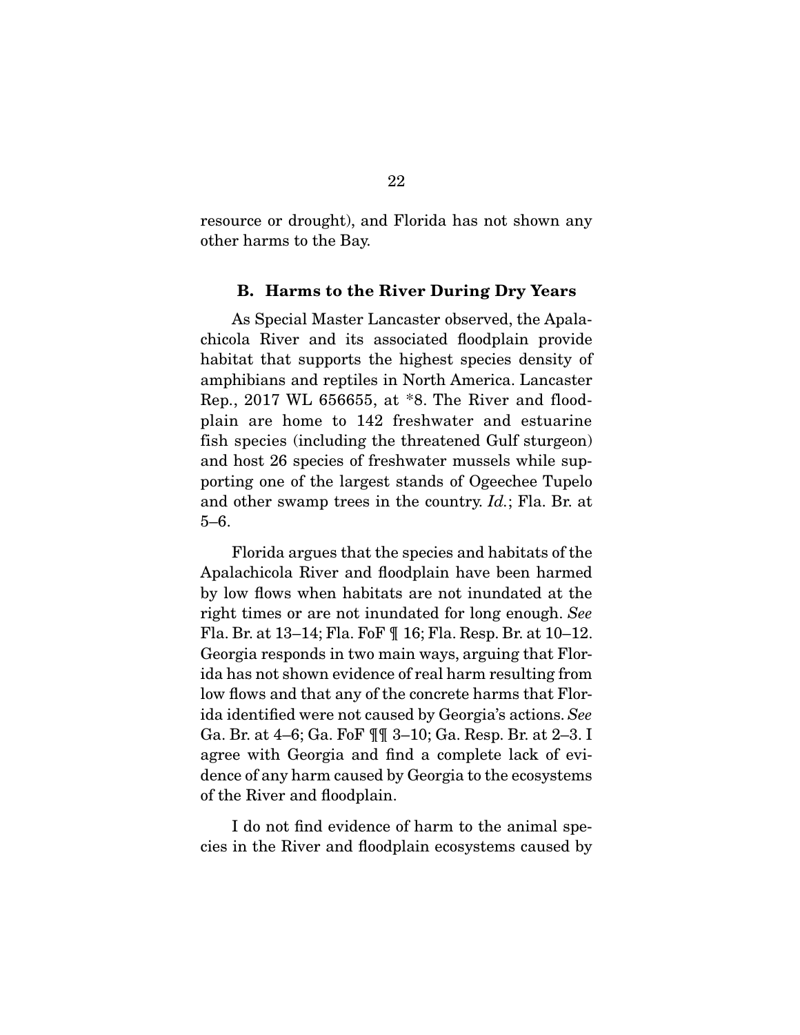resource or drought), and Florida has not shown any other harms to the Bay.

### B. Harms to the River During Dry Years

As Special Master Lancaster observed, the Apalachicola River and its associated floodplain provide habitat that supports the highest species density of amphibians and reptiles in North America. Lancaster Rep., 2017 WL 656655, at *8. The River and floodplain are home to 142 freshwater and estuarine fish species (including the threatened Gulf sturgeon) and host 26 species of freshwater mussels while supporting one of the largest stands of Ogeechee Tupelo and other swamp trees in the country. *Id.*; Fla. Br. at 5–6.

Florida argues that the species and habitats of the Apalachicola River and floodplain have been harmed by low flows when habitats are not inundated at the right times or are not inundated for long enough. *See* Fla. Br. at 13–14; Fla. FoF ¶ 16; Fla. Resp. Br. at 10–12. Georgia responds in two main ways, arguing that Florida has not shown evidence of real harm resulting from low flows and that any of the concrete harms that Florida identified were not caused by Georgia's actions. *See* Ga. Br. at 4–6; Ga. FoF ¶¶ 3–10; Ga. Resp. Br. at 2–3. I agree with Georgia and find a complete lack of evidence of any harm caused by Georgia to the ecosystems of the River and floodplain.

I do not find evidence of harm to the animal species in the River and floodplain ecosystems caused by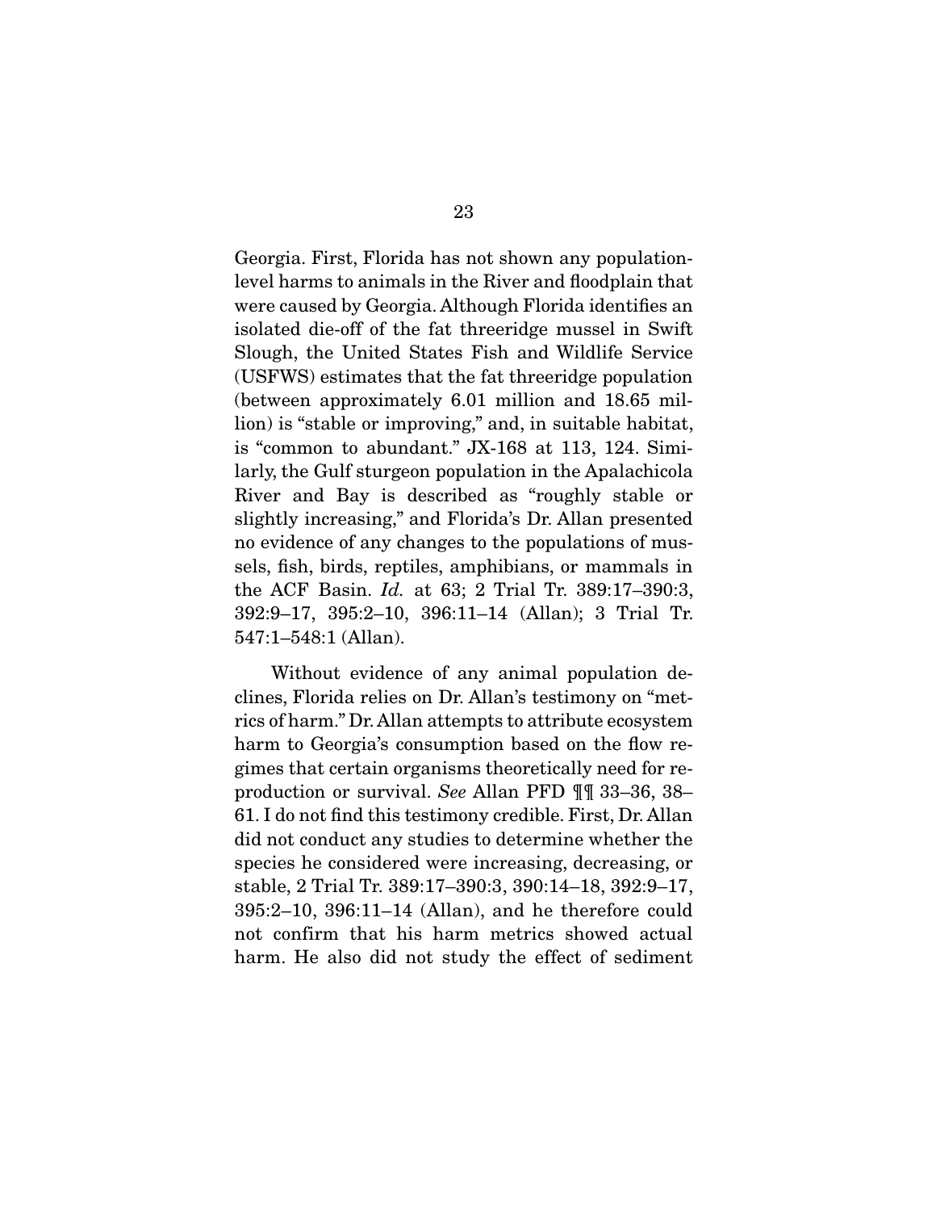Georgia. First, Florida has not shown any population-level harms to animals in the River and floodplain that were caused by Georgia. Although Florida identifies an isolated die-off of the fat threeridge mussel in Swift Slough, the United States Fish and Wildlife Service (USFWS) estimates that the fat threeridge population (between approximately 6.01 million and 18.65 million) is "stable or improving," and, in suitable habitat, is "common to abundant." JX-168 at 113, 124. Similarly, the Gulf sturgeon population in the Apalachicola River and Bay is described as "roughly stable or slightly increasing," and Florida's Dr. Allan presented no evidence of any changes to the populations of mussels, fish, birds, reptiles, amphibians, or mammals in the ACF Basin. *Id.* at 63; 2 Trial Tr. 389:17–390:3, 392:9–17, 395:2–10, 396:11–14 (Allan); 3 Trial Tr. 547:1–548:1 (Allan).

Without evidence of any animal population declines, Florida relies on Dr. Allan's testimony on "metrics of harm." Dr. Allan attempts to attribute ecosystem harm to Georgia's consumption based on the flow regimes that certain organisms theoretically need for reproduction or survival. *See* Allan PFD ¶¶ 33–36, 38–61. I do not find this testimony credible. First, Dr. Allan did not conduct any studies to determine whether the species he considered were increasing, decreasing, or stable, 2 Trial Tr. 389:17–390:3, 390:14–18, 392:9–17, 395:2–10, 396:11–14 (Allan), and he therefore could not confirm that his harm metrics showed actual harm. He also did not study the effect of sediment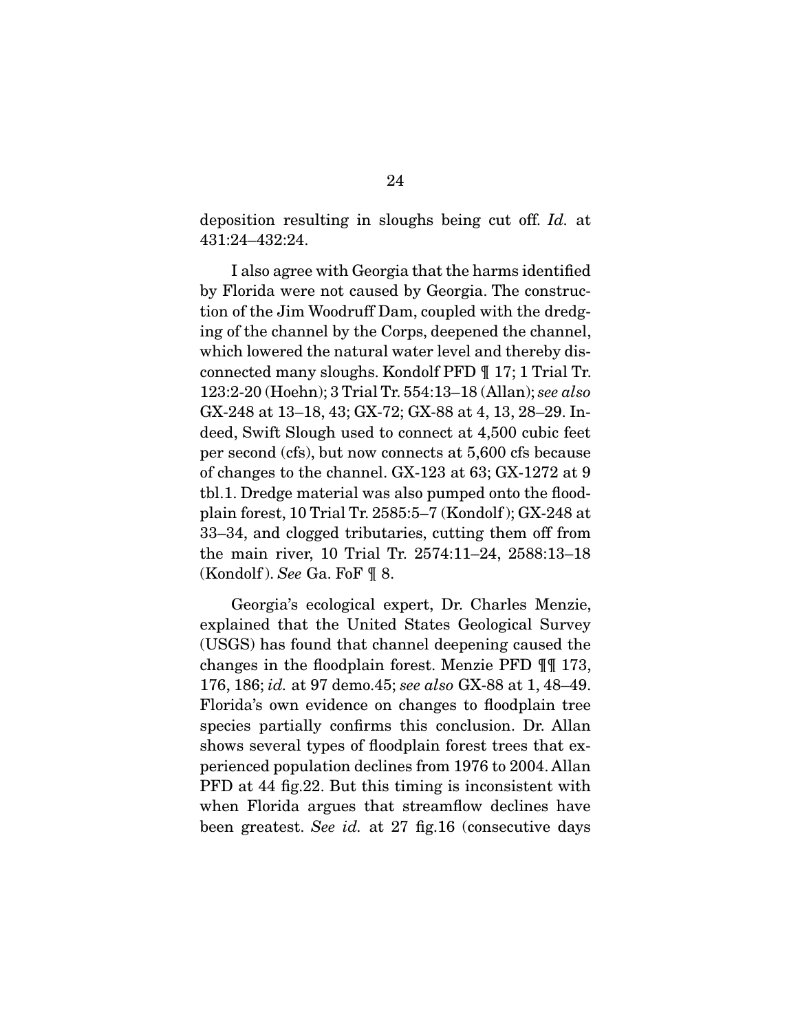deposition resulting in sloughs being cut off. *Id.* at 431:24–432:24.

I also agree with Georgia that the harms identified by Florida were not caused by Georgia. The construction of the Jim Woodruff Dam, coupled with the dredging of the channel by the Corps, deepened the channel, which lowered the natural water level and thereby disconnected many sloughs. Kondolf PFD ¶ 17; 1 Trial Tr. 123:2-20 (Hoehn); 3 Trial Tr. 554:13–18 (Allan); *see also* GX-248 at 13–18, 43; GX-72; GX-88 at 4, 13, 28–29. Indeed, Swift Slough used to connect at 4,500 cubic feet per second (cfs), but now connects at 5,600 cfs because of changes to the channel. GX-123 at 63; GX-1272 at 9 tbl.1. Dredge material was also pumped onto the floodplain forest, 10 Trial Tr. 2585:5–7 (Kondolf); GX-248 at 33–34, and clogged tributaries, cutting them off from the main river, 10 Trial Tr. 2574:11–24, 2588:13–18 (Kondolf). *See* Ga. FoF ¶ 8.

Georgia's ecological expert, Dr. Charles Menzie, explained that the United States Geological Survey (USGS) has found that channel deepening caused the changes in the floodplain forest. Menzie PFD ¶¶ 173, 176, 186; *id.* at 97 demo.45; *see also* GX-88 at 1, 48–49. Florida's own evidence on changes to floodplain tree species partially confirms this conclusion. Dr. Allan shows several types of floodplain forest trees that experienced population declines from 1976 to 2004. Allan PFD at 44 fig.22. But this timing is inconsistent with when Florida argues that streamflow declines have been greatest. *See id.* at 27 fig.16 (consecutive days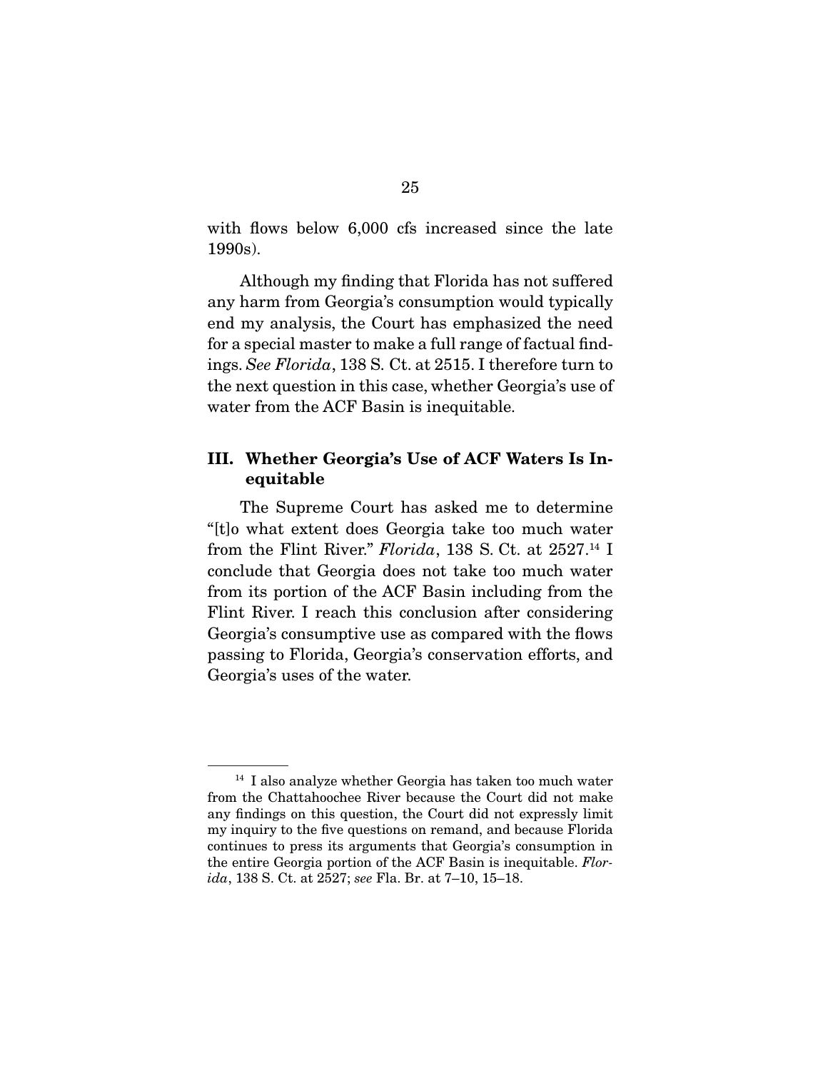with flows below 6,000 cfs increased since the late 1990s).

Although my finding that Florida has not suffered any harm from Georgia's consumption would typically end my analysis, the Court has emphasized the need for a special master to make a full range of factual findings. *See Florida*, 138 S. Ct. at 2515. I therefore turn to the next question in this case, whether Georgia's use of water from the ACF Basin is inequitable.

## III. Whether Georgia's Use of ACF Waters Is Inequitable

The Supreme Court has asked me to determine "[t]o what extent does Georgia take too much water from the Flint River." *Florida*, 138 S. Ct. at 2527.[14] I conclude that Georgia does not take too much water from its portion of the ACF Basin including from the Flint River. I reach this conclusion after considering Georgia's consumptive use as compared with the flows passing to Florida, Georgia's conservation efforts, and Georgia's uses of the water.

---

[14] I also analyze whether Georgia has taken too much water from the Chattahoochee River because the Court did not make any findings on this question, the Court did not expressly limit my inquiry to the five questions on remand, and because Florida continues to press its arguments that Georgia's consumption in the entire Georgia portion of the ACF Basin is inequitable. *Florida*, 138 S. Ct. at 2527; *see* Fla. Br. at 7–10, 15–18.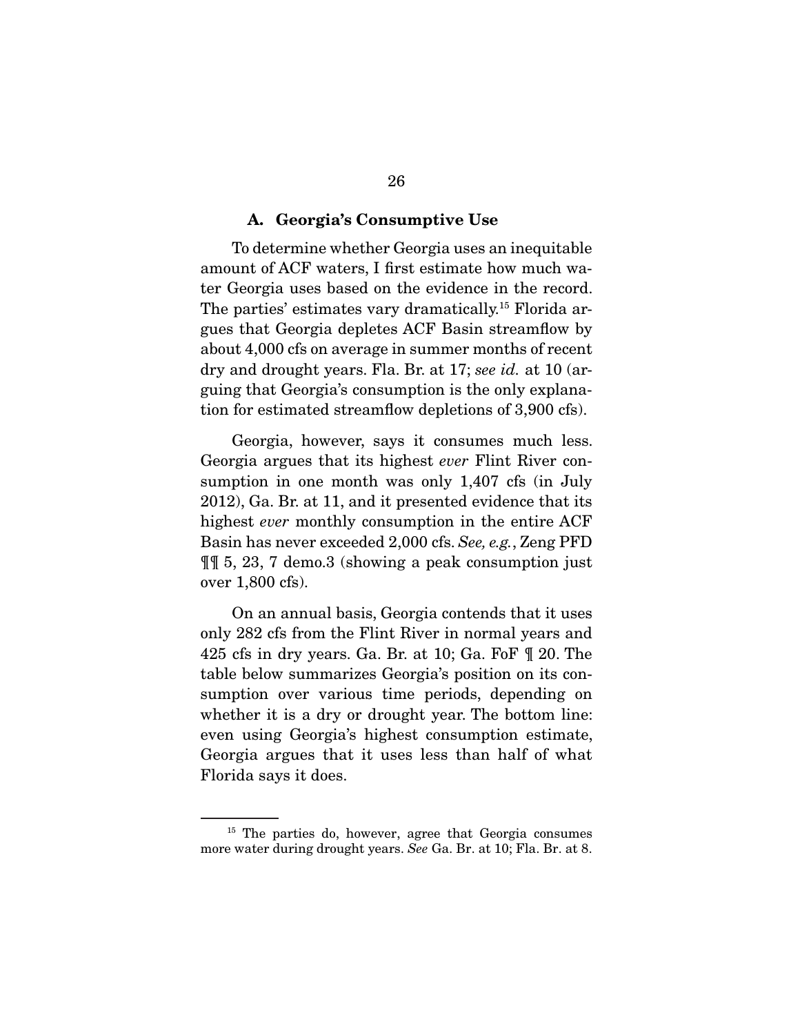### A. Georgia's Consumptive Use

To determine whether Georgia uses an inequitable amount of ACF waters, I first estimate how much water Georgia uses based on the evidence in the record. The parties' estimates vary dramatically.[15] Florida argues that Georgia depletes ACF Basin streamflow by about 4,000 cfs on average in summer months of recent dry and drought years. Fla. Br. at 17; *see id.* at 10 (arguing that Georgia's consumption is the only explanation for estimated streamflow depletions of 3,900 cfs).

Georgia, however, says it consumes much less. Georgia argues that its highest *ever* Flint River consumption in one month was only 1,407 cfs (in July 2012), Ga. Br. at 11, and it presented evidence that its highest *ever* monthly consumption in the entire ACF Basin has never exceeded 2,000 cfs. *See, e.g.*, Zeng PFD ¶¶ 5, 23, 7 demo.3 (showing a peak consumption just over 1,800 cfs).

On an annual basis, Georgia contends that it uses only 282 cfs from the Flint River in normal years and 425 cfs in dry years. Ga. Br. at 10; Ga. FoF ¶ 20. The table below summarizes Georgia's position on its consumption over various time periods, depending on whether it is a dry or drought year. The bottom line: even using Georgia's highest consumption estimate, Georgia argues that it uses less than half of what Florida says it does.

---

[15] The parties do, however, agree that Georgia consumes more water during drought years. *See* Ga. Br. at 10; Fla. Br. at 8.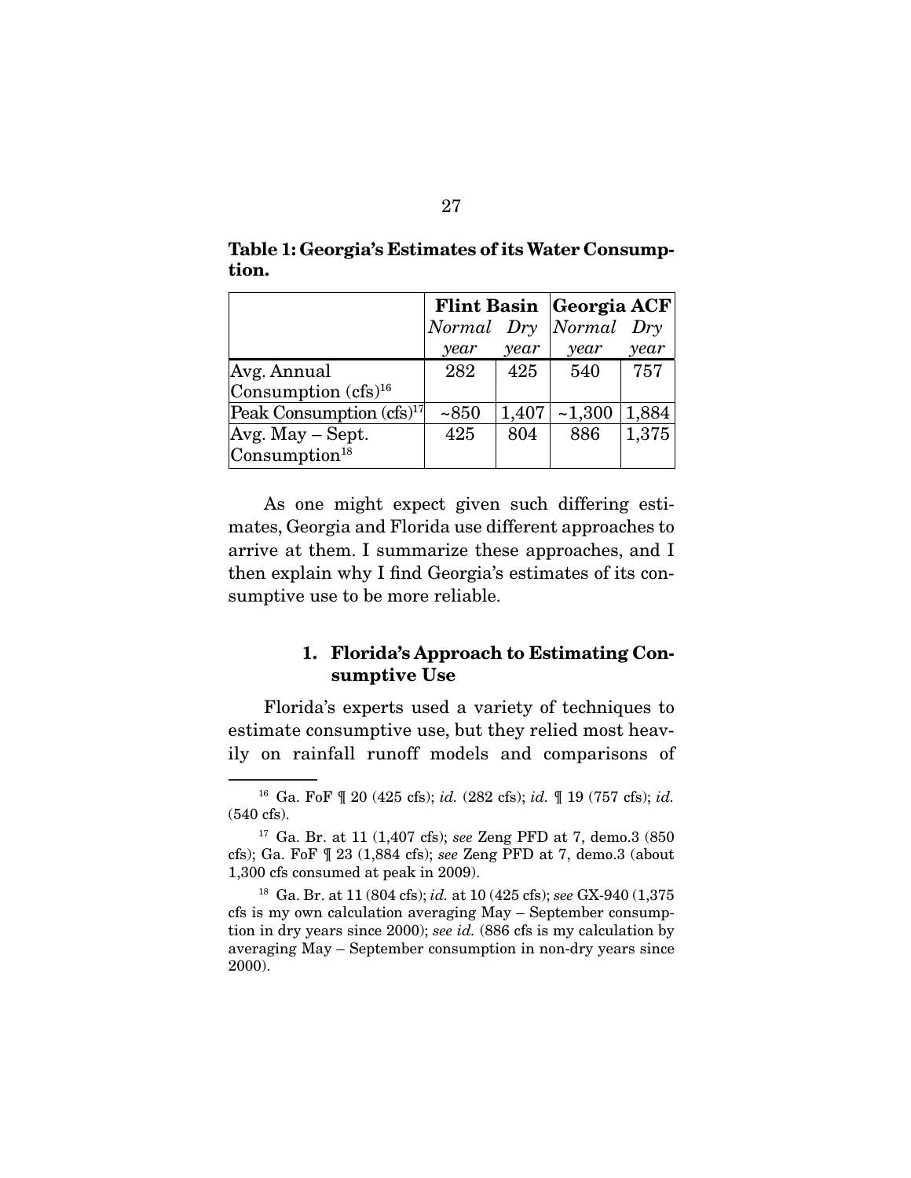**Table 1: Georgia's Estimates of its Water Consumption.**

| | Flint Basin | | Georgia ACF | |
|---|---|---|---|---|
| | *Normal year* | *Dry year* | *Normal year* | *Dry year* |
| Avg. Annual Consumption (cfs)[16] | 282 | 425 | 540 | 757 |
| Peak Consumption (cfs)[17] | ~850 | 1,407 | ~1,300 | 1,884 |
| Avg. May – Sept. Consumption[18] | 425 | 804 | 886 | 1,375 |

As one might expect given such differing estimates, Georgia and Florida use different approaches to arrive at them. I summarize these approaches, and I then explain why I find Georgia's estimates of its consumptive use to be more reliable.

### 1. Florida's Approach to Estimating Consumptive Use

Florida's experts used a variety of techniques to estimate consumptive use, but they relied most heavily on rainfall runoff models and comparisons of

---

[16] Ga. FoF ¶ 20 (425 cfs); *id.* (282 cfs); *id.* ¶ 19 (757 cfs); *id.* (540 cfs).

[17] Ga. Br. at 11 (1,407 cfs); *see* Zeng PFD at 7, demo.3 (850 cfs); Ga. FoF ¶ 23 (1,884 cfs); *see* Zeng PFD at 7, demo.3 (about 1,300 cfs consumed at peak in 2009).

[18] Ga. Br. at 11 (804 cfs); *id.* at 10 (425 cfs); *see* GX-940 (1,375 cfs is my own calculation averaging May – September consumption in dry years since 2000); *see id.* (886 cfs is my calculation by averaging May – September consumption in non-dry years since 2000).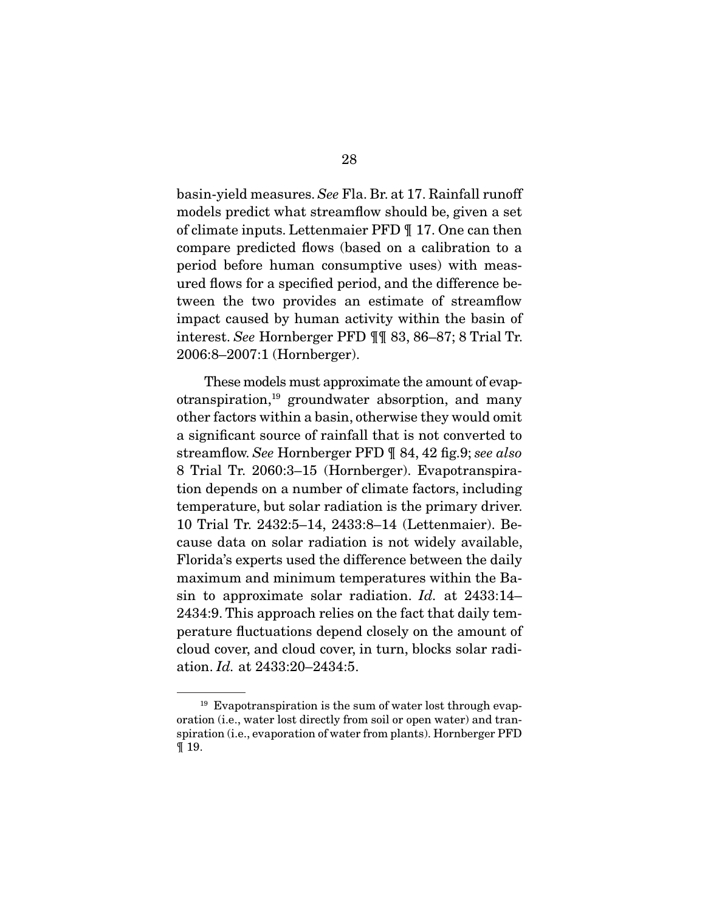basin-yield measures. *See* Fla. Br. at 17. Rainfall runoff models predict what streamflow should be, given a set of climate inputs. Lettenmaier PFD ¶ 17. One can then compare predicted flows (based on a calibration to a period before human consumptive uses) with measured flows for a specified period, and the difference between the two provides an estimate of streamflow impact caused by human activity within the basin of interest. *See* Hornberger PFD ¶¶ 83, 86–87; 8 Trial Tr. 2006:8–2007:1 (Hornberger).

These models must approximate the amount of evapotranspiration,[19] groundwater absorption, and many other factors within a basin, otherwise they would omit a significant source of rainfall that is not converted to streamflow. *See* Hornberger PFD ¶ 84, 42 fig.9; *see also* 8 Trial Tr. 2060:3–15 (Hornberger). Evapotranspiration depends on a number of climate factors, including temperature, but solar radiation is the primary driver. 10 Trial Tr. 2432:5–14, 2433:8–14 (Lettenmaier). Because data on solar radiation is not widely available, Florida's experts used the difference between the daily maximum and minimum temperatures within the Basin to approximate solar radiation. *Id.* at 2433:14–2434:9. This approach relies on the fact that daily temperature fluctuations depend closely on the amount of cloud cover, and cloud cover, in turn, blocks solar radiation. *Id.* at 2433:20–2434:5.

---

[19] Evapotranspiration is the sum of water lost through evaporation (i.e., water lost directly from soil or open water) and transpiration (i.e., evaporation of water from plants). Hornberger PFD ¶ 19.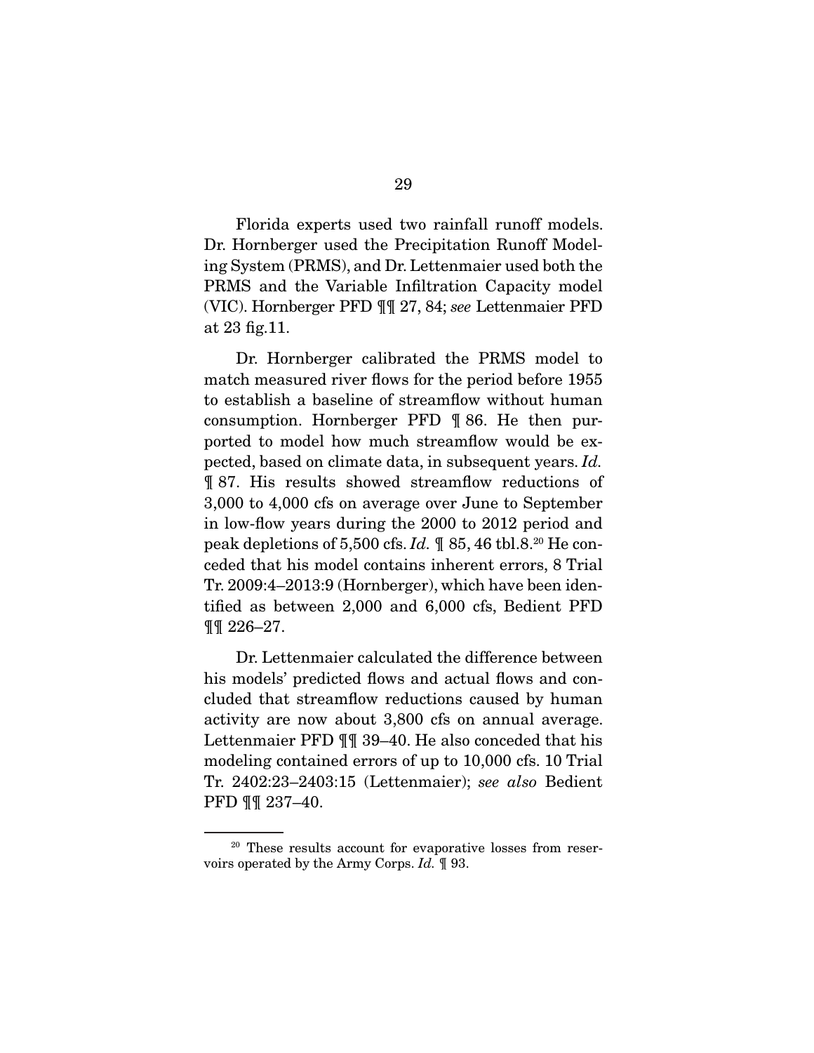Florida experts used two rainfall runoff models. Dr. Hornberger used the Precipitation Runoff Modeling System (PRMS), and Dr. Lettenmaier used both the PRMS and the Variable Infiltration Capacity model (VIC). Hornberger PFD ¶¶ 27, 84; *see* Lettenmaier PFD at 23 fig.11.

Dr. Hornberger calibrated the PRMS model to match measured river flows for the period before 1955 to establish a baseline of streamflow without human consumption. Hornberger PFD ¶ 86. He then purported to model how much streamflow would be expected, based on climate data, in subsequent years. *Id.* ¶ 87. His results showed streamflow reductions of 3,000 to 4,000 cfs on average over June to September in low-flow years during the 2000 to 2012 period and peak depletions of 5,500 cfs. *Id.* ¶ 85, 46 tbl.8.[20] He conceded that his model contains inherent errors, 8 Trial Tr. 2009:4–2013:9 (Hornberger), which have been identified as between 2,000 and 6,000 cfs, Bedient PFD ¶¶ 226–27.

Dr. Lettenmaier calculated the difference between his models' predicted flows and actual flows and concluded that streamflow reductions caused by human activity are now about 3,800 cfs on annual average. Lettenmaier PFD ¶¶ 39–40. He also conceded that his modeling contained errors of up to 10,000 cfs. 10 Trial Tr. 2402:23–2403:15 (Lettenmaier); *see also* Bedient PFD ¶¶ 237–40.

---

[20] These results account for evaporative losses from reservoirs operated by the Army Corps. *Id.* ¶ 93.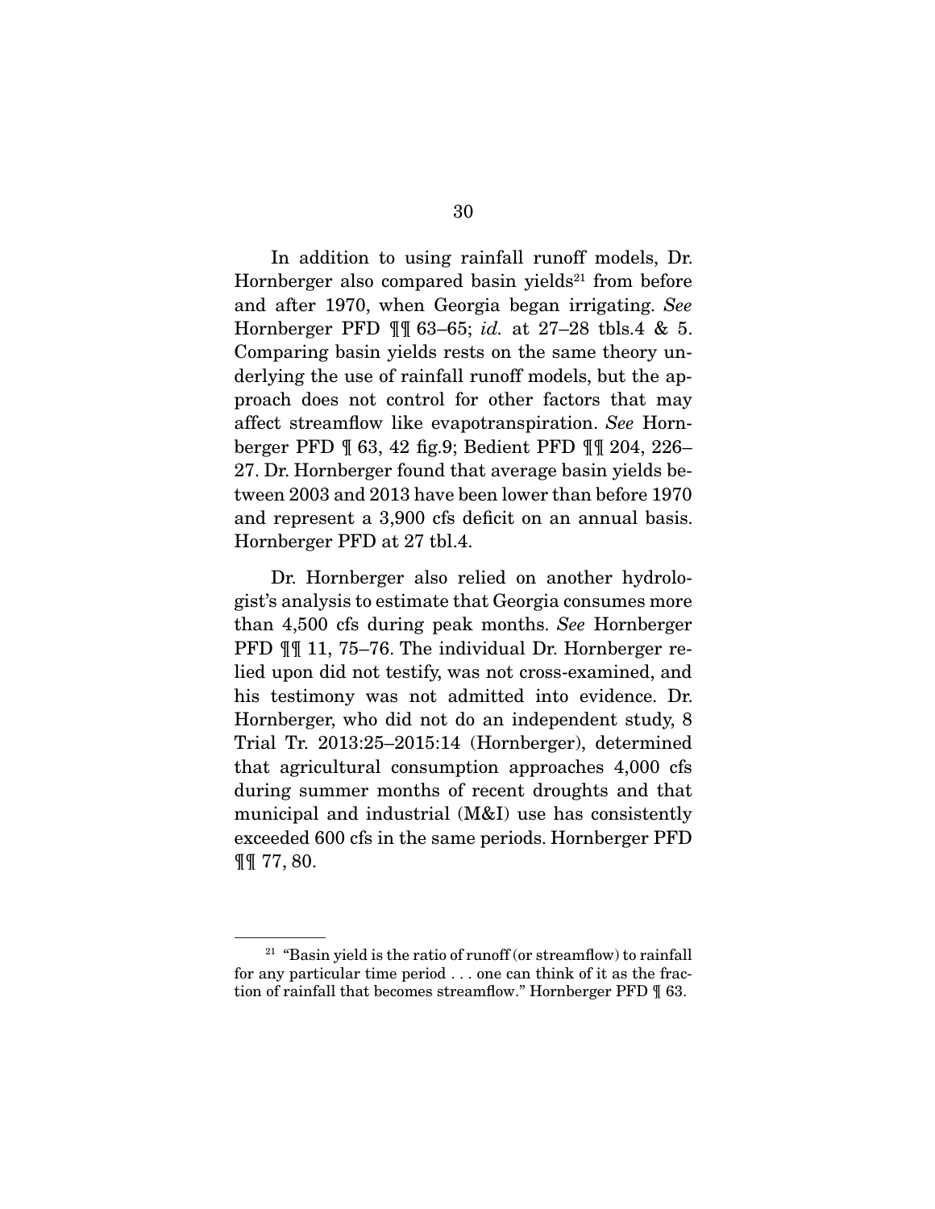In addition to using rainfall runoff models, Dr. Hornberger also compared basin yields[21] from before and after 1970, when Georgia began irrigating. *See* Hornberger PFD ¶¶ 63–65; *id.* at 27–28 tbls.4 & 5. Comparing basin yields rests on the same theory underlying the use of rainfall runoff models, but the approach does not control for other factors that may affect streamflow like evapotranspiration. *See* Hornberger PFD ¶ 63, 42 fig.9; Bedient PFD ¶¶ 204, 226–27. Dr. Hornberger found that average basin yields between 2003 and 2013 have been lower than before 1970 and represent a 3,900 cfs deficit on an annual basis. Hornberger PFD at 27 tbl.4.

Dr. Hornberger also relied on another hydrologist's analysis to estimate that Georgia consumes more than 4,500 cfs during peak months. *See* Hornberger PFD ¶¶ 11, 75–76. The individual Dr. Hornberger relied upon did not testify, was not cross-examined, and his testimony was not admitted into evidence. Dr. Hornberger, who did not do an independent study, 8 Trial Tr. 2013:25–2015:14 (Hornberger), determined that agricultural consumption approaches 4,000 cfs during summer months of recent droughts and that municipal and industrial (M&I) use has consistently exceeded 600 cfs in the same periods. Hornberger PFD ¶¶ 77, 80.

---

[21] "Basin yield is the ratio of runoff (or streamflow) to rainfall for any particular time period . . . one can think of it as the fraction of rainfall that becomes streamflow." Hornberger PFD ¶ 63.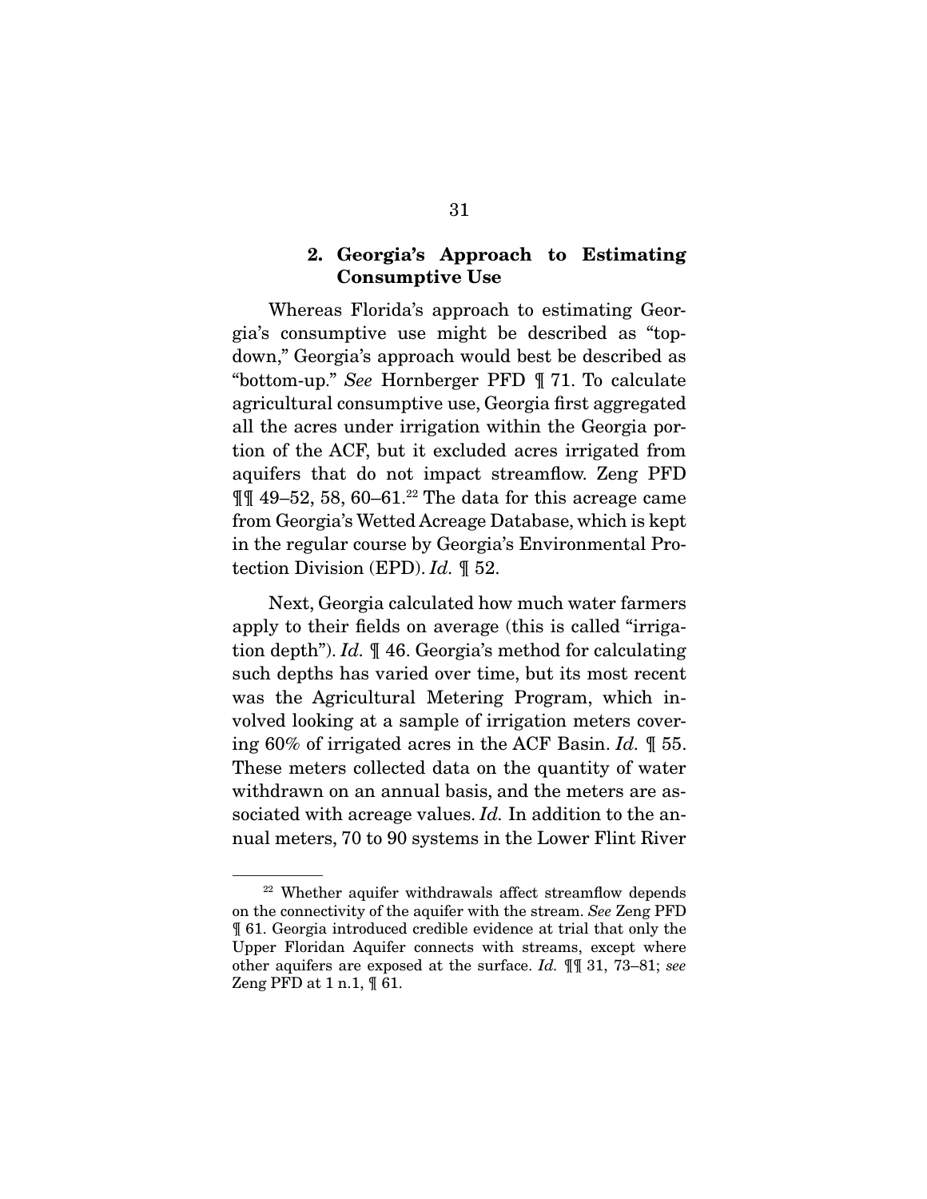### 2. Georgia's Approach to Estimating Consumptive Use

Whereas Florida's approach to estimating Georgia's consumptive use might be described as "top-down," Georgia's approach would best be described as "bottom-up." *See* Hornberger PFD ¶ 71. To calculate agricultural consumptive use, Georgia first aggregated all the acres under irrigation within the Georgia portion of the ACF, but it excluded acres irrigated from aquifers that do not impact streamflow. Zeng PFD ¶¶ 49–52, 58, 60–61.[22] The data for this acreage came from Georgia's Wetted Acreage Database, which is kept in the regular course by Georgia's Environmental Protection Division (EPD). *Id.* ¶ 52.

Next, Georgia calculated how much water farmers apply to their fields on average (this is called "irrigation depth"). *Id.* ¶ 46. Georgia's method for calculating such depths has varied over time, but its most recent was the Agricultural Metering Program, which involved looking at a sample of irrigation meters covering 60% of irrigated acres in the ACF Basin. *Id.* ¶ 55. These meters collected data on the quantity of water withdrawn on an annual basis, and the meters are associated with acreage values. *Id.* In addition to the annual meters, 70 to 90 systems in the Lower Flint River

[22] Whether aquifer withdrawals affect streamflow depends on the connectivity of the aquifer with the stream. *See* Zeng PFD ¶ 61. Georgia introduced credible evidence at trial that only the Upper Floridan Aquifer connects with streams, except where other aquifers are exposed at the surface. *Id.* ¶¶ 31, 73–81; *see* Zeng PFD at 1 n.1, ¶ 61.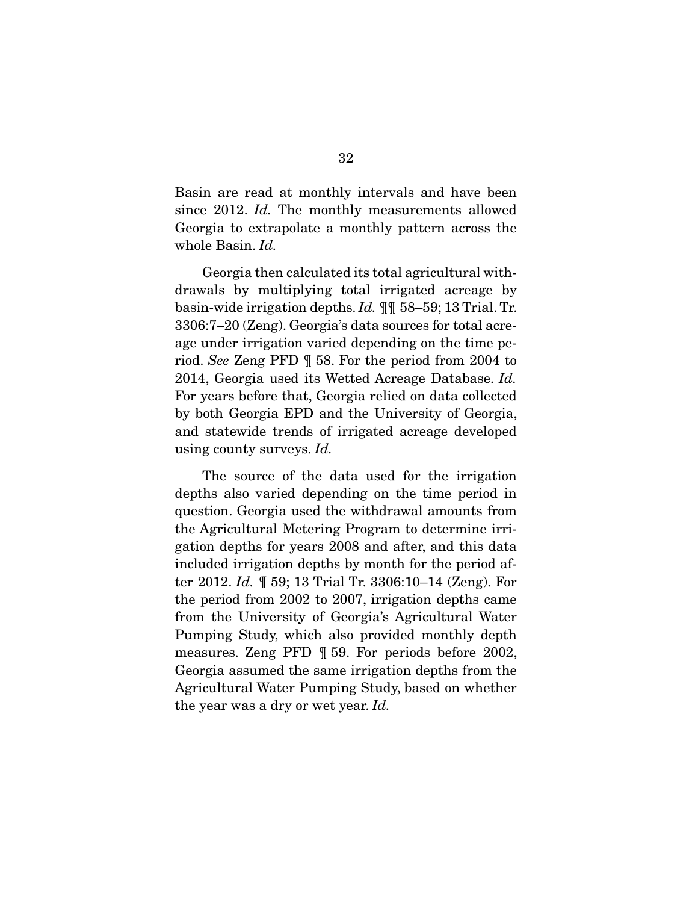Basin are read at monthly intervals and have been since 2012. *Id.* The monthly measurements allowed Georgia to extrapolate a monthly pattern across the whole Basin. *Id.*

Georgia then calculated its total agricultural withdrawals by multiplying total irrigated acreage by basin-wide irrigation depths. *Id.* ¶¶ 58–59; 13 Trial. Tr. 3306:7–20 (Zeng). Georgia's data sources for total acreage under irrigation varied depending on the time period. *See* Zeng PFD ¶ 58. For the period from 2004 to 2014, Georgia used its Wetted Acreage Database. *Id.* For years before that, Georgia relied on data collected by both Georgia EPD and the University of Georgia, and statewide trends of irrigated acreage developed using county surveys. *Id.*

The source of the data used for the irrigation depths also varied depending on the time period in question. Georgia used the withdrawal amounts from the Agricultural Metering Program to determine irrigation depths for years 2008 and after, and this data included irrigation depths by month for the period after 2012. *Id.* ¶ 59; 13 Trial Tr. 3306:10–14 (Zeng). For the period from 2002 to 2007, irrigation depths came from the University of Georgia's Agricultural Water Pumping Study, which also provided monthly depth measures. Zeng PFD ¶ 59. For periods before 2002, Georgia assumed the same irrigation depths from the Agricultural Water Pumping Study, based on whether the year was a dry or wet year. *Id.*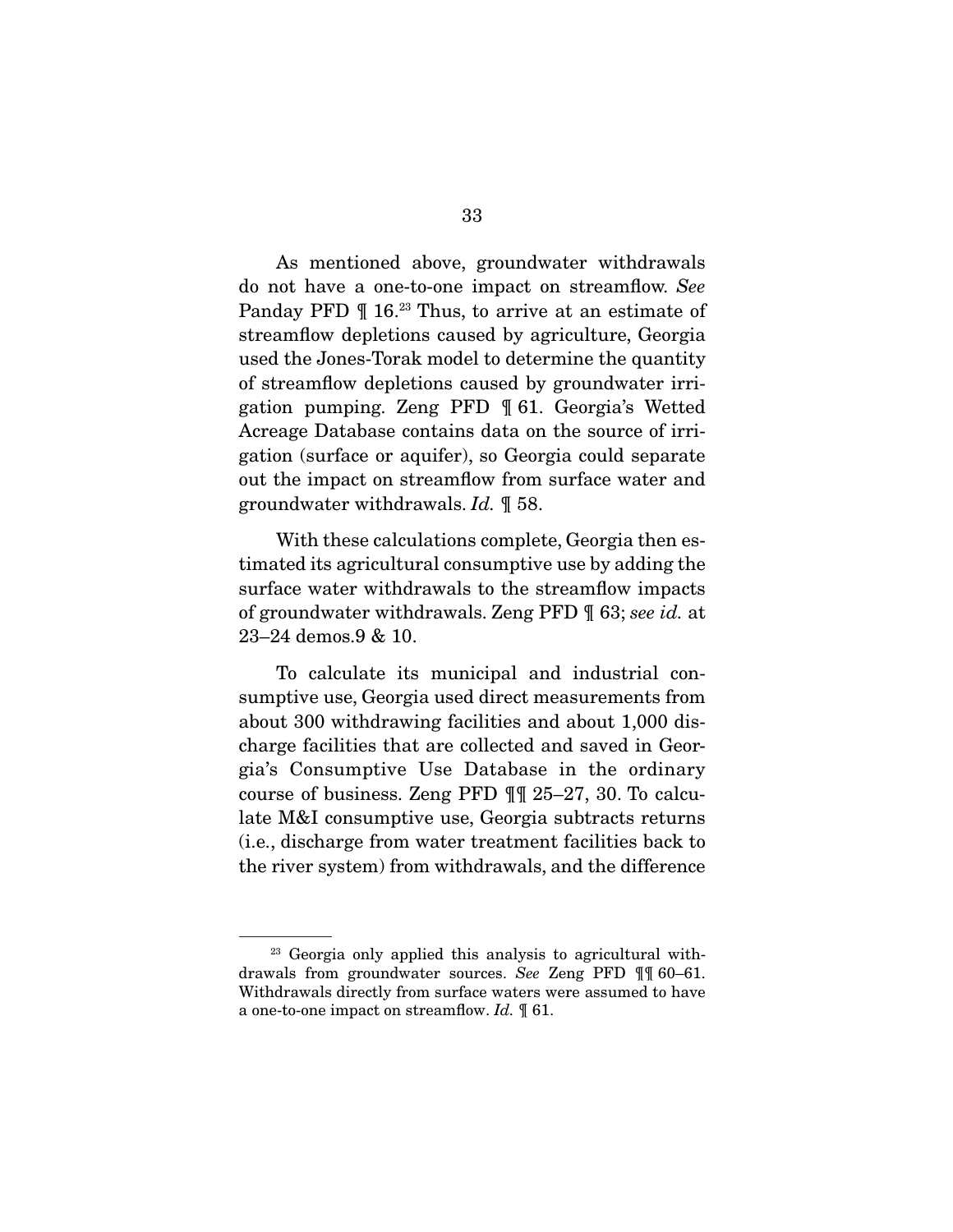As mentioned above, groundwater withdrawals do not have a one-to-one impact on streamflow. *See* Panday PFD ¶ 16.[23] Thus, to arrive at an estimate of streamflow depletions caused by agriculture, Georgia used the Jones-Torak model to determine the quantity of streamflow depletions caused by groundwater irrigation pumping. Zeng PFD ¶ 61. Georgia's Wetted Acreage Database contains data on the source of irrigation (surface or aquifer), so Georgia could separate out the impact on streamflow from surface water and groundwater withdrawals. *Id.* ¶ 58.

With these calculations complete, Georgia then estimated its agricultural consumptive use by adding the surface water withdrawals to the streamflow impacts of groundwater withdrawals. Zeng PFD ¶ 63; *see id.* at 23–24 demos.9 & 10.

To calculate its municipal and industrial consumptive use, Georgia used direct measurements from about 300 withdrawing facilities and about 1,000 discharge facilities that are collected and saved in Georgia's Consumptive Use Database in the ordinary course of business. Zeng PFD ¶¶ 25–27, 30. To calculate M&I consumptive use, Georgia subtracts returns (i.e., discharge from water treatment facilities back to the river system) from withdrawals, and the difference

---

[23] Georgia only applied this analysis to agricultural withdrawals from groundwater sources. *See* Zeng PFD ¶¶ 60–61. Withdrawals directly from surface waters were assumed to have a one-to-one impact on streamflow. *Id.* ¶ 61.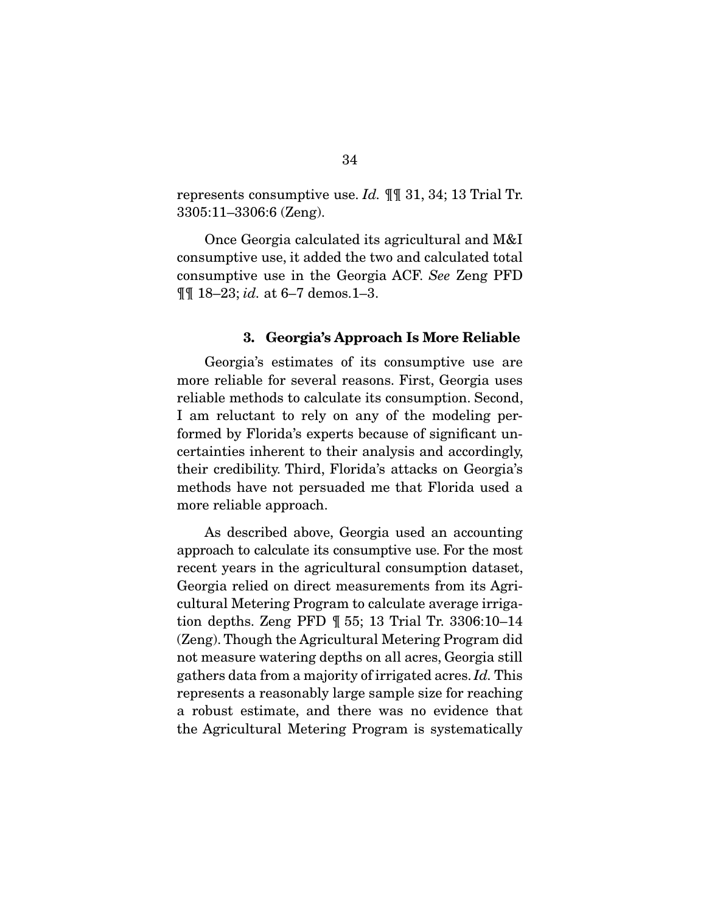represents consumptive use. *Id.* ¶¶ 31, 34; 13 Trial Tr. 3305:11–3306:6 (Zeng).

Once Georgia calculated its agricultural and M&I consumptive use, it added the two and calculated total consumptive use in the Georgia ACF. *See* Zeng PFD ¶¶ 18–23; *id.* at 6–7 demos.1–3.

### 3. Georgia's Approach Is More Reliable

Georgia's estimates of its consumptive use are more reliable for several reasons. First, Georgia uses reliable methods to calculate its consumption. Second, I am reluctant to rely on any of the modeling performed by Florida's experts because of significant uncertainties inherent to their analysis and accordingly, their credibility. Third, Florida's attacks on Georgia's methods have not persuaded me that Florida used a more reliable approach.

As described above, Georgia used an accounting approach to calculate its consumptive use. For the most recent years in the agricultural consumption dataset, Georgia relied on direct measurements from its Agricultural Metering Program to calculate average irrigation depths. Zeng PFD ¶ 55; 13 Trial Tr. 3306:10–14 (Zeng). Though the Agricultural Metering Program did not measure watering depths on all acres, Georgia still gathers data from a majority of irrigated acres. *Id.* This represents a reasonably large sample size for reaching a robust estimate, and there was no evidence that the Agricultural Metering Program is systematically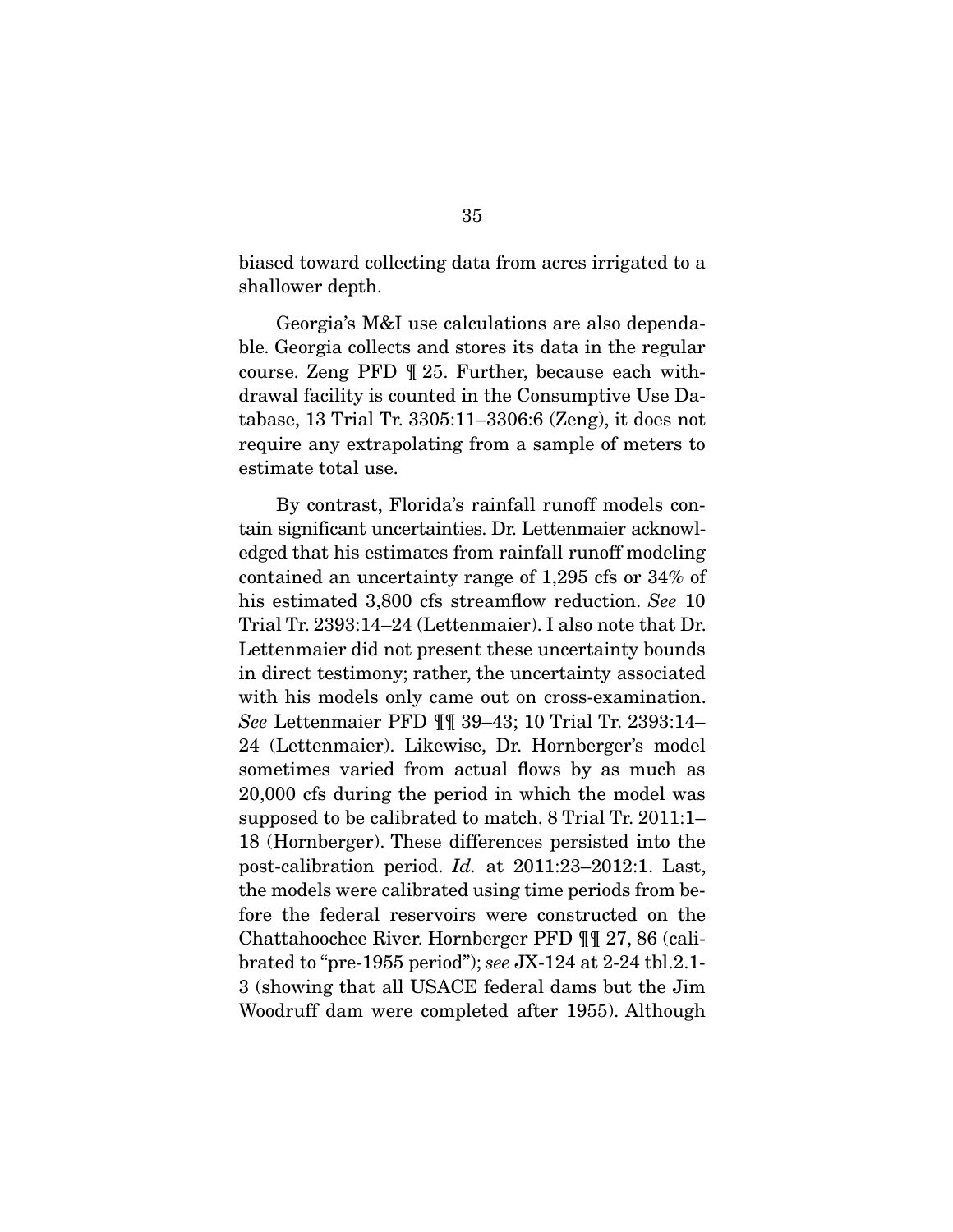biased toward collecting data from acres irrigated to a shallower depth.

Georgia's M&I use calculations are also dependable. Georgia collects and stores its data in the regular course. Zeng PFD ¶ 25. Further, because each withdrawal facility is counted in the Consumptive Use Database, 13 Trial Tr. 3305:11–3306:6 (Zeng), it does not require any extrapolating from a sample of meters to estimate total use.

By contrast, Florida's rainfall runoff models contain significant uncertainties. Dr. Lettenmaier acknowledged that his estimates from rainfall runoff modeling contained an uncertainty range of 1,295 cfs or 34% of his estimated 3,800 cfs streamflow reduction. *See* 10 Trial Tr. 2393:14–24 (Lettenmaier). I also note that Dr. Lettenmaier did not present these uncertainty bounds in direct testimony; rather, the uncertainty associated with his models only came out on cross-examination. *See* Lettenmaier PFD ¶¶ 39–43; 10 Trial Tr. 2393:14–24 (Lettenmaier). Likewise, Dr. Hornberger's model sometimes varied from actual flows by as much as 20,000 cfs during the period in which the model was supposed to be calibrated to match. 8 Trial Tr. 2011:1–18 (Hornberger). These differences persisted into the post-calibration period. *Id.* at 2011:23–2012:1. Last, the models were calibrated using time periods from before the federal reservoirs were constructed on the Chattahoochee River. Hornberger PFD ¶¶ 27, 86 (calibrated to "pre-1955 period"); *see* JX-124 at 2-24 tbl.2.1-3 (showing that all USACE federal dams but the Jim Woodruff dam were completed after 1955). Although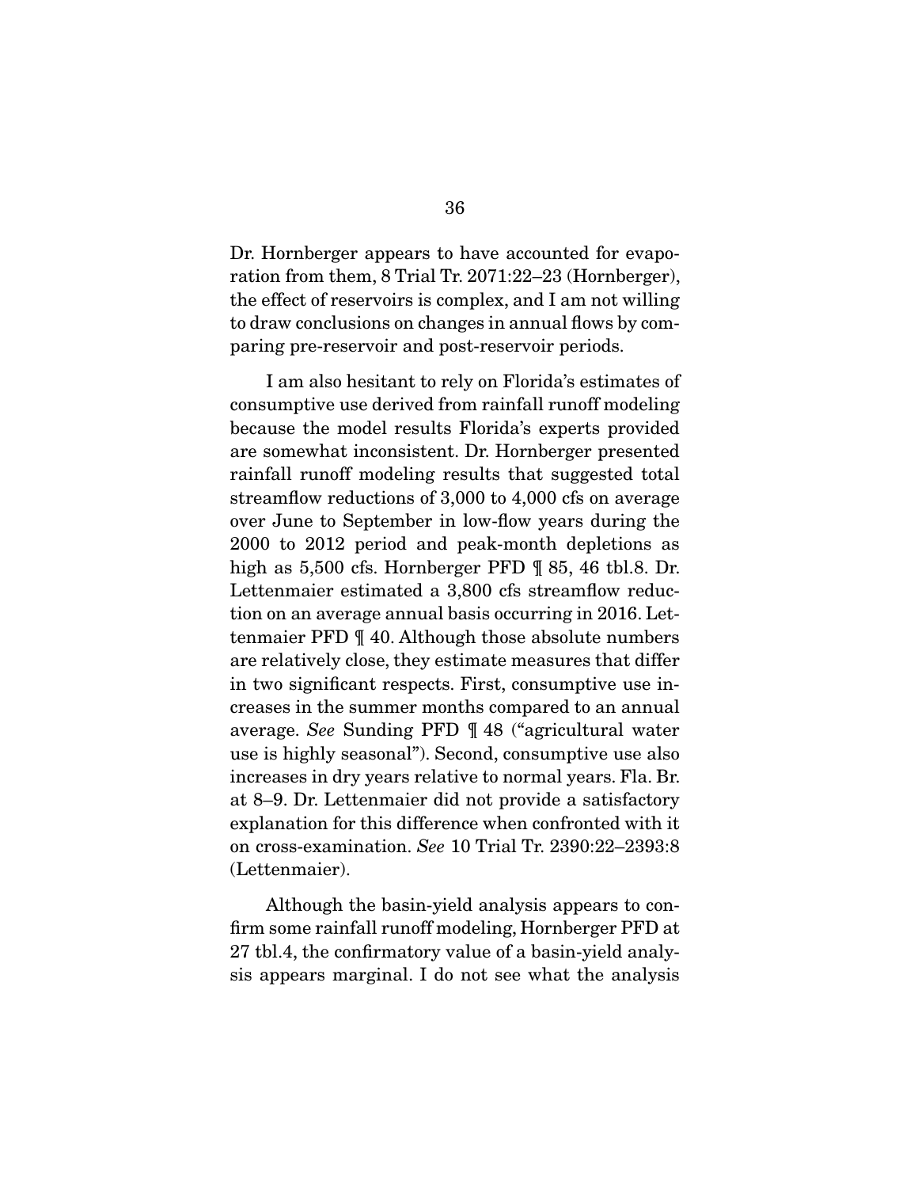Dr. Hornberger appears to have accounted for evaporation from them, 8 Trial Tr. 2071:22–23 (Hornberger), the effect of reservoirs is complex, and I am not willing to draw conclusions on changes in annual flows by comparing pre-reservoir and post-reservoir periods.

I am also hesitant to rely on Florida's estimates of consumptive use derived from rainfall runoff modeling because the model results Florida's experts provided are somewhat inconsistent. Dr. Hornberger presented rainfall runoff modeling results that suggested total streamflow reductions of 3,000 to 4,000 cfs on average over June to September in low-flow years during the 2000 to 2012 period and peak-month depletions as high as 5,500 cfs. Hornberger PFD ¶ 85, 46 tbl.8. Dr. Lettenmaier estimated a 3,800 cfs streamflow reduction on an average annual basis occurring in 2016. Lettenmaier PFD ¶ 40. Although those absolute numbers are relatively close, they estimate measures that differ in two significant respects. First, consumptive use increases in the summer months compared to an annual average. *See* Sunding PFD ¶ 48 ("agricultural water use is highly seasonal"). Second, consumptive use also increases in dry years relative to normal years. Fla. Br. at 8–9. Dr. Lettenmaier did not provide a satisfactory explanation for this difference when confronted with it on cross-examination. *See* 10 Trial Tr. 2390:22–2393:8 (Lettenmaier).

Although the basin-yield analysis appears to confirm some rainfall runoff modeling, Hornberger PFD at 27 tbl.4, the confirmatory value of a basin-yield analysis appears marginal. I do not see what the analysis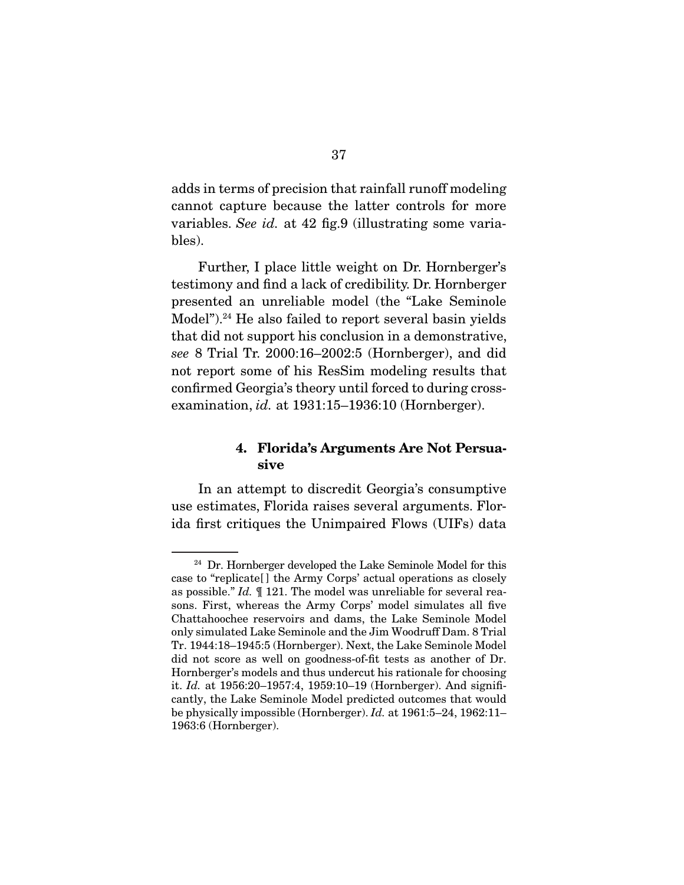adds in terms of precision that rainfall runoff modeling cannot capture because the latter controls for more variables. *See id.* at 42 fig.9 (illustrating some variables).

Further, I place little weight on Dr. Hornberger's testimony and find a lack of credibility. Dr. Hornberger presented an unreliable model (the "Lake Seminole Model").[24] He also failed to report several basin yields that did not support his conclusion in a demonstrative, *see* 8 Trial Tr. 2000:16–2002:5 (Hornberger), and did not report some of his ResSim modeling results that confirmed Georgia's theory until forced to during cross-examination, *id.* at 1931:15–1936:10 (Hornberger).

#### 4. Florida's Arguments Are Not Persuasive

In an attempt to discredit Georgia's consumptive use estimates, Florida raises several arguments. Florida first critiques the Unimpaired Flows (UIFs) data

---

[24] Dr. Hornberger developed the Lake Seminole Model for this case to "replicate[] the Army Corps' actual operations as closely as possible." *Id.* ¶ 121. The model was unreliable for several reasons. First, whereas the Army Corps' model simulates all five Chattahoochee reservoirs and dams, the Lake Seminole Model only simulated Lake Seminole and the Jim Woodruff Dam. 8 Trial Tr. 1944:18–1945:5 (Hornberger). Next, the Lake Seminole Model did not score as well on goodness-of-fit tests as another of Dr. Hornberger's models and thus undercut his rationale for choosing it. *Id.* at 1956:20–1957:4, 1959:10–19 (Hornberger). And significantly, the Lake Seminole Model predicted outcomes that would be physically impossible (Hornberger). *Id.* at 1961:5–24, 1962:11–1963:6 (Hornberger).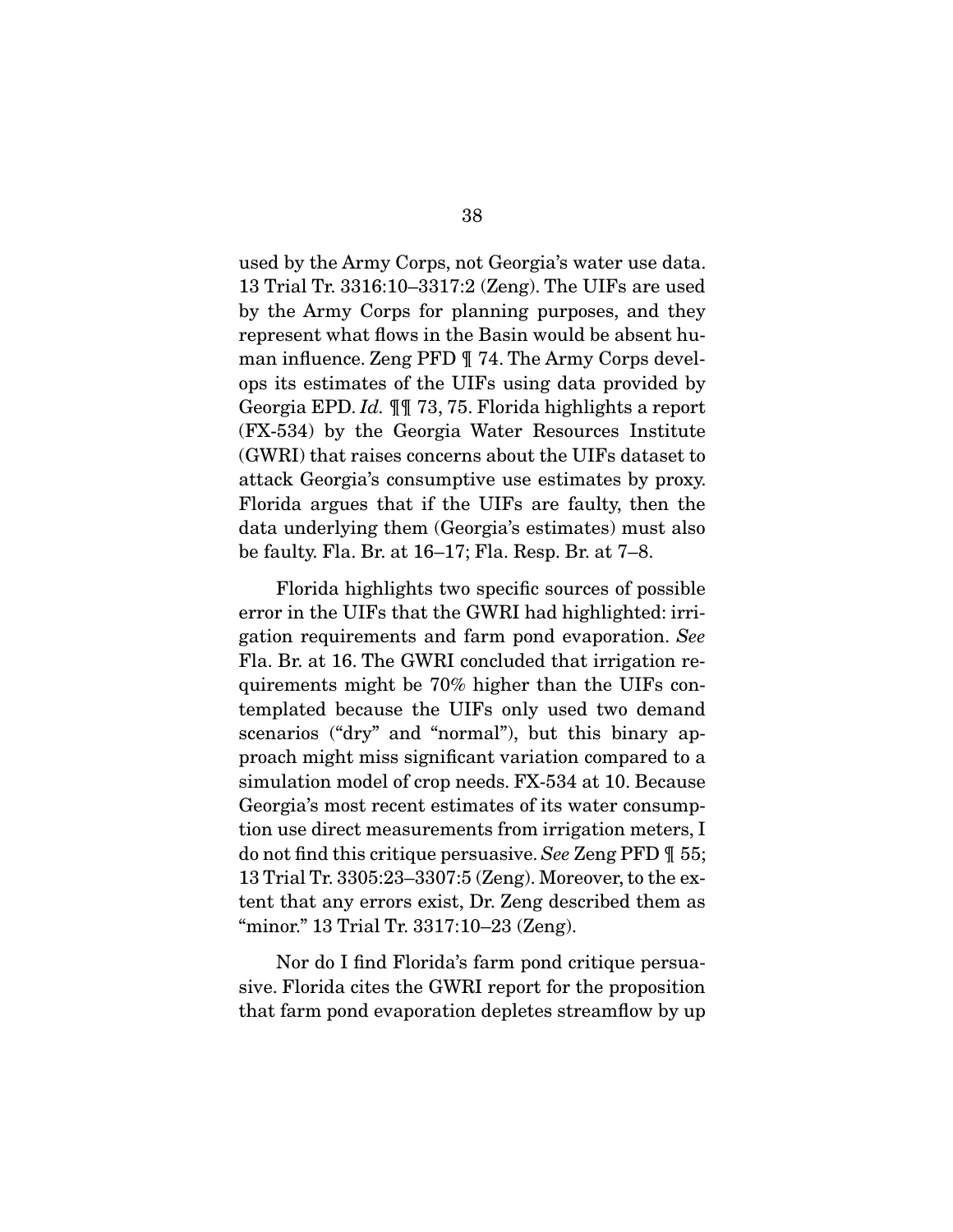used by the Army Corps, not Georgia's water use data. 13 Trial Tr. 3316:10–3317:2 (Zeng). The UIFs are used by the Army Corps for planning purposes, and they represent what flows in the Basin would be absent human influence. Zeng PFD ¶ 74. The Army Corps develops its estimates of the UIFs using data provided by Georgia EPD. *Id.* ¶¶ 73, 75. Florida highlights a report (FX-534) by the Georgia Water Resources Institute (GWRI) that raises concerns about the UIFs dataset to attack Georgia's consumptive use estimates by proxy. Florida argues that if the UIFs are faulty, then the data underlying them (Georgia's estimates) must also be faulty. Fla. Br. at 16–17; Fla. Resp. Br. at 7–8.

Florida highlights two specific sources of possible error in the UIFs that the GWRI had highlighted: irrigation requirements and farm pond evaporation. *See* Fla. Br. at 16. The GWRI concluded that irrigation requirements might be 70% higher than the UIFs contemplated because the UIFs only used two demand scenarios ("dry" and "normal"), but this binary approach might miss significant variation compared to a simulation model of crop needs. FX-534 at 10. Because Georgia's most recent estimates of its water consumption use direct measurements from irrigation meters, I do not find this critique persuasive. *See* Zeng PFD ¶ 55; 13 Trial Tr. 3305:23–3307:5 (Zeng). Moreover, to the extent that any errors exist, Dr. Zeng described them as "minor." 13 Trial Tr. 3317:10–23 (Zeng).

Nor do I find Florida's farm pond critique persuasive. Florida cites the GWRI report for the proposition that farm pond evaporation depletes streamflow by up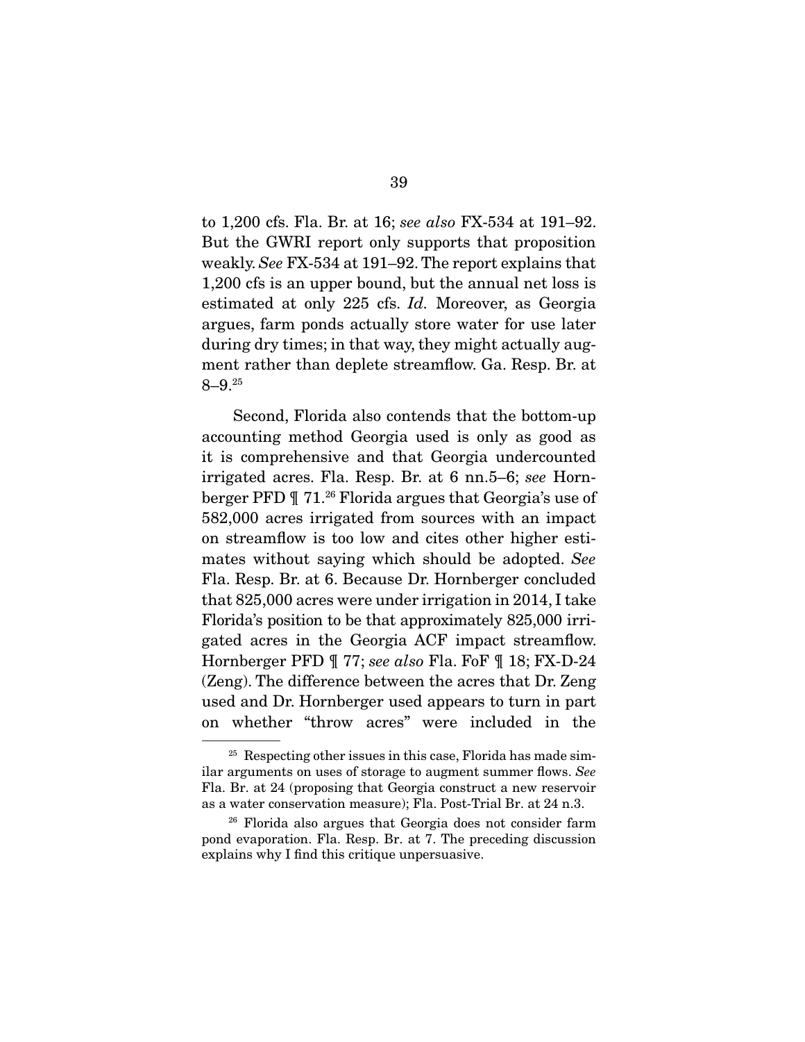to 1,200 cfs. Fla. Br. at 16; *see also* FX-534 at 191–92. But the GWRI report only supports that proposition weakly. *See* FX-534 at 191–92. The report explains that 1,200 cfs is an upper bound, but the annual net loss is estimated at only 225 cfs. *Id.* Moreover, as Georgia argues, farm ponds actually store water for use later during dry times; in that way, they might actually augment rather than deplete streamflow. Ga. Resp. Br. at 8–9.[25]

Second, Florida also contends that the bottom-up accounting method Georgia used is only as good as it is comprehensive and that Georgia undercounted irrigated acres. Fla. Resp. Br. at 6 nn.5–6; *see* Hornberger PFD ¶ 71.[26] Florida argues that Georgia's use of 582,000 acres irrigated from sources with an impact on streamflow is too low and cites other higher estimates without saying which should be adopted. *See* Fla. Resp. Br. at 6. Because Dr. Hornberger concluded that 825,000 acres were under irrigation in 2014, I take Florida's position to be that approximately 825,000 irrigated acres in the Georgia ACF impact streamflow. Hornberger PFD ¶ 77; *see also* Fla. FoF ¶ 18; FX-D-24 (Zeng). The difference between the acres that Dr. Zeng used and Dr. Hornberger used appears to turn in part on whether "throw acres" were included in the

[25] Respecting other issues in this case, Florida has made similar arguments on uses of storage to augment summer flows. *See* Fla. Br. at 24 (proposing that Georgia construct a new reservoir as a water conservation measure); Fla. Post-Trial Br. at 24 n.3.

[26] Florida also argues that Georgia does not consider farm pond evaporation. Fla. Resp. Br. at 7. The preceding discussion explains why I find this critique unpersuasive.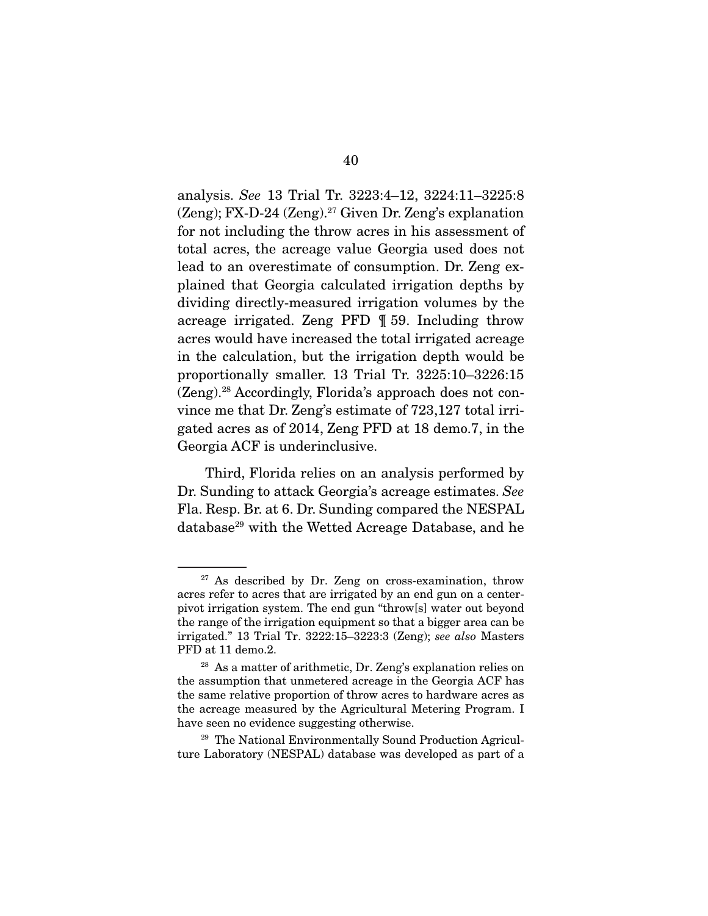analysis. *See* 13 Trial Tr. 3223:4–12, 3224:11–3225:8 (Zeng); FX-D-24 (Zeng).[27] Given Dr. Zeng's explanation for not including the throw acres in his assessment of total acres, the acreage value Georgia used does not lead to an overestimate of consumption. Dr. Zeng explained that Georgia calculated irrigation depths by dividing directly-measured irrigation volumes by the acreage irrigated. Zeng PFD ¶ 59. Including throw acres would have increased the total irrigated acreage in the calculation, but the irrigation depth would be proportionally smaller. 13 Trial Tr. 3225:10–3226:15 (Zeng).[28] Accordingly, Florida's approach does not convince me that Dr. Zeng's estimate of 723,127 total irrigated acres as of 2014, Zeng PFD at 18 demo.7, in the Georgia ACF is underinclusive.

Third, Florida relies on an analysis performed by Dr. Sunding to attack Georgia's acreage estimates. *See* Fla. Resp. Br. at 6. Dr. Sunding compared the NESPAL database[29] with the Wetted Acreage Database, and he

---

[27] As described by Dr. Zeng on cross-examination, throw acres refer to acres that are irrigated by an end gun on a center-pivot irrigation system. The end gun "throw[s] water out beyond the range of the irrigation equipment so that a bigger area can be irrigated." 13 Trial Tr. 3222:15–3223:3 (Zeng); *see also* Masters PFD at 11 demo.2.

[28] As a matter of arithmetic, Dr. Zeng's explanation relies on the assumption that unmetered acreage in the Georgia ACF has the same relative proportion of throw acres to hardware acres as the acreage measured by the Agricultural Metering Program. I have seen no evidence suggesting otherwise.

[29] The National Environmentally Sound Production Agriculture Laboratory (NESPAL) database was developed as part of a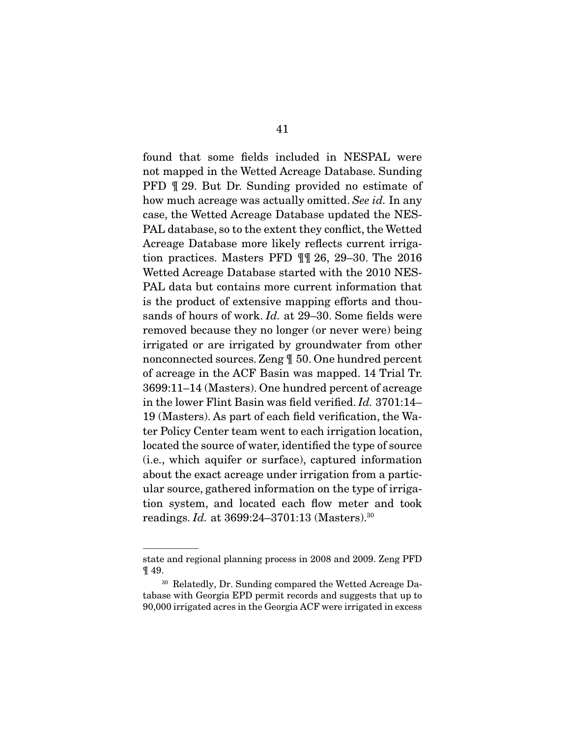found that some fields included in NESPAL were not mapped in the Wetted Acreage Database. Sunding PFD ¶ 29. But Dr. Sunding provided no estimate of how much acreage was actually omitted. *See id.* In any case, the Wetted Acreage Database updated the NESPAL database, so to the extent they conflict, the Wetted Acreage Database more likely reflects current irrigation practices. Masters PFD ¶¶ 26, 29–30. The 2016 Wetted Acreage Database started with the 2010 NESPAL data but contains more current information that is the product of extensive mapping efforts and thousands of hours of work. *Id.* at 29–30. Some fields were removed because they no longer (or never were) being irrigated or are irrigated by groundwater from other nonconnected sources. Zeng ¶ 50. One hundred percent of acreage in the ACF Basin was mapped. 14 Trial Tr. 3699:11–14 (Masters). One hundred percent of acreage in the lower Flint Basin was field verified. *Id.* 3701:14–19 (Masters). As part of each field verification, the Water Policy Center team went to each irrigation location, located the source of water, identified the type of source (i.e., which aquifer or surface), captured information about the exact acreage under irrigation from a particular source, gathered information on the type of irrigation system, and located each flow meter and took readings. *Id.* at 3699:24–3701:13 (Masters).[30]

---

state and regional planning process in 2008 and 2009. Zeng PFD ¶ 49.

[30] Relatedly, Dr. Sunding compared the Wetted Acreage Database with Georgia EPD permit records and suggests that up to 90,000 irrigated acres in the Georgia ACF were irrigated in excess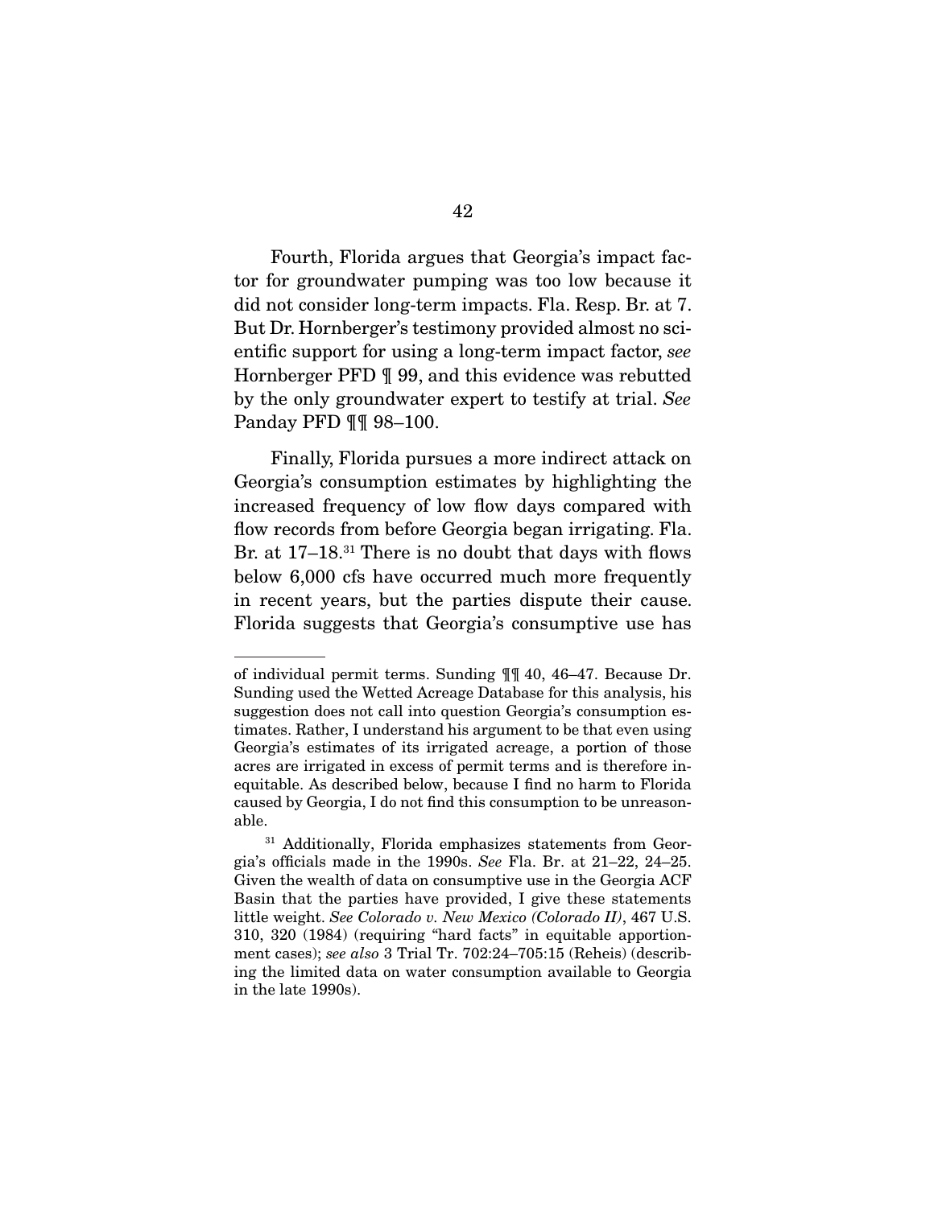Fourth, Florida argues that Georgia's impact factor for groundwater pumping was too low because it did not consider long-term impacts. Fla. Resp. Br. at 7. But Dr. Hornberger's testimony provided almost no scientific support for using a long-term impact factor, *see* Hornberger PFD ¶ 99, and this evidence was rebutted by the only groundwater expert to testify at trial. *See* Panday PFD ¶¶ 98–100.

Finally, Florida pursues a more indirect attack on Georgia's consumption estimates by highlighting the increased frequency of low flow days compared with flow records from before Georgia began irrigating. Fla. Br. at 17–18.[31] There is no doubt that days with flows below 6,000 cfs have occurred much more frequently in recent years, but the parties dispute their cause. Florida suggests that Georgia's consumptive use has

---

of individual permit terms. Sunding ¶¶ 40, 46–47. Because Dr. Sunding used the Wetted Acreage Database for this analysis, his suggestion does not call into question Georgia's consumption estimates. Rather, I understand his argument to be that even using Georgia's estimates of its irrigated acreage, a portion of those acres are irrigated in excess of permit terms and is therefore inequitable. As described below, because I find no harm to Florida caused by Georgia, I do not find this consumption to be unreasonable.

[31] Additionally, Florida emphasizes statements from Georgia's officials made in the 1990s. *See* Fla. Br. at 21–22, 24–25. Given the wealth of data on consumptive use in the Georgia ACF Basin that the parties have provided, I give these statements little weight. *See Colorado v. New Mexico (Colorado II)*, 467 U.S. 310, 320 (1984) (requiring "hard facts" in equitable apportionment cases); *see also* 3 Trial Tr. 702:24–705:15 (Reheis) (describing the limited data on water consumption available to Georgia in the late 1990s).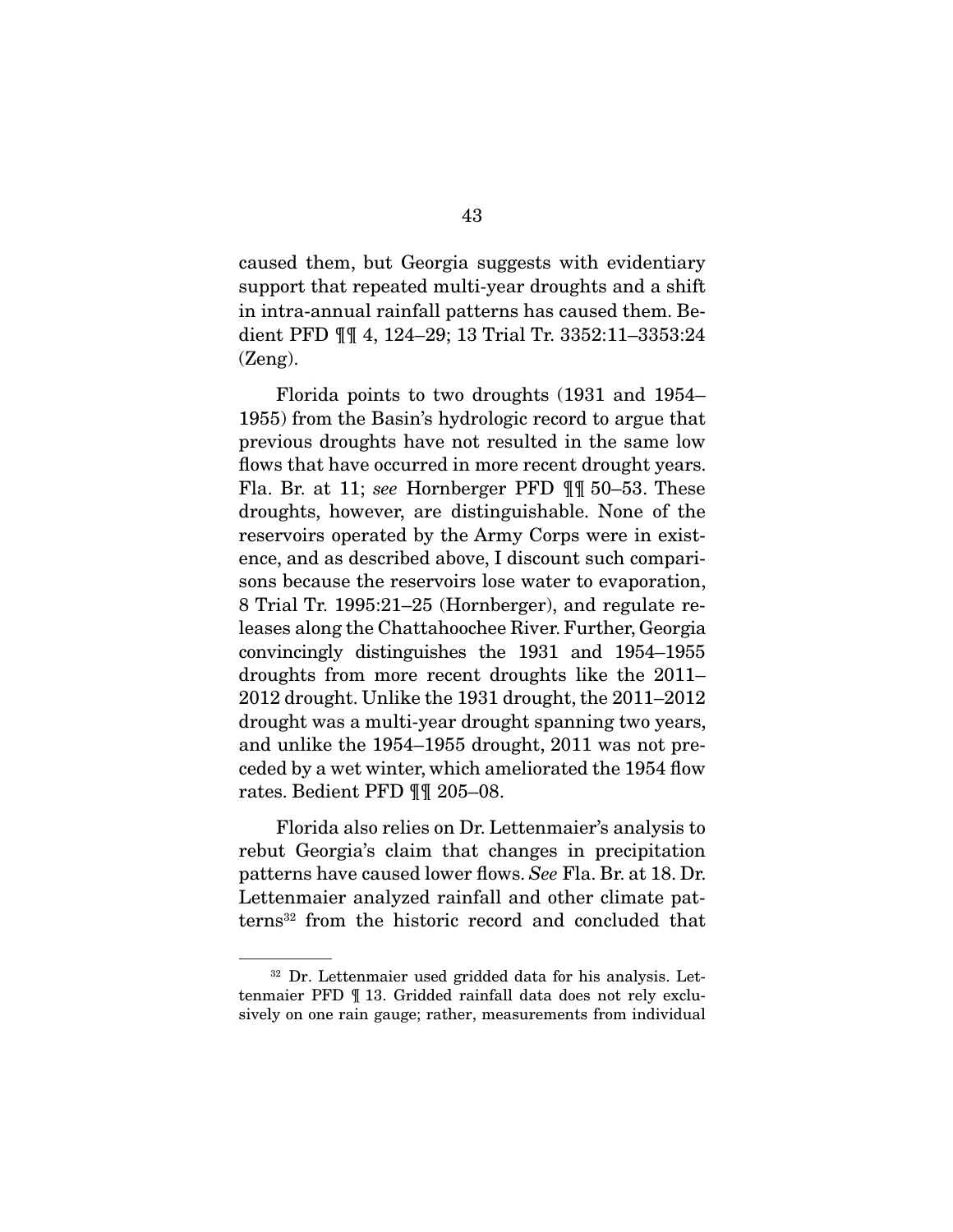caused them, but Georgia suggests with evidentiary support that repeated multi-year droughts and a shift in intra-annual rainfall patterns has caused them. Bedient PFD ¶¶ 4, 124–29; 13 Trial Tr. 3352:11–3353:24 (Zeng).

Florida points to two droughts (1931 and 1954–1955) from the Basin's hydrologic record to argue that previous droughts have not resulted in the same low flows that have occurred in more recent drought years. Fla. Br. at 11; *see* Hornberger PFD ¶¶ 50–53. These droughts, however, are distinguishable. None of the reservoirs operated by the Army Corps were in existence, and as described above, I discount such comparisons because the reservoirs lose water to evaporation, 8 Trial Tr. 1995:21–25 (Hornberger), and regulate releases along the Chattahoochee River. Further, Georgia convincingly distinguishes the 1931 and 1954–1955 droughts from more recent droughts like the 2011–2012 drought. Unlike the 1931 drought, the 2011–2012 drought was a multi-year drought spanning two years, and unlike the 1954–1955 drought, 2011 was not preceded by a wet winter, which ameliorated the 1954 flow rates. Bedient PFD ¶¶ 205–08.

Florida also relies on Dr. Lettenmaier's analysis to rebut Georgia's claim that changes in precipitation patterns have caused lower flows. *See* Fla. Br. at 18. Dr. Lettenmaier analyzed rainfall and other climate patterns[32] from the historic record and concluded that

---

[32] Dr. Lettenmaier used gridded data for his analysis. Lettenmaier PFD ¶ 13. Gridded rainfall data does not rely exclusively on one rain gauge; rather, measurements from individual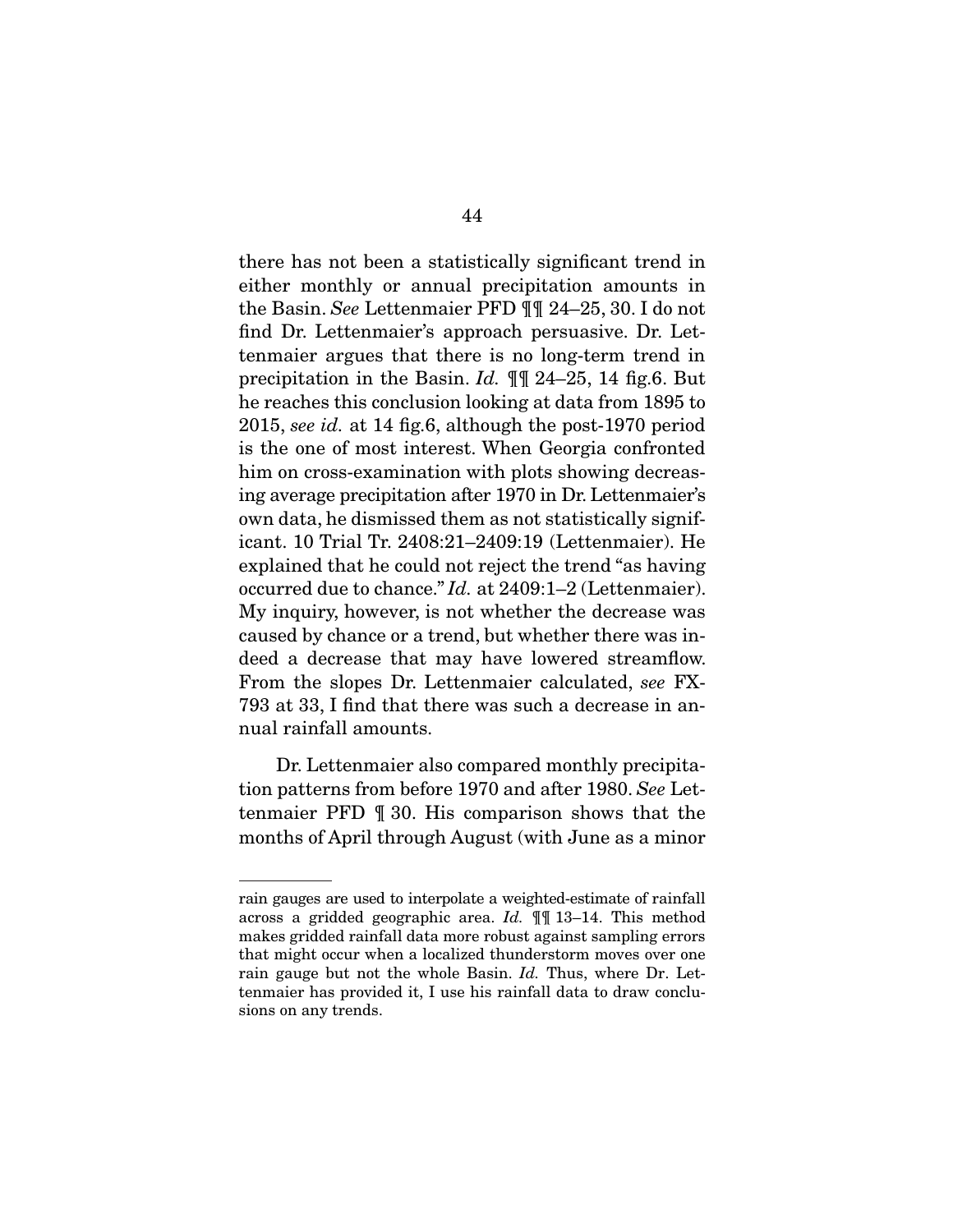there has not been a statistically significant trend in either monthly or annual precipitation amounts in the Basin. *See* Lettenmaier PFD ¶¶ 24–25, 30. I do not find Dr. Lettenmaier's approach persuasive. Dr. Lettenmaier argues that there is no long-term trend in precipitation in the Basin. *Id.* ¶¶ 24–25, 14 fig.6. But he reaches this conclusion looking at data from 1895 to 2015, *see id.* at 14 fig.6, although the post-1970 period is the one of most interest. When Georgia confronted him on cross-examination with plots showing decreasing average precipitation after 1970 in Dr. Lettenmaier's own data, he dismissed them as not statistically significant. 10 Trial Tr. 2408:21–2409:19 (Lettenmaier). He explained that he could not reject the trend "as having occurred due to chance." *Id.* at 2409:1–2 (Lettenmaier). My inquiry, however, is not whether the decrease was caused by chance or a trend, but whether there was indeed a decrease that may have lowered streamflow. From the slopes Dr. Lettenmaier calculated, *see* FX-793 at 33, I find that there was such a decrease in annual rainfall amounts.

Dr. Lettenmaier also compared monthly precipitation patterns from before 1970 and after 1980. *See* Lettenmaier PFD ¶ 30. His comparison shows that the months of April through August (with June as a minor

---

rain gauges are used to interpolate a weighted-estimate of rainfall across a gridded geographic area. *Id.* ¶¶ 13–14. This method makes gridded rainfall data more robust against sampling errors that might occur when a localized thunderstorm moves over one rain gauge but not the whole Basin. *Id.* Thus, where Dr. Lettenmaier has provided it, I use his rainfall data to draw conclusions on any trends.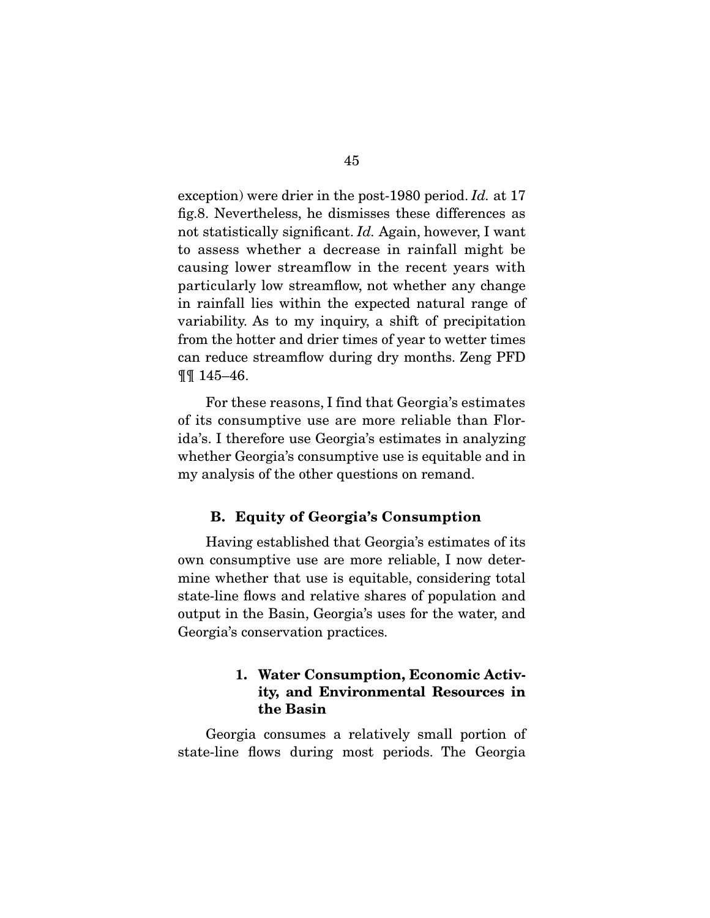exception) were drier in the post-1980 period. *Id.* at 17 fig.8. Nevertheless, he dismisses these differences as not statistically significant. *Id.* Again, however, I want to assess whether a decrease in rainfall might be causing lower streamflow in the recent years with particularly low streamflow, not whether any change in rainfall lies within the expected natural range of variability. As to my inquiry, a shift of precipitation from the hotter and drier times of year to wetter times can reduce streamflow during dry months. Zeng PFD ¶¶ 145–46.

For these reasons, I find that Georgia's estimates of its consumptive use are more reliable than Florida's. I therefore use Georgia's estimates in analyzing whether Georgia's consumptive use is equitable and in my analysis of the other questions on remand.

### B. Equity of Georgia's Consumption

Having established that Georgia's estimates of its own consumptive use are more reliable, I now determine whether that use is equitable, considering total state-line flows and relative shares of population and output in the Basin, Georgia's uses for the water, and Georgia's conservation practices.

#### 1. Water Consumption, Economic Activity, and Environmental Resources in the Basin

Georgia consumes a relatively small portion of state-line flows during most periods. The Georgia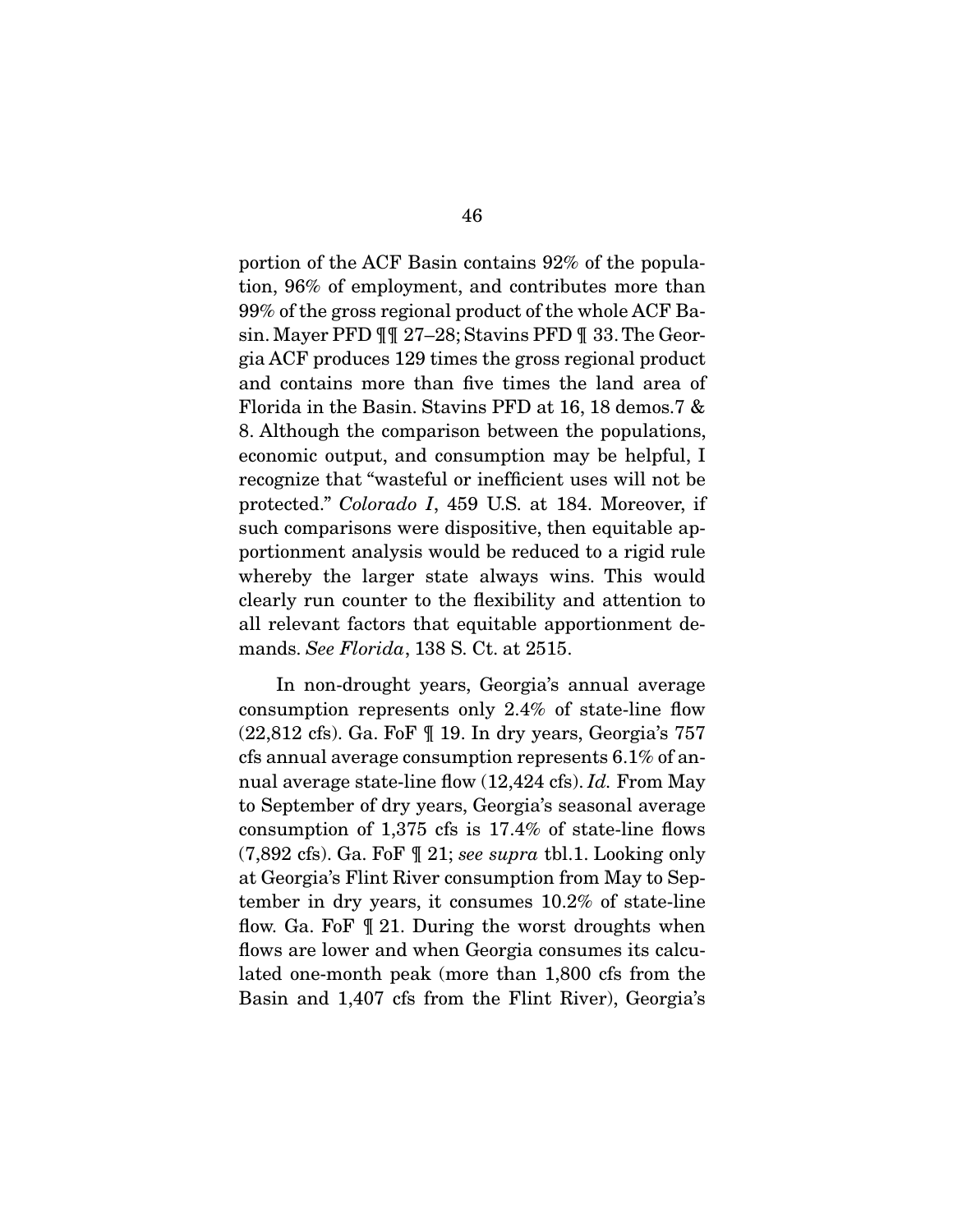portion of the ACF Basin contains 92% of the population, 96% of employment, and contributes more than 99% of the gross regional product of the whole ACF Basin. Mayer PFD ¶¶ 27–28; Stavins PFD ¶ 33. The Georgia ACF produces 129 times the gross regional product and contains more than five times the land area of Florida in the Basin. Stavins PFD at 16, 18 demos.7 & 8. Although the comparison between the populations, economic output, and consumption may be helpful, I recognize that "wasteful or inefficient uses will not be protected." *Colorado I*, 459 U.S. at 184. Moreover, if such comparisons were dispositive, then equitable apportionment analysis would be reduced to a rigid rule whereby the larger state always wins. This would clearly run counter to the flexibility and attention to all relevant factors that equitable apportionment demands. *See Florida*, 138 S. Ct. at 2515.

In non-drought years, Georgia's annual average consumption represents only 2.4% of state-line flow (22,812 cfs). Ga. FoF ¶ 19. In dry years, Georgia's 757 cfs annual average consumption represents 6.1% of annual average state-line flow (12,424 cfs). *Id.* From May to September of dry years, Georgia's seasonal average consumption of 1,375 cfs is 17.4% of state-line flows (7,892 cfs). Ga. FoF ¶ 21; *see supra* tbl.1. Looking only at Georgia's Flint River consumption from May to September in dry years, it consumes 10.2% of state-line flow. Ga. FoF ¶ 21. During the worst droughts when flows are lower and when Georgia consumes its calculated one-month peak (more than 1,800 cfs from the Basin and 1,407 cfs from the Flint River), Georgia's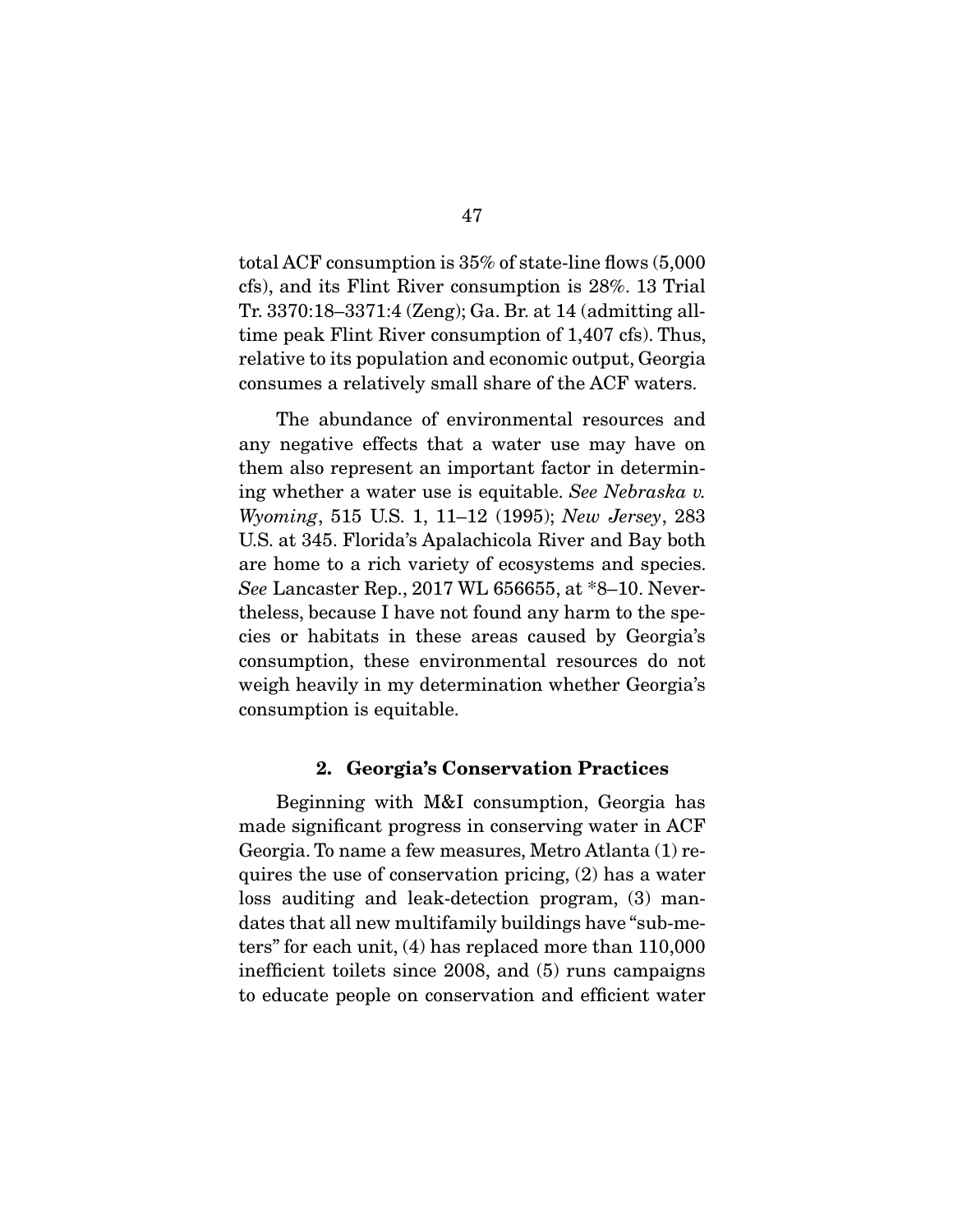total ACF consumption is 35% of state-line flows (5,000 cfs), and its Flint River consumption is 28%. 13 Trial Tr. 3370:18–3371:4 (Zeng); Ga. Br. at 14 (admitting all-time peak Flint River consumption of 1,407 cfs). Thus, relative to its population and economic output, Georgia consumes a relatively small share of the ACF waters.

The abundance of environmental resources and any negative effects that a water use may have on them also represent an important factor in determining whether a water use is equitable. *See Nebraska v. Wyoming*, 515 U.S. 1, 11–12 (1995); *New Jersey*, 283 U.S. at 345. Florida's Apalachicola River and Bay both are home to a rich variety of ecosystems and species. *See* Lancaster Rep., 2017 WL 656655, at *8–10. Nevertheless, because I have not found any harm to the species or habitats in these areas caused by Georgia's consumption, these environmental resources do not weigh heavily in my determination whether Georgia's consumption is equitable.

### 2. Georgia's Conservation Practices

Beginning with M&I consumption, Georgia has made significant progress in conserving water in ACF Georgia. To name a few measures, Metro Atlanta (1) requires the use of conservation pricing, (2) has a water loss auditing and leak-detection program, (3) mandates that all new multifamily buildings have "sub-meters" for each unit, (4) has replaced more than 110,000 inefficient toilets since 2008, and (5) runs campaigns to educate people on conservation and efficient water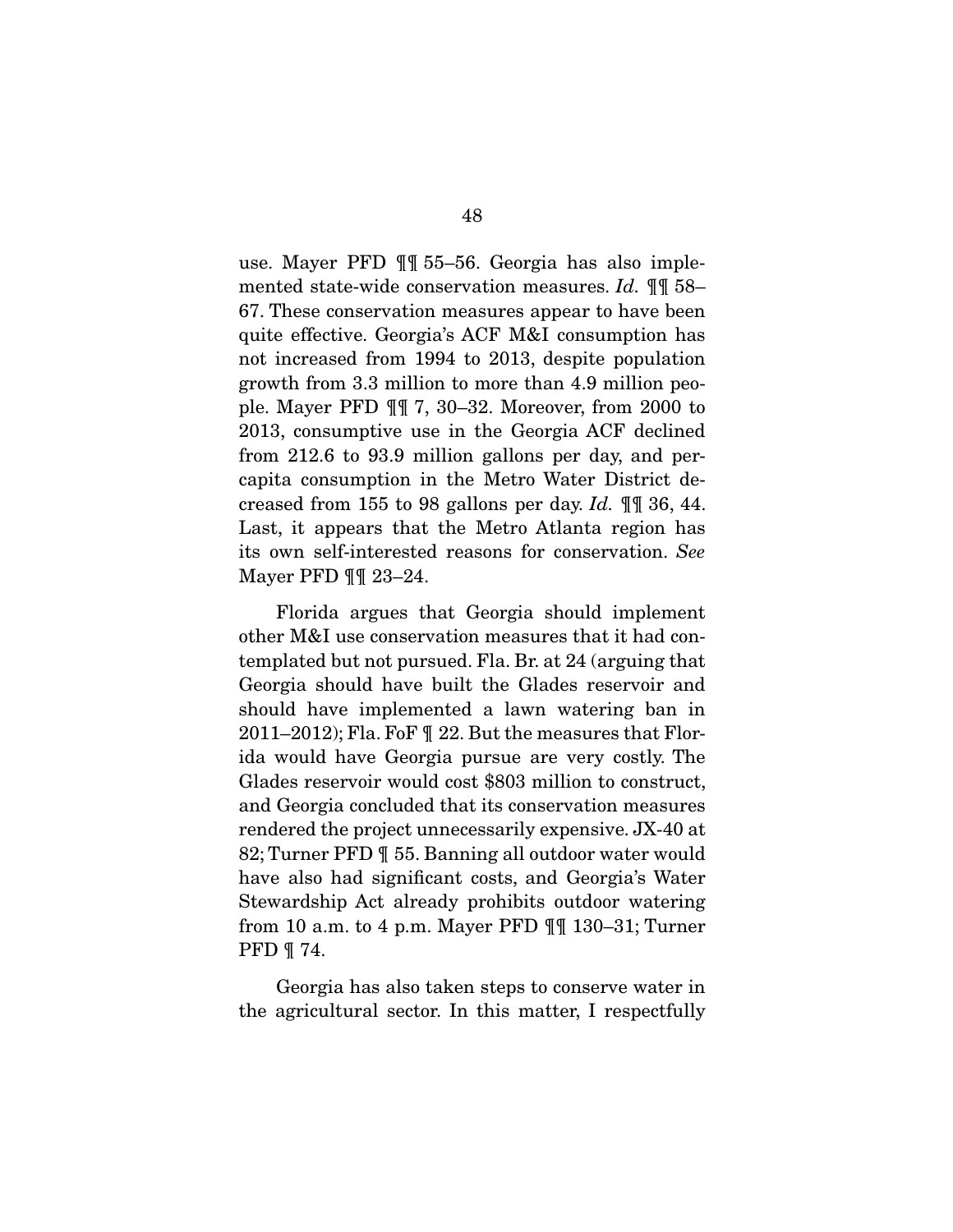use. Mayer PFD ¶¶ 55–56. Georgia has also implemented state-wide conservation measures. *Id.* ¶¶ 58–67. These conservation measures appear to have been quite effective. Georgia's ACF M&I consumption has not increased from 1994 to 2013, despite population growth from 3.3 million to more than 4.9 million people. Mayer PFD ¶¶ 7, 30–32. Moreover, from 2000 to 2013, consumptive use in the Georgia ACF declined from 212.6 to 93.9 million gallons per day, and per-capita consumption in the Metro Water District decreased from 155 to 98 gallons per day. *Id.* ¶¶ 36, 44. Last, it appears that the Metro Atlanta region has its own self-interested reasons for conservation. *See* Mayer PFD ¶¶ 23–24.

Florida argues that Georgia should implement other M&I use conservation measures that it had contemplated but not pursued. Fla. Br. at 24 (arguing that Georgia should have built the Glades reservoir and should have implemented a lawn watering ban in 2011–2012); Fla. FoF ¶ 22. But the measures that Florida would have Georgia pursue are very costly. The Glades reservoir would cost $803 million to construct, and Georgia concluded that its conservation measures rendered the project unnecessarily expensive. JX-40 at 82; Turner PFD ¶ 55. Banning all outdoor water would have also had significant costs, and Georgia's Water Stewardship Act already prohibits outdoor watering from 10 a.m. to 4 p.m. Mayer PFD ¶¶ 130–31; Turner PFD ¶ 74.

Georgia has also taken steps to conserve water in the agricultural sector. In this matter, I respectfully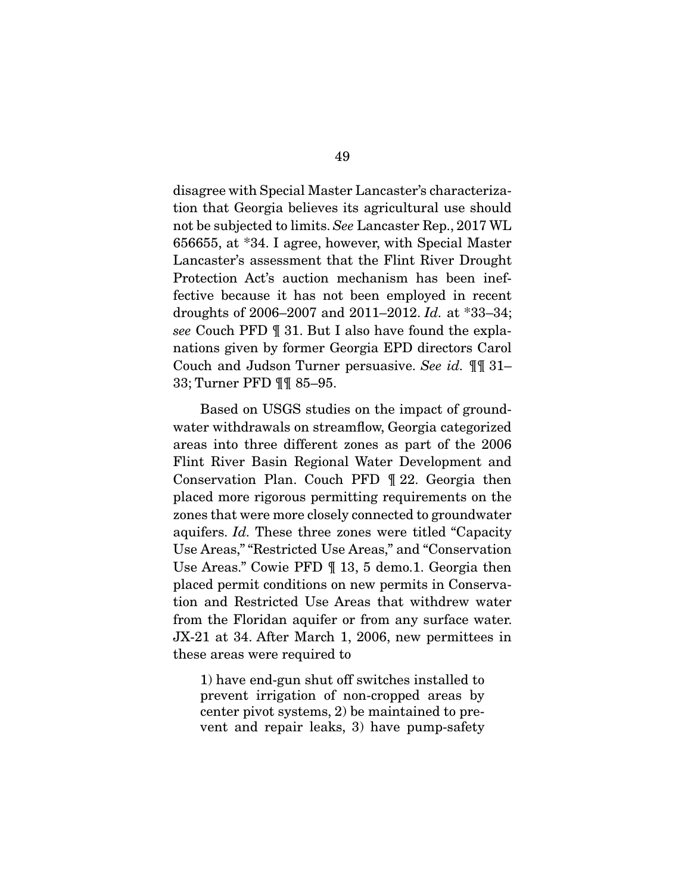disagree with Special Master Lancaster's characterization that Georgia believes its agricultural use should not be subjected to limits. *See* Lancaster Rep., 2017 WL 656655, at *34. I agree, however, with Special Master Lancaster's assessment that the Flint River Drought Protection Act's auction mechanism has been ineffective because it has not been employed in recent droughts of 2006–2007 and 2011–2012. *Id.* at *33–34; *see* Couch PFD ¶ 31. But I also have found the explanations given by former Georgia EPD directors Carol Couch and Judson Turner persuasive. *See id.* ¶¶ 31–33; Turner PFD ¶¶ 85–95.

Based on USGS studies on the impact of groundwater withdrawals on streamflow, Georgia categorized areas into three different zones as part of the 2006 Flint River Basin Regional Water Development and Conservation Plan. Couch PFD ¶ 22. Georgia then placed more rigorous permitting requirements on the zones that were more closely connected to groundwater aquifers. *Id.* These three zones were titled "Capacity Use Areas," "Restricted Use Areas," and "Conservation Use Areas." Cowie PFD ¶ 13, 5 demo.1. Georgia then placed permit conditions on new permits in Conservation and Restricted Use Areas that withdrew water from the Floridan aquifer or from any surface water. JX-21 at 34. After March 1, 2006, new permittees in these areas were required to

> 1) have end-gun shut off switches installed to prevent irrigation of non-cropped areas by center pivot systems, 2) be maintained to prevent and repair leaks, 3) have pump-safety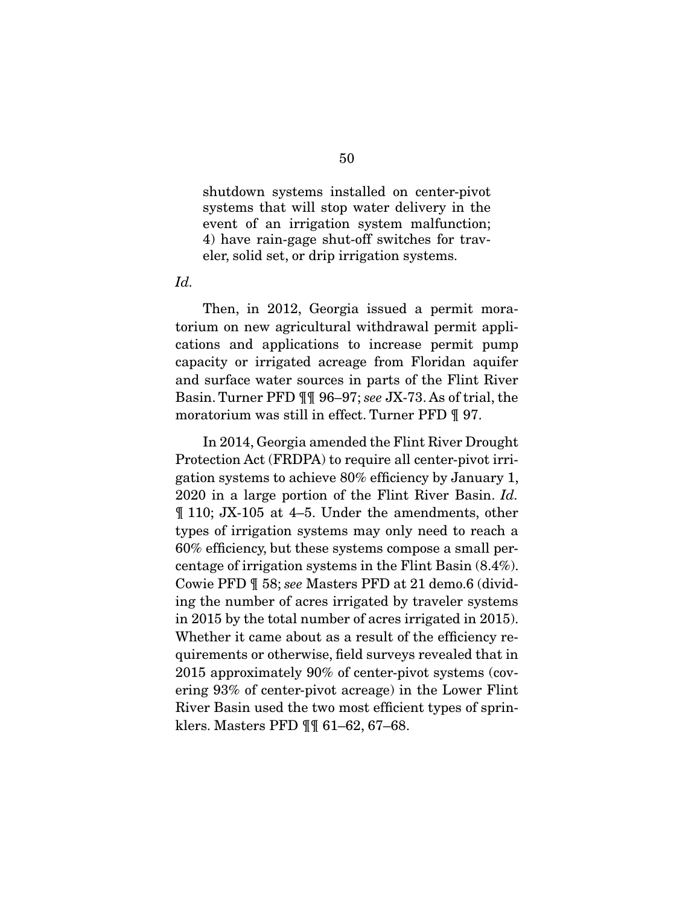> shutdown systems installed on center-pivot systems that will stop water delivery in the event of an irrigation system malfunction; 4) have rain-gage shut-off switches for traveler, solid set, or drip irrigation systems.

*Id.*

Then, in 2012, Georgia issued a permit moratorium on new agricultural withdrawal permit applications and applications to increase permit pump capacity or irrigated acreage from Floridan aquifer and surface water sources in parts of the Flint River Basin. Turner PFD ¶¶ 96–97; *see* JX-73. As of trial, the moratorium was still in effect. Turner PFD ¶ 97.

In 2014, Georgia amended the Flint River Drought Protection Act (FRDPA) to require all center-pivot irrigation systems to achieve 80% efficiency by January 1, 2020 in a large portion of the Flint River Basin. *Id.* ¶ 110; JX-105 at 4–5. Under the amendments, other types of irrigation systems may only need to reach a 60% efficiency, but these systems compose a small percentage of irrigation systems in the Flint Basin (8.4%). Cowie PFD ¶ 58; *see* Masters PFD at 21 demo.6 (dividing the number of acres irrigated by traveler systems in 2015 by the total number of acres irrigated in 2015). Whether it came about as a result of the efficiency requirements or otherwise, field surveys revealed that in 2015 approximately 90% of center-pivot systems (covering 93% of center-pivot acreage) in the Lower Flint River Basin used the two most efficient types of sprinklers. Masters PFD ¶¶ 61–62, 67–68.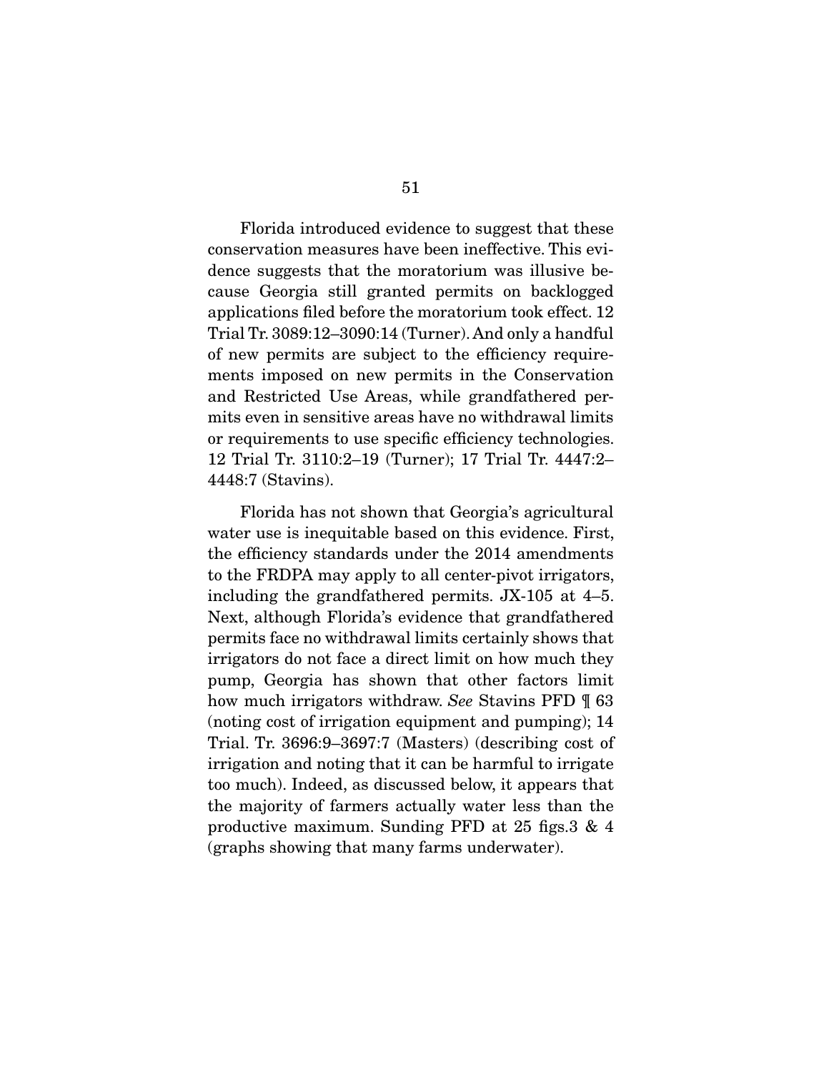Florida introduced evidence to suggest that these conservation measures have been ineffective. This evidence suggests that the moratorium was illusive because Georgia still granted permits on backlogged applications filed before the moratorium took effect. 12 Trial Tr. 3089:12–3090:14 (Turner). And only a handful of new permits are subject to the efficiency requirements imposed on new permits in the Conservation and Restricted Use Areas, while grandfathered permits even in sensitive areas have no withdrawal limits or requirements to use specific efficiency technologies. 12 Trial Tr. 3110:2–19 (Turner); 17 Trial Tr. 4447:2–4448:7 (Stavins).

Florida has not shown that Georgia's agricultural water use is inequitable based on this evidence. First, the efficiency standards under the 2014 amendments to the FRDPA may apply to all center-pivot irrigators, including the grandfathered permits. JX-105 at 4–5. Next, although Florida's evidence that grandfathered permits face no withdrawal limits certainly shows that irrigators do not face a direct limit on how much they pump, Georgia has shown that other factors limit how much irrigators withdraw. *See* Stavins PFD ¶ 63 (noting cost of irrigation equipment and pumping); 14 Trial. Tr. 3696:9–3697:7 (Masters) (describing cost of irrigation and noting that it can be harmful to irrigate too much). Indeed, as discussed below, it appears that the majority of farmers actually water less than the productive maximum. Sunding PFD at 25 figs.3 & 4 (graphs showing that many farms underwater).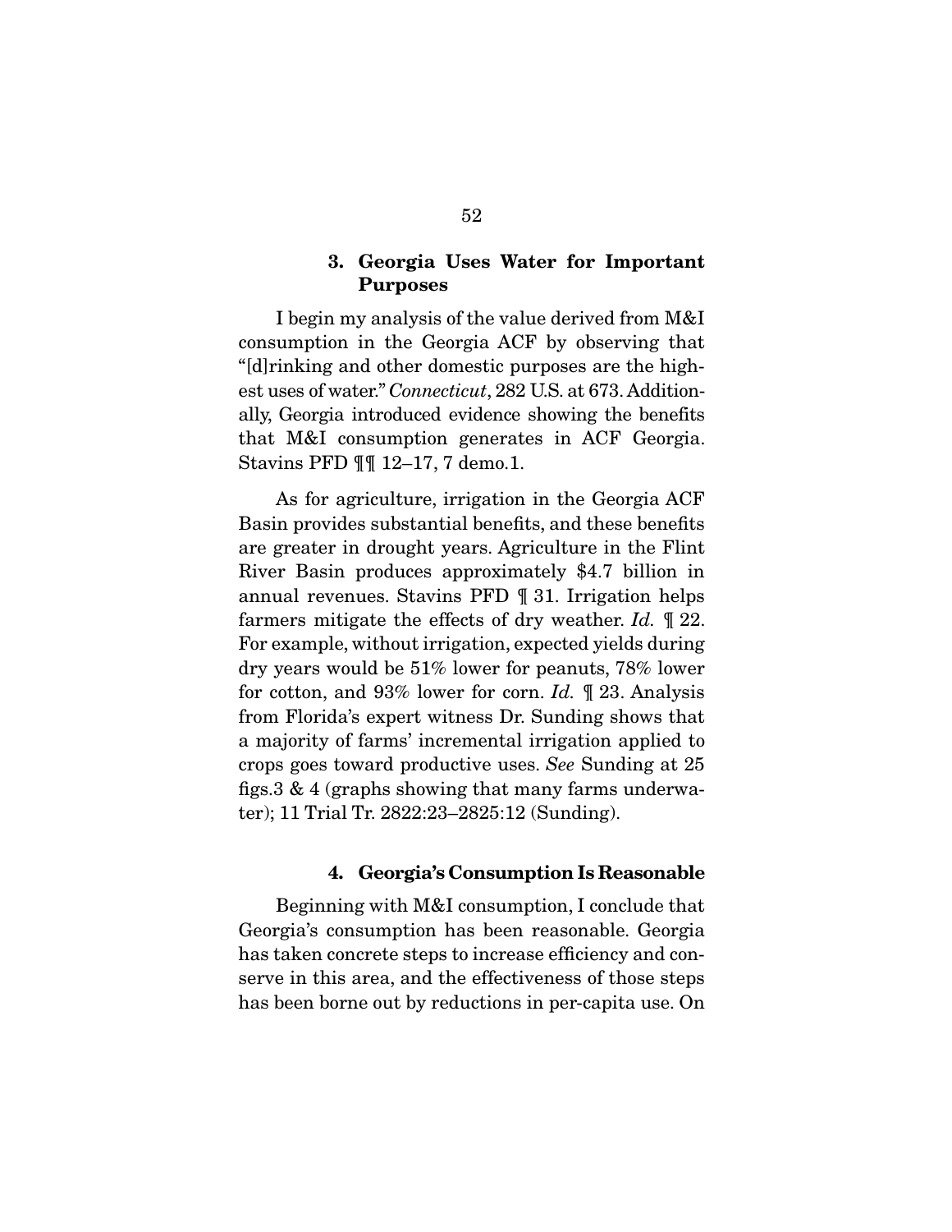### 3. Georgia Uses Water for Important Purposes

I begin my analysis of the value derived from M&I consumption in the Georgia ACF by observing that "[d]rinking and other domestic purposes are the highest uses of water." *Connecticut*, 282 U.S. at 673. Additionally, Georgia introduced evidence showing the benefits that M&I consumption generates in ACF Georgia. Stavins PFD ¶¶ 12–17, 7 demo.1.

As for agriculture, irrigation in the Georgia ACF Basin provides substantial benefits, and these benefits are greater in drought years. Agriculture in the Flint River Basin produces approximately $4.7 billion in annual revenues. Stavins PFD ¶ 31. Irrigation helps farmers mitigate the effects of dry weather. *Id.* ¶ 22. For example, without irrigation, expected yields during dry years would be 51% lower for peanuts, 78% lower for cotton, and 93% lower for corn. *Id.* ¶ 23. Analysis from Florida's expert witness Dr. Sunding shows that a majority of farms' incremental irrigation applied to crops goes toward productive uses. *See* Sunding at 25 figs.3 & 4 (graphs showing that many farms underwater); 11 Trial Tr. 2822:23–2825:12 (Sunding).

### 4. Georgia's Consumption Is Reasonable

Beginning with M&I consumption, I conclude that Georgia's consumption has been reasonable. Georgia has taken concrete steps to increase efficiency and conserve in this area, and the effectiveness of those steps has been borne out by reductions in per-capita use. On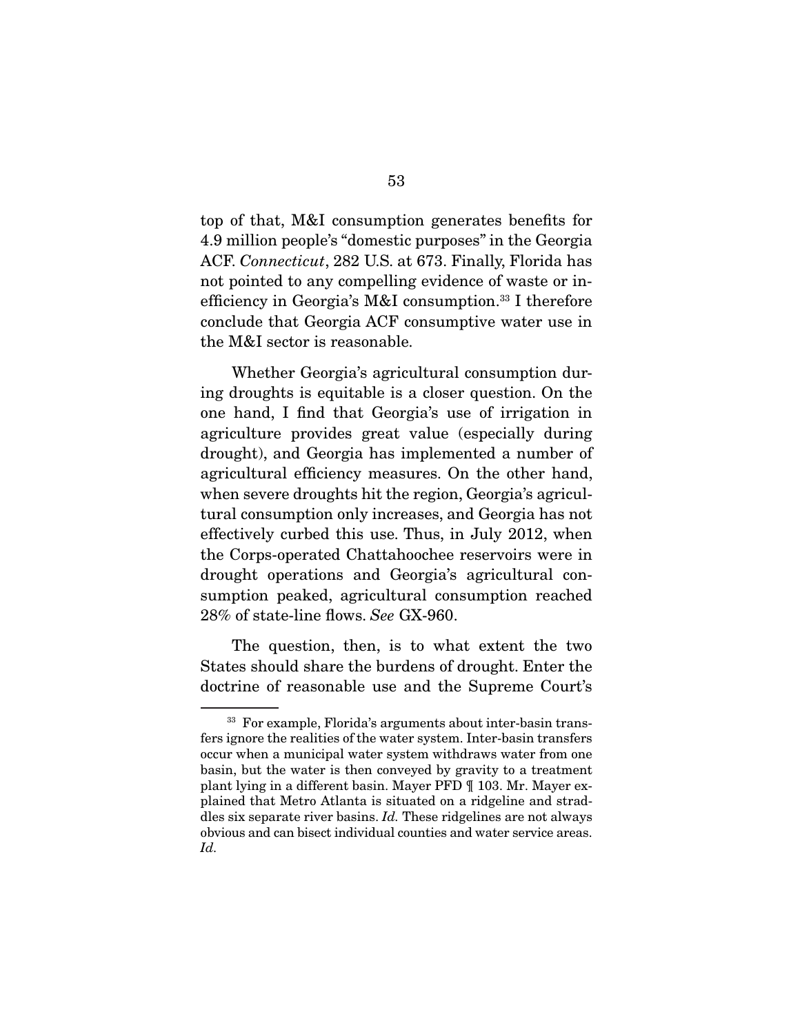top of that, M&I consumption generates benefits for 4.9 million people's "domestic purposes" in the Georgia ACF. *Connecticut*, 282 U.S. at 673. Finally, Florida has not pointed to any compelling evidence of waste or inefficiency in Georgia's M&I consumption.[33] I therefore conclude that Georgia ACF consumptive water use in the M&I sector is reasonable.

Whether Georgia's agricultural consumption during droughts is equitable is a closer question. On the one hand, I find that Georgia's use of irrigation in agriculture provides great value (especially during drought), and Georgia has implemented a number of agricultural efficiency measures. On the other hand, when severe droughts hit the region, Georgia's agricultural consumption only increases, and Georgia has not effectively curbed this use. Thus, in July 2012, when the Corps-operated Chattahoochee reservoirs were in drought operations and Georgia's agricultural consumption peaked, agricultural consumption reached 28% of state-line flows. *See* GX-960.

The question, then, is to what extent the two States should share the burdens of drought. Enter the doctrine of reasonable use and the Supreme Court's

---

[33] For example, Florida's arguments about inter-basin transfers ignore the realities of the water system. Inter-basin transfers occur when a municipal water system withdraws water from one basin, but the water is then conveyed by gravity to a treatment plant lying in a different basin. Mayer PFD ¶ 103. Mr. Mayer explained that Metro Atlanta is situated on a ridgeline and straddles six separate river basins. *Id.* These ridgelines are not always obvious and can bisect individual counties and water service areas. *Id.*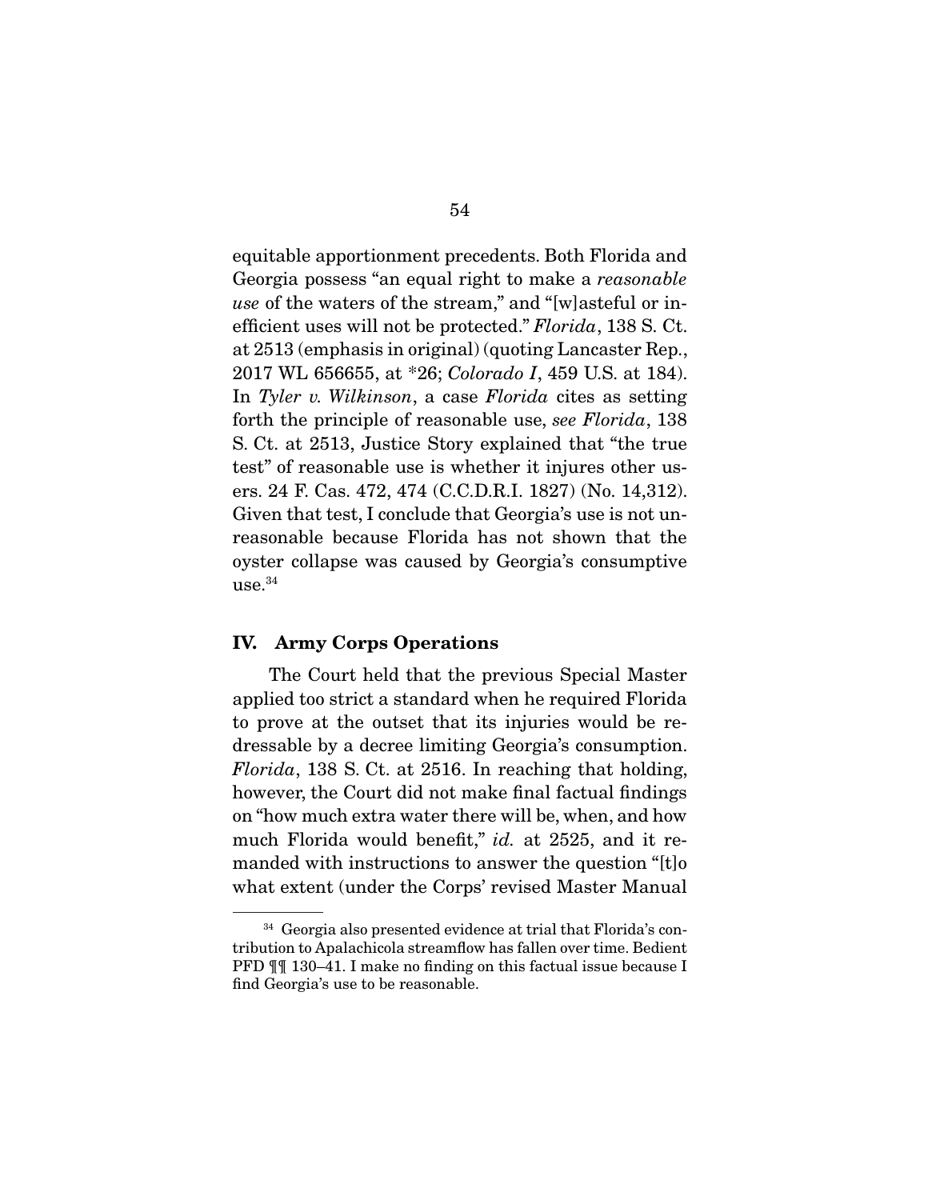equitable apportionment precedents. Both Florida and Georgia possess "an equal right to make a *reasonable use* of the waters of the stream," and "[w]asteful or inefficient uses will not be protected." *Florida*, 138 S. Ct. at 2513 (emphasis in original) (quoting Lancaster Rep., 2017 WL 656655, at *26; *Colorado I*, 459 U.S. at 184). In *Tyler v. Wilkinson*, a case *Florida* cites as setting forth the principle of reasonable use, *see Florida*, 138 S. Ct. at 2513, Justice Story explained that "the true test" of reasonable use is whether it injures other users. 24 F. Cas. 472, 474 (C.C.D.R.I. 1827) (No. 14,312). Given that test, I conclude that Georgia's use is not unreasonable because Florida has not shown that the oyster collapse was caused by Georgia's consumptive use.[34]

## IV. Army Corps Operations

The Court held that the previous Special Master applied too strict a standard when he required Florida to prove at the outset that its injuries would be redressable by a decree limiting Georgia's consumption. *Florida*, 138 S. Ct. at 2516. In reaching that holding, however, the Court did not make final factual findings on "how much extra water there will be, when, and how much Florida would benefit," *id.* at 2525, and it remanded with instructions to answer the question "[t]o what extent (under the Corps' revised Master Manual

[34] Georgia also presented evidence at trial that Florida's contribution to Apalachicola streamflow has fallen over time. Bedient PFD ¶¶ 130–41. I make no finding on this factual issue because I find Georgia's use to be reasonable.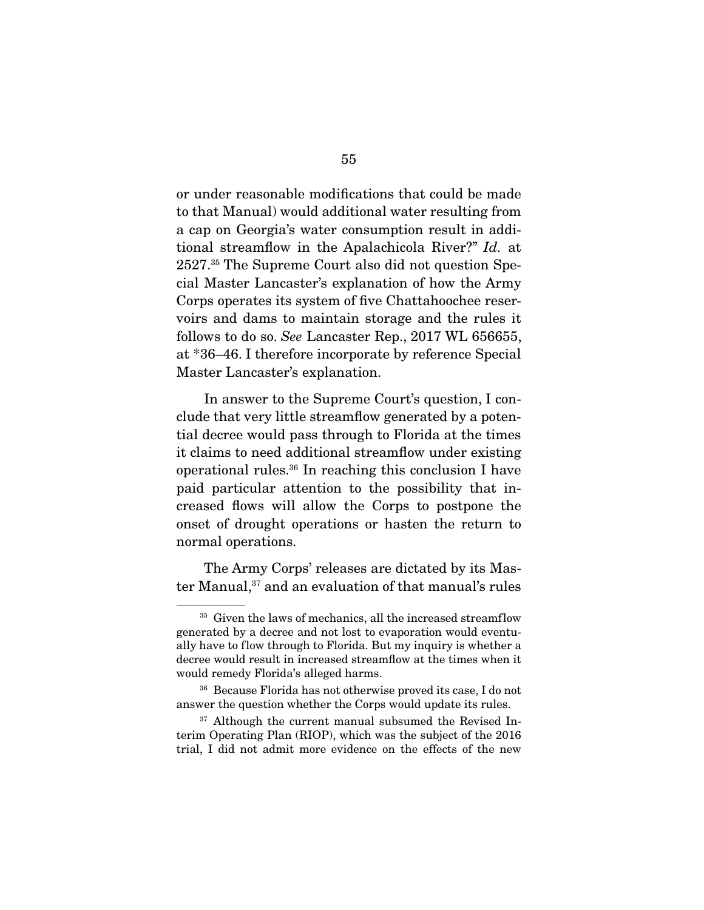or under reasonable modifications that could be made to that Manual) would additional water resulting from a cap on Georgia's water consumption result in additional streamflow in the Apalachicola River?" *Id.* at 2527.[35] The Supreme Court also did not question Special Master Lancaster's explanation of how the Army Corps operates its system of five Chattahoochee reservoirs and dams to maintain storage and the rules it follows to do so. *See* Lancaster Rep., 2017 WL 656655, at *36–46. I therefore incorporate by reference Special Master Lancaster's explanation.

In answer to the Supreme Court's question, I conclude that very little streamflow generated by a potential decree would pass through to Florida at the times it claims to need additional streamflow under existing operational rules.[36] In reaching this conclusion I have paid particular attention to the possibility that increased flows will allow the Corps to postpone the onset of drought operations or hasten the return to normal operations.

The Army Corps' releases are dictated by its Master Manual,[37] and an evaluation of that manual's rules

---

[35] Given the laws of mechanics, all the increased streamflow generated by a decree and not lost to evaporation would eventually have to flow through to Florida. But my inquiry is whether a decree would result in increased streamflow at the times when it would remedy Florida's alleged harms.

[36] Because Florida has not otherwise proved its case, I do not answer the question whether the Corps would update its rules.

[37] Although the current manual subsumed the Revised Interim Operating Plan (RIOP), which was the subject of the 2016 trial, I did not admit more evidence on the effects of the new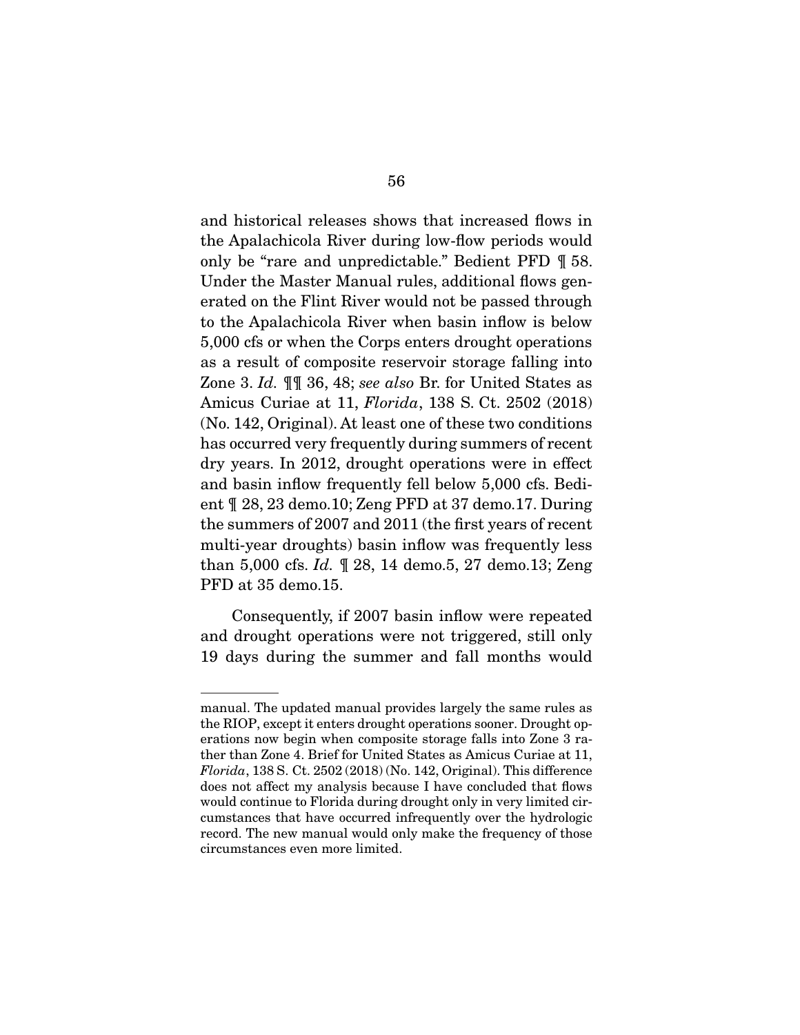and historical releases shows that increased flows in the Apalachicola River during low-flow periods would only be "rare and unpredictable." Bedient PFD ¶ 58. Under the Master Manual rules, additional flows generated on the Flint River would not be passed through to the Apalachicola River when basin inflow is below 5,000 cfs or when the Corps enters drought operations as a result of composite reservoir storage falling into Zone 3. *Id.* ¶¶ 36, 48; *see also* Br. for United States as Amicus Curiae at 11, *Florida*, 138 S. Ct. 2502 (2018) (No. 142, Original). At least one of these two conditions has occurred very frequently during summers of recent dry years. In 2012, drought operations were in effect and basin inflow frequently fell below 5,000 cfs. Bedient ¶ 28, 23 demo.10; Zeng PFD at 37 demo.17. During the summers of 2007 and 2011 (the first years of recent multi-year droughts) basin inflow was frequently less than 5,000 cfs. *Id.* ¶ 28, 14 demo.5, 27 demo.13; Zeng PFD at 35 demo.15.

Consequently, if 2007 basin inflow were repeated and drought operations were not triggered, still only 19 days during the summer and fall months would

---

manual. The updated manual provides largely the same rules as the RIOP, except it enters drought operations sooner. Drought operations now begin when composite storage falls into Zone 3 rather than Zone 4. Brief for United States as Amicus Curiae at 11, *Florida*, 138 S. Ct. 2502 (2018) (No. 142, Original). This difference does not affect my analysis because I have concluded that flows would continue to Florida during drought only in very limited circumstances that have occurred infrequently over the hydrologic record. The new manual would only make the frequency of those circumstances even more limited.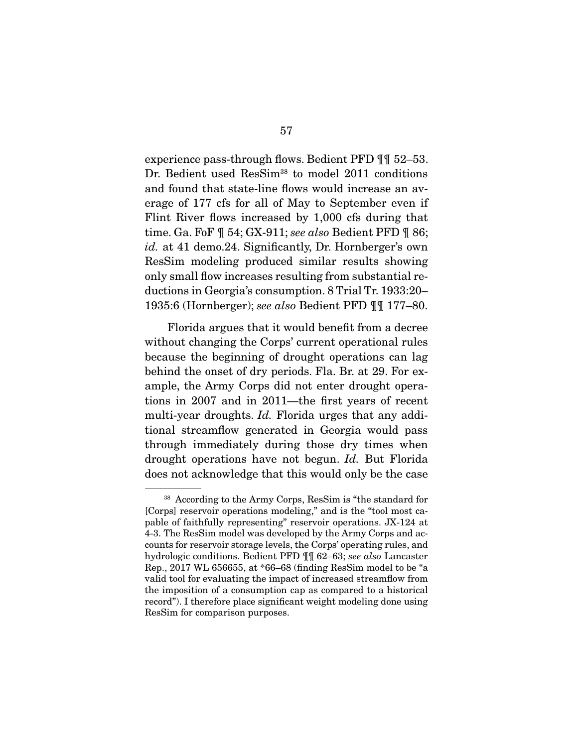experience pass-through flows. Bedient PFD ¶¶ 52–53. Dr. Bedient used ResSim[38] to model 2011 conditions and found that state-line flows would increase an average of 177 cfs for all of May to September even if Flint River flows increased by 1,000 cfs during that time. Ga. FoF ¶ 54; GX-911; *see also* Bedient PFD ¶ 86; *id.* at 41 demo.24. Significantly, Dr. Hornberger's own ResSim modeling produced similar results showing only small flow increases resulting from substantial reductions in Georgia's consumption. 8 Trial Tr. 1933:20–1935:6 (Hornberger); *see also* Bedient PFD ¶¶ 177–80.

Florida argues that it would benefit from a decree without changing the Corps' current operational rules because the beginning of drought operations can lag behind the onset of dry periods. Fla. Br. at 29. For example, the Army Corps did not enter drought operations in 2007 and in 2011—the first years of recent multi-year droughts. *Id.* Florida urges that any additional streamflow generated in Georgia would pass through immediately during those dry times when drought operations have not begun. *Id.* But Florida does not acknowledge that this would only be the case

---

[38] According to the Army Corps, ResSim is "the standard for [Corps] reservoir operations modeling," and is the "tool most capable of faithfully representing" reservoir operations. JX-124 at 4-3. The ResSim model was developed by the Army Corps and accounts for reservoir storage levels, the Corps' operating rules, and hydrologic conditions. Bedient PFD ¶¶ 62–63; *see also* Lancaster Rep., 2017 WL 656655, at *66–68 (finding ResSim model to be "a valid tool for evaluating the impact of increased streamflow from the imposition of a consumption cap as compared to a historical record"). I therefore place significant weight modeling done using ResSim for comparison purposes.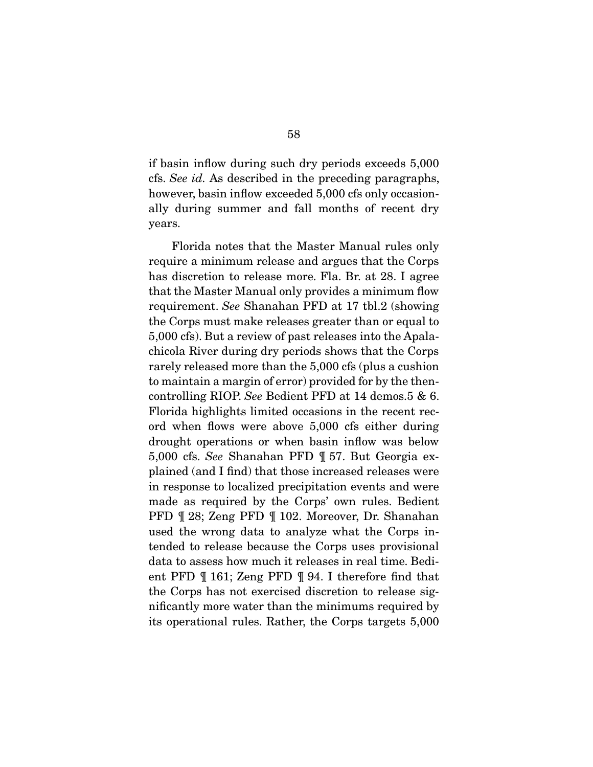if basin inflow during such dry periods exceeds 5,000 cfs. *See id.* As described in the preceding paragraphs, however, basin inflow exceeded 5,000 cfs only occasionally during summer and fall months of recent dry years.

Florida notes that the Master Manual rules only require a minimum release and argues that the Corps has discretion to release more. Fla. Br. at 28. I agree that the Master Manual only provides a minimum flow requirement. *See* Shanahan PFD at 17 tbl.2 (showing the Corps must make releases greater than or equal to 5,000 cfs). But a review of past releases into the Apalachicola River during dry periods shows that the Corps rarely released more than the 5,000 cfs (plus a cushion to maintain a margin of error) provided for by the then-controlling RIOP. *See* Bedient PFD at 14 demos.5 & 6. Florida highlights limited occasions in the recent record when flows were above 5,000 cfs either during drought operations or when basin inflow was below 5,000 cfs. *See* Shanahan PFD ¶ 57. But Georgia explained (and I find) that those increased releases were in response to localized precipitation events and were made as required by the Corps' own rules. Bedient PFD ¶ 28; Zeng PFD ¶ 102. Moreover, Dr. Shanahan used the wrong data to analyze what the Corps intended to release because the Corps uses provisional data to assess how much it releases in real time. Bedient PFD ¶ 161; Zeng PFD ¶ 94. I therefore find that the Corps has not exercised discretion to release significantly more water than the minimums required by its operational rules. Rather, the Corps targets 5,000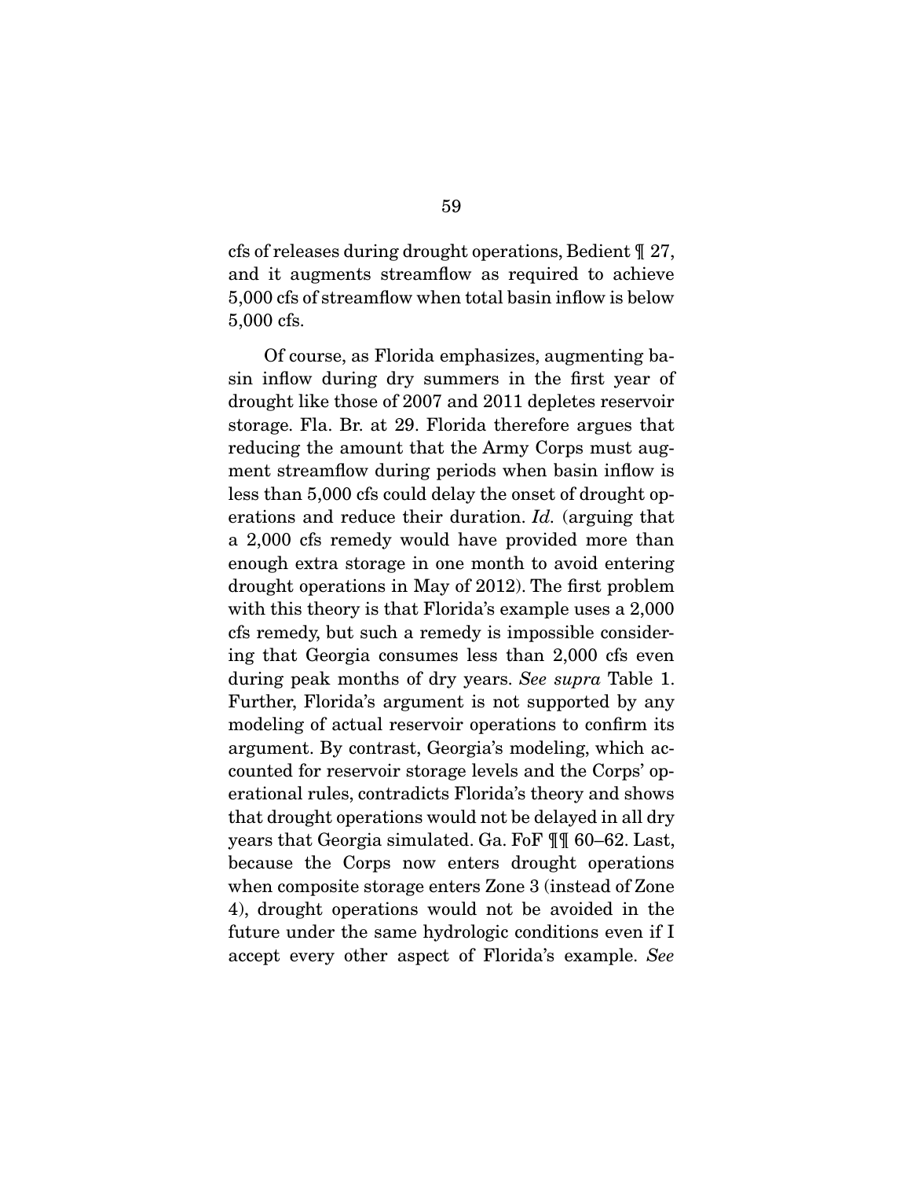cfs of releases during drought operations, Bedient ¶ 27, and it augments streamflow as required to achieve 5,000 cfs of streamflow when total basin inflow is below 5,000 cfs.

Of course, as Florida emphasizes, augmenting basin inflow during dry summers in the first year of drought like those of 2007 and 2011 depletes reservoir storage. Fla. Br. at 29. Florida therefore argues that reducing the amount that the Army Corps must augment streamflow during periods when basin inflow is less than 5,000 cfs could delay the onset of drought operations and reduce their duration. *Id.* (arguing that a 2,000 cfs remedy would have provided more than enough extra storage in one month to avoid entering drought operations in May of 2012). The first problem with this theory is that Florida's example uses a 2,000 cfs remedy, but such a remedy is impossible considering that Georgia consumes less than 2,000 cfs even during peak months of dry years. *See supra* Table 1. Further, Florida's argument is not supported by any modeling of actual reservoir operations to confirm its argument. By contrast, Georgia's modeling, which accounted for reservoir storage levels and the Corps' operational rules, contradicts Florida's theory and shows that drought operations would not be delayed in all dry years that Georgia simulated. Ga. FoF ¶¶ 60–62. Last, because the Corps now enters drought operations when composite storage enters Zone 3 (instead of Zone 4), drought operations would not be avoided in the future under the same hydrologic conditions even if I accept every other aspect of Florida's example. *See*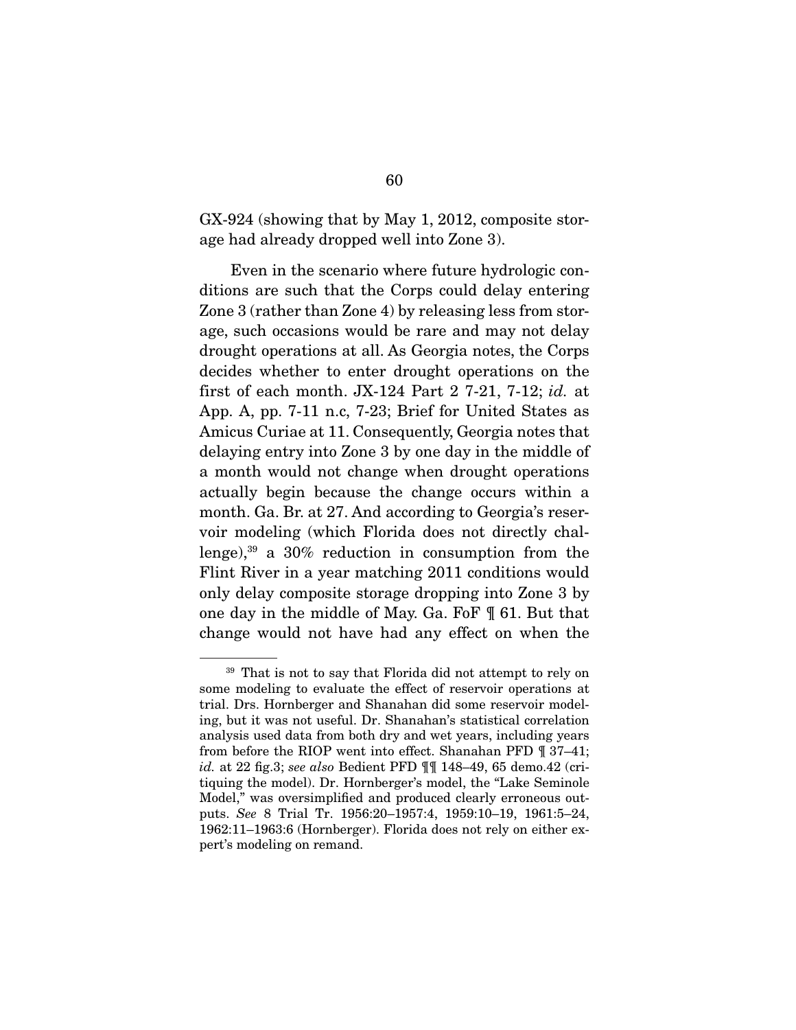GX-924 (showing that by May 1, 2012, composite storage had already dropped well into Zone 3).

Even in the scenario where future hydrologic conditions are such that the Corps could delay entering Zone 3 (rather than Zone 4) by releasing less from storage, such occasions would be rare and may not delay drought operations at all. As Georgia notes, the Corps decides whether to enter drought operations on the first of each month. JX-124 Part 2 7-21, 7-12; *id.* at App. A, pp. 7-11 n.c, 7-23; Brief for United States as Amicus Curiae at 11. Consequently, Georgia notes that delaying entry into Zone 3 by one day in the middle of a month would not change when drought operations actually begin because the change occurs within a month. Ga. Br. at 27. And according to Georgia's reservoir modeling (which Florida does not directly challenge),[39] a 30% reduction in consumption from the Flint River in a year matching 2011 conditions would only delay composite storage dropping into Zone 3 by one day in the middle of May. Ga. FoF ¶ 61. But that change would not have had any effect on when the

[39] That is not to say that Florida did not attempt to rely on some modeling to evaluate the effect of reservoir operations at trial. Drs. Hornberger and Shanahan did some reservoir modeling, but it was not useful. Dr. Shanahan's statistical correlation analysis used data from both dry and wet years, including years from before the RIOP went into effect. Shanahan PFD ¶ 37–41; *id.* at 22 fig.3; *see also* Bedient PFD ¶¶ 148–49, 65 demo.42 (critiquing the model). Dr. Hornberger's model, the "Lake Seminole Model," was oversimplified and produced clearly erroneous outputs. *See* 8 Trial Tr. 1956:20–1957:4, 1959:10–19, 1961:5–24, 1962:11–1963:6 (Hornberger). Florida does not rely on either expert's modeling on remand.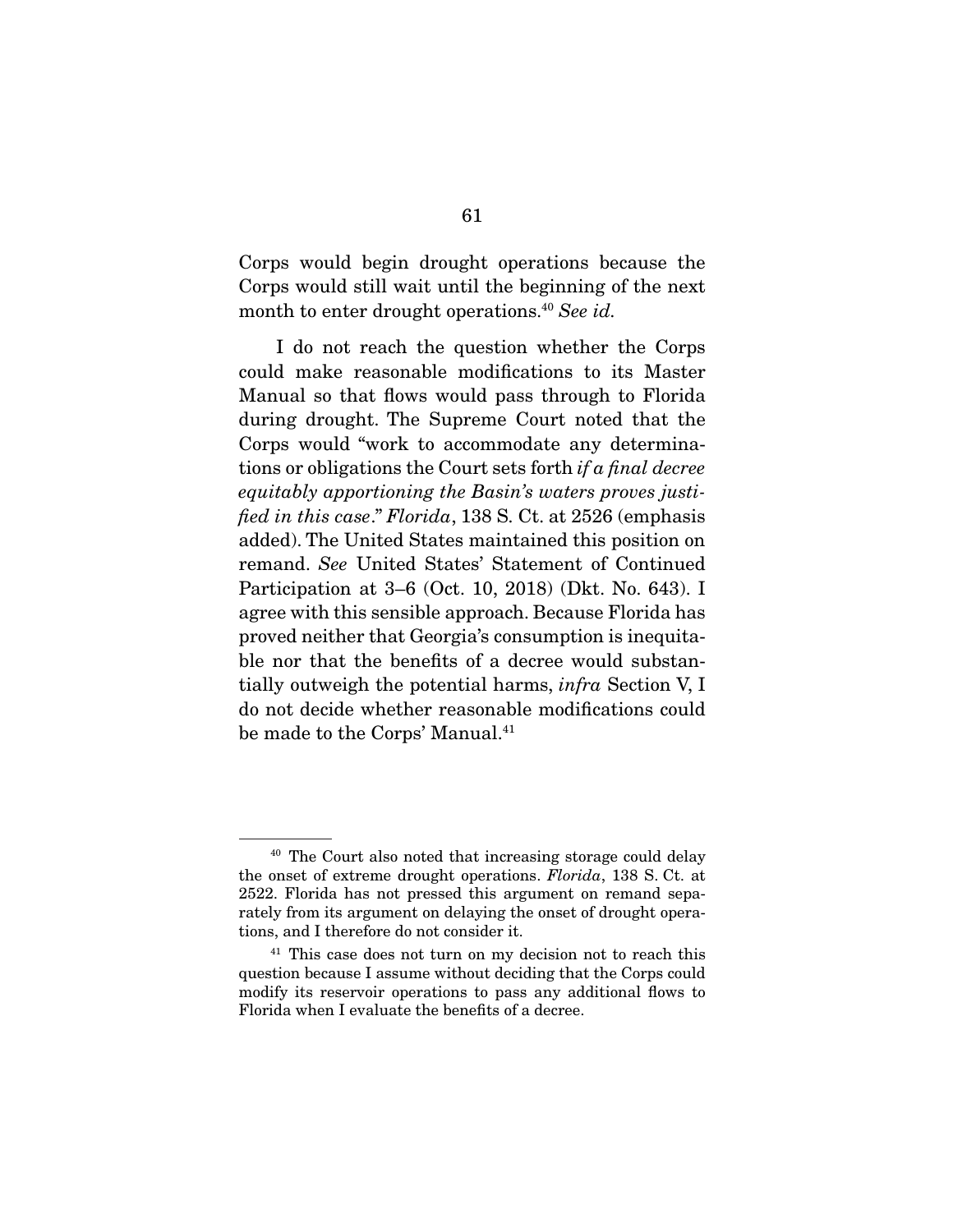Corps would begin drought operations because the Corps would still wait until the beginning of the next month to enter drought operations.[40] *See id.*

I do not reach the question whether the Corps could make reasonable modifications to its Master Manual so that flows would pass through to Florida during drought. The Supreme Court noted that the Corps would "work to accommodate any determinations or obligations the Court sets forth *if a final decree equitably apportioning the Basin's waters proves justified in this case*." *Florida*, 138 S. Ct. at 2526 (emphasis added). The United States maintained this position on remand. *See* United States' Statement of Continued Participation at 3–6 (Oct. 10, 2018) (Dkt. No. 643). I agree with this sensible approach. Because Florida has proved neither that Georgia's consumption is inequitable nor that the benefits of a decree would substantially outweigh the potential harms, *infra* Section V, I do not decide whether reasonable modifications could be made to the Corps' Manual.[41]

---

[40] The Court also noted that increasing storage could delay the onset of extreme drought operations. *Florida*, 138 S. Ct. at 2522. Florida has not pressed this argument on remand separately from its argument on delaying the onset of drought operations, and I therefore do not consider it.

[41] This case does not turn on my decision not to reach this question because I assume without deciding that the Corps could modify its reservoir operations to pass any additional flows to Florida when I evaluate the benefits of a decree.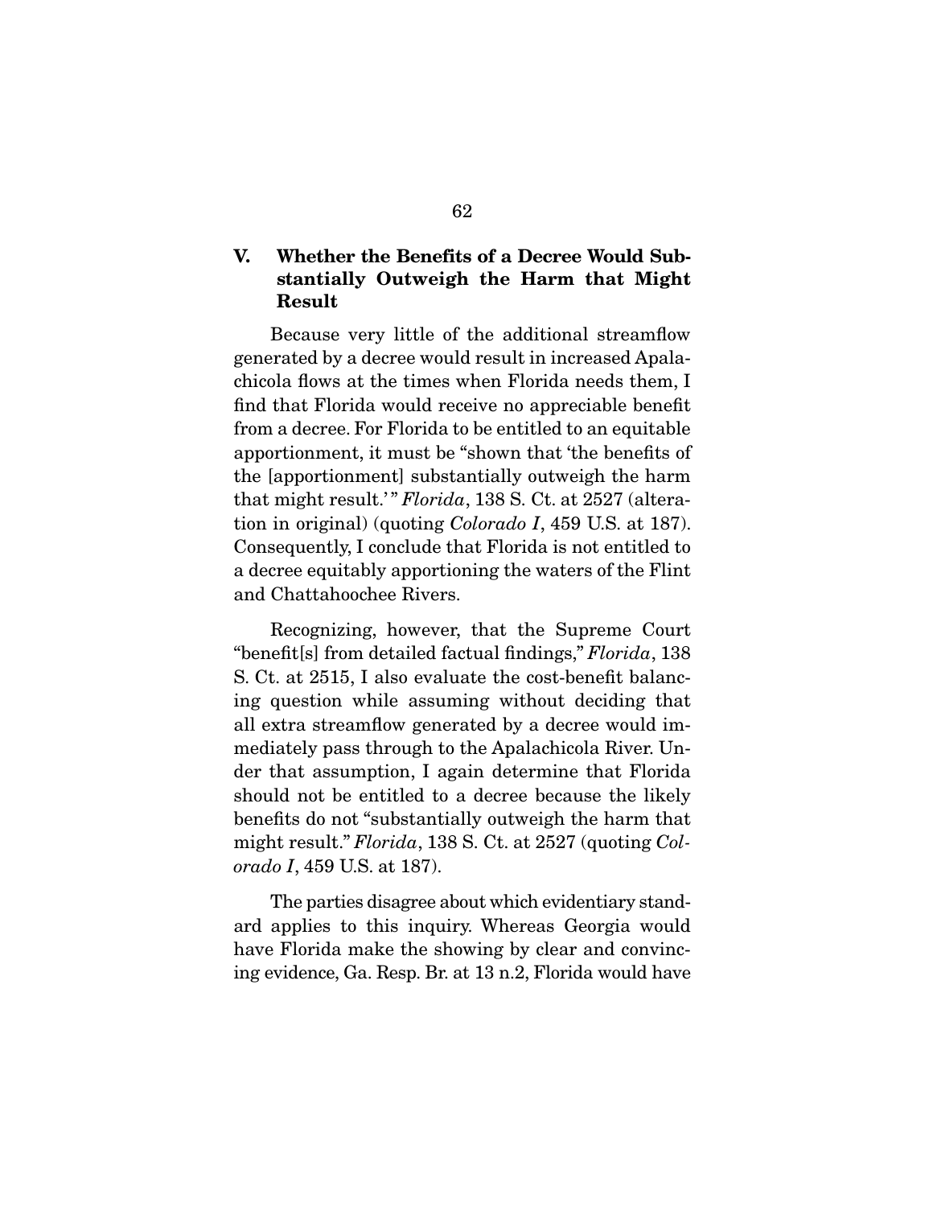## V. Whether the Benefits of a Decree Would Substantially Outweigh the Harm that Might Result

Because very little of the additional streamflow generated by a decree would result in increased Apalachicola flows at the times when Florida needs them, I find that Florida would receive no appreciable benefit from a decree. For Florida to be entitled to an equitable apportionment, it must be "shown that 'the benefits of the [apportionment] substantially outweigh the harm that might result.'" *Florida*, 138 S. Ct. at 2527 (alteration in original) (quoting *Colorado I*, 459 U.S. at 187). Consequently, I conclude that Florida is not entitled to a decree equitably apportioning the waters of the Flint and Chattahoochee Rivers.

Recognizing, however, that the Supreme Court "benefit[s] from detailed factual findings," *Florida*, 138 S. Ct. at 2515, I also evaluate the cost-benefit balancing question while assuming without deciding that all extra streamflow generated by a decree would immediately pass through to the Apalachicola River. Under that assumption, I again determine that Florida should not be entitled to a decree because the likely benefits do not "substantially outweigh the harm that might result." *Florida*, 138 S. Ct. at 2527 (quoting *Colorado I*, 459 U.S. at 187).

The parties disagree about which evidentiary standard applies to this inquiry. Whereas Georgia would have Florida make the showing by clear and convincing evidence, Ga. Resp. Br. at 13 n.2, Florida would have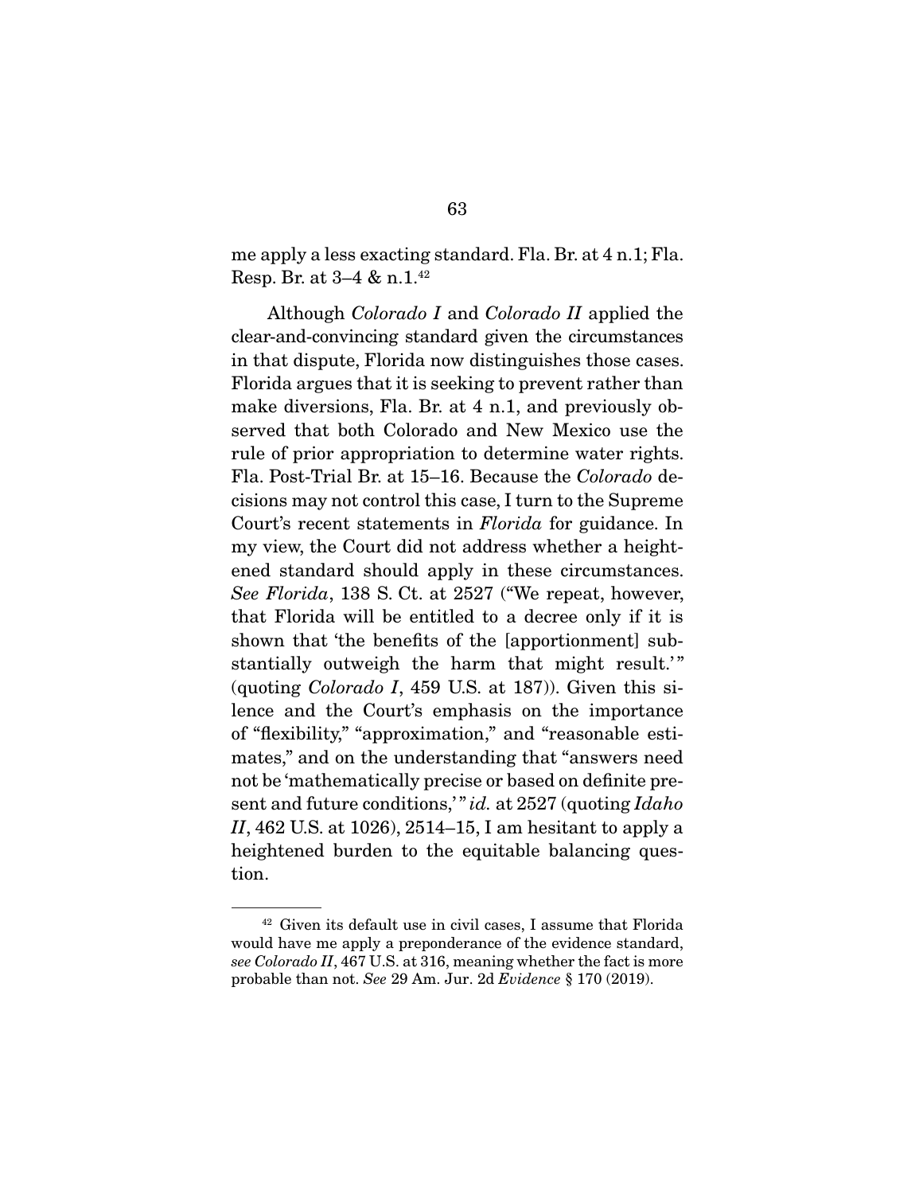me apply a less exacting standard. Fla. Br. at 4 n.1; Fla. Resp. Br. at 3–4 & n.1.[42]

Although *Colorado I* and *Colorado II* applied the clear-and-convincing standard given the circumstances in that dispute, Florida now distinguishes those cases. Florida argues that it is seeking to prevent rather than make diversions, Fla. Br. at 4 n.1, and previously observed that both Colorado and New Mexico use the rule of prior appropriation to determine water rights. Fla. Post-Trial Br. at 15–16. Because the *Colorado* decisions may not control this case, I turn to the Supreme Court's recent statements in *Florida* for guidance. In my view, the Court did not address whether a heightened standard should apply in these circumstances. *See Florida*, 138 S. Ct. at 2527 ("We repeat, however, that Florida will be entitled to a decree only if it is shown that 'the benefits of the [apportionment] substantially outweigh the harm that might result.'" (quoting *Colorado I*, 459 U.S. at 187)). Given this silence and the Court's emphasis on the importance of "flexibility," "approximation," and "reasonable estimates," and on the understanding that "answers need not be 'mathematically precise or based on definite present and future conditions,'" *id.* at 2527 (quoting *Idaho II*, 462 U.S. at 1026), 2514–15, I am hesitant to apply a heightened burden to the equitable balancing question.

---

[42] Given its default use in civil cases, I assume that Florida would have me apply a preponderance of the evidence standard, *see Colorado II*, 467 U.S. at 316, meaning whether the fact is more probable than not. *See* 29 Am. Jur. 2d *Evidence* § 170 (2019).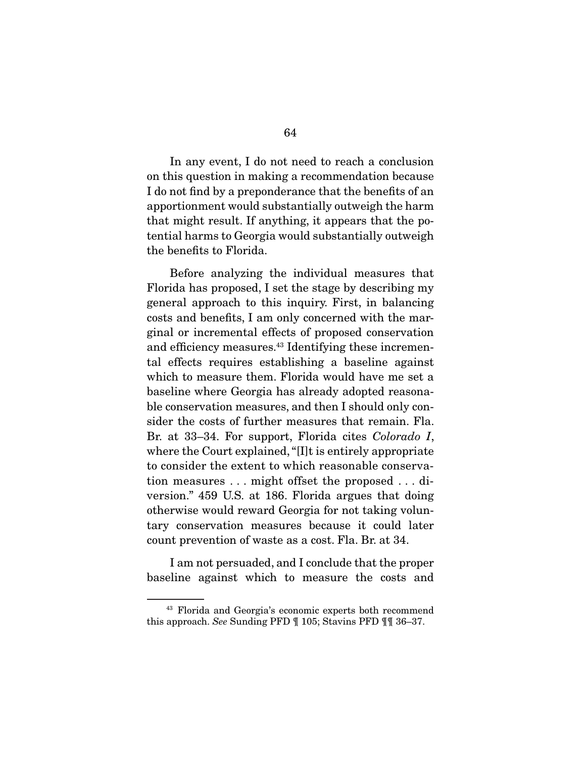In any event, I do not need to reach a conclusion on this question in making a recommendation because I do not find by a preponderance that the benefits of an apportionment would substantially outweigh the harm that might result. If anything, it appears that the potential harms to Georgia would substantially outweigh the benefits to Florida.

Before analyzing the individual measures that Florida has proposed, I set the stage by describing my general approach to this inquiry. First, in balancing costs and benefits, I am only concerned with the marginal or incremental effects of proposed conservation and efficiency measures.[43] Identifying these incremental effects requires establishing a baseline against which to measure them. Florida would have me set a baseline where Georgia has already adopted reasonable conservation measures, and then I should only consider the costs of further measures that remain. Fla. Br. at 33–34. For support, Florida cites *Colorado I*, where the Court explained, "[I]t is entirely appropriate to consider the extent to which reasonable conservation measures . . . might offset the proposed . . . diversion." 459 U.S. at 186. Florida argues that doing otherwise would reward Georgia for not taking voluntary conservation measures because it could later count prevention of waste as a cost. Fla. Br. at 34.

I am not persuaded, and I conclude that the proper baseline against which to measure the costs and

[43] Florida and Georgia's economic experts both recommend this approach. *See* Sunding PFD ¶ 105; Stavins PFD ¶¶ 36–37.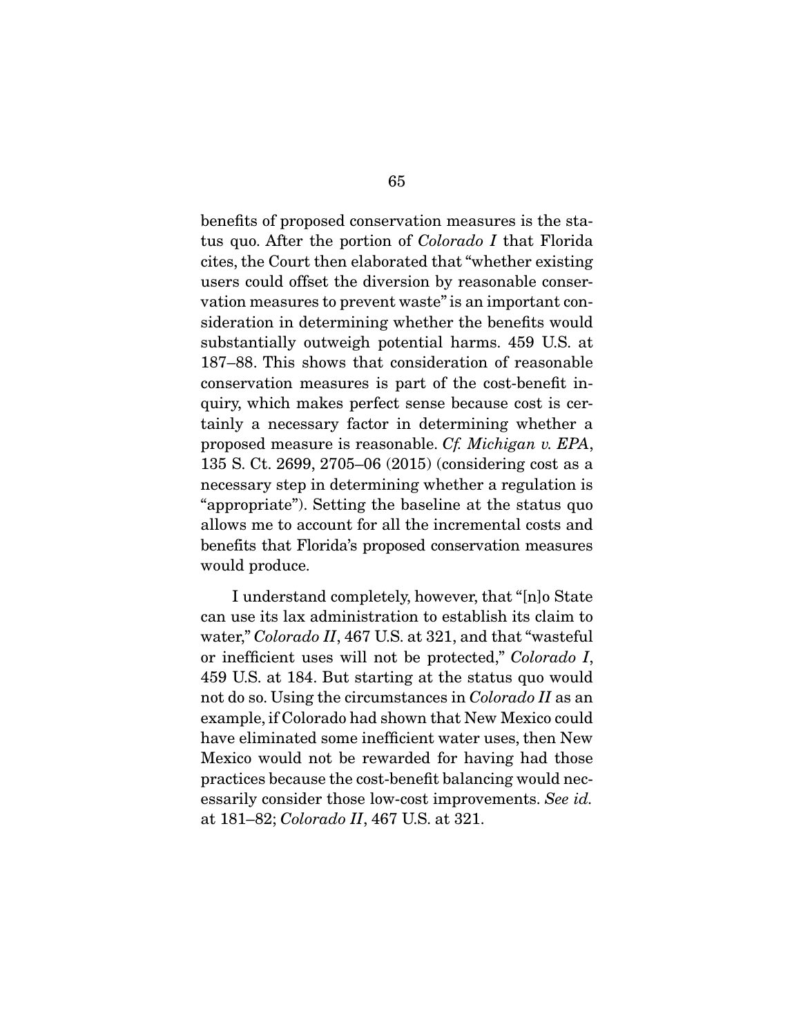benefits of proposed conservation measures is the status quo. After the portion of *Colorado I* that Florida cites, the Court then elaborated that "whether existing users could offset the diversion by reasonable conservation measures to prevent waste" is an important consideration in determining whether the benefits would substantially outweigh potential harms. 459 U.S. at 187–88. This shows that consideration of reasonable conservation measures is part of the cost-benefit inquiry, which makes perfect sense because cost is certainly a necessary factor in determining whether a proposed measure is reasonable. *Cf. Michigan v. EPA*, 135 S. Ct. 2699, 2705–06 (2015) (considering cost as a necessary step in determining whether a regulation is "appropriate"). Setting the baseline at the status quo allows me to account for all the incremental costs and benefits that Florida's proposed conservation measures would produce.

I understand completely, however, that "[n]o State can use its lax administration to establish its claim to water," *Colorado II*, 467 U.S. at 321, and that "wasteful or inefficient uses will not be protected," *Colorado I*, 459 U.S. at 184. But starting at the status quo would not do so. Using the circumstances in *Colorado II* as an example, if Colorado had shown that New Mexico could have eliminated some inefficient water uses, then New Mexico would not be rewarded for having had those practices because the cost-benefit balancing would necessarily consider those low-cost improvements. *See id.* at 181–82; *Colorado II*, 467 U.S. at 321.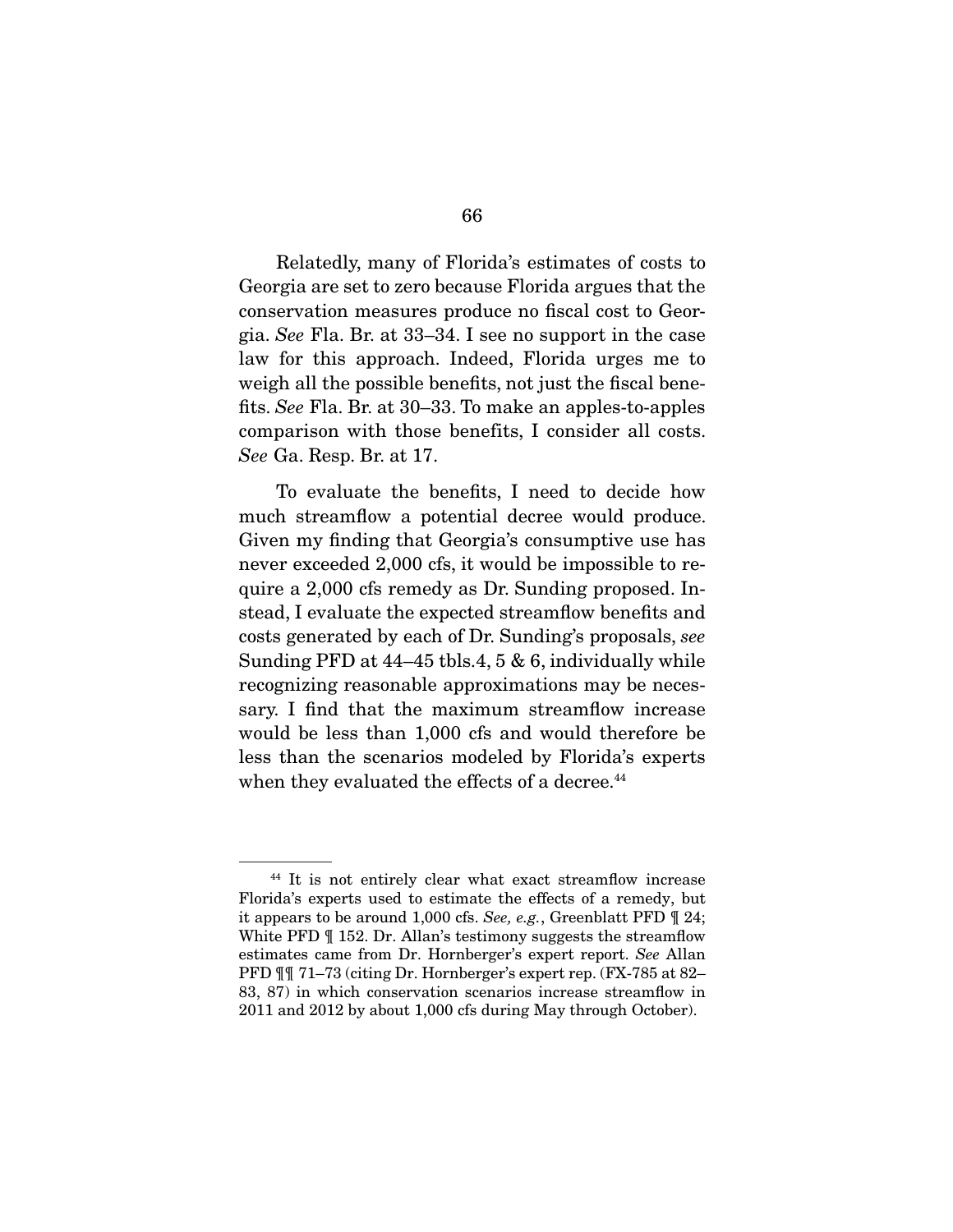Relatedly, many of Florida's estimates of costs to Georgia are set to zero because Florida argues that the conservation measures produce no fiscal cost to Georgia. *See* Fla. Br. at 33–34. I see no support in the case law for this approach. Indeed, Florida urges me to weigh all the possible benefits, not just the fiscal benefits. *See* Fla. Br. at 30–33. To make an apples-to-apples comparison with those benefits, I consider all costs. *See* Ga. Resp. Br. at 17.

To evaluate the benefits, I need to decide how much streamflow a potential decree would produce. Given my finding that Georgia's consumptive use has never exceeded 2,000 cfs, it would be impossible to require a 2,000 cfs remedy as Dr. Sunding proposed. Instead, I evaluate the expected streamflow benefits and costs generated by each of Dr. Sunding's proposals, *see* Sunding PFD at 44–45 tbls.4, 5 & 6, individually while recognizing reasonable approximations may be necessary. I find that the maximum streamflow increase would be less than 1,000 cfs and would therefore be less than the scenarios modeled by Florida's experts when they evaluated the effects of a decree.[44]

---

[44] It is not entirely clear what exact streamflow increase Florida's experts used to estimate the effects of a remedy, but it appears to be around 1,000 cfs. *See, e.g.*, Greenblatt PFD ¶ 24; White PFD ¶ 152. Dr. Allan's testimony suggests the streamflow estimates came from Dr. Hornberger's expert report. *See* Allan PFD ¶¶ 71–73 (citing Dr. Hornberger's expert rep. (FX-785 at 82–83, 87) in which conservation scenarios increase streamflow in 2011 and 2012 by about 1,000 cfs during May through October).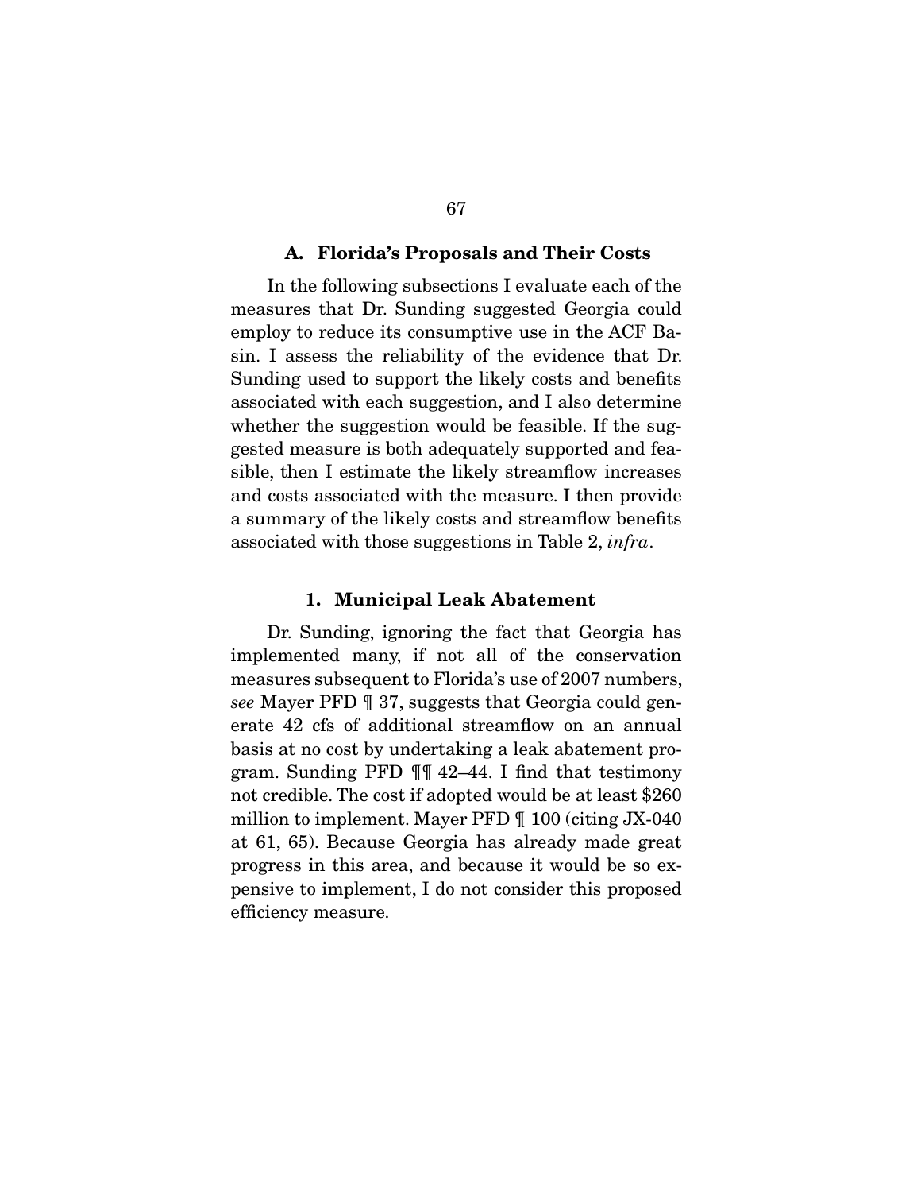### A. Florida's Proposals and Their Costs

In the following subsections I evaluate each of the measures that Dr. Sunding suggested Georgia could employ to reduce its consumptive use in the ACF Basin. I assess the reliability of the evidence that Dr. Sunding used to support the likely costs and benefits associated with each suggestion, and I also determine whether the suggestion would be feasible. If the suggested measure is both adequately supported and feasible, then I estimate the likely streamflow increases and costs associated with the measure. I then provide a summary of the likely costs and streamflow benefits associated with those suggestions in Table 2, *infra*.

#### 1. Municipal Leak Abatement

Dr. Sunding, ignoring the fact that Georgia has implemented many, if not all of the conservation measures subsequent to Florida's use of 2007 numbers, *see* Mayer PFD ¶ 37, suggests that Georgia could generate 42 cfs of additional streamflow on an annual basis at no cost by undertaking a leak abatement program. Sunding PFD ¶¶ 42–44. I find that testimony not credible. The cost if adopted would be at least $260 million to implement. Mayer PFD ¶ 100 (citing JX-040 at 61, 65). Because Georgia has already made great progress in this area, and because it would be so expensive to implement, I do not consider this proposed efficiency measure.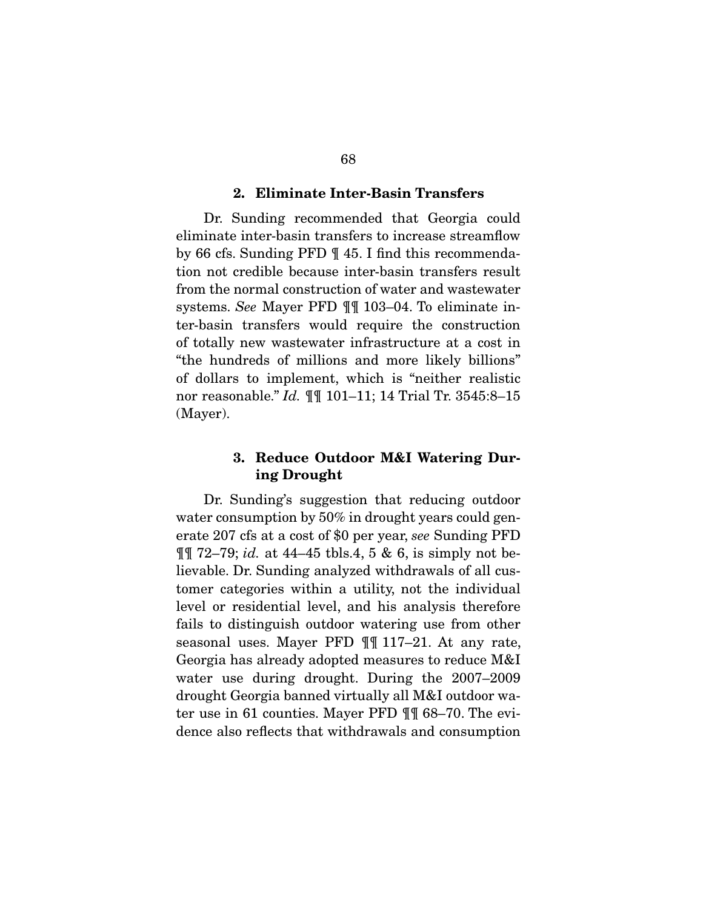### 2. Eliminate Inter-Basin Transfers

Dr. Sunding recommended that Georgia could eliminate inter-basin transfers to increase streamflow by 66 cfs. Sunding PFD ¶ 45. I find this recommendation not credible because inter-basin transfers result from the normal construction of water and wastewater systems. *See* Mayer PFD ¶¶ 103–04. To eliminate inter-basin transfers would require the construction of totally new wastewater infrastructure at a cost in "the hundreds of millions and more likely billions" of dollars to implement, which is "neither realistic nor reasonable." *Id.* ¶¶ 101–11; 14 Trial Tr. 3545:8–15 (Mayer).

### 3. Reduce Outdoor M&I Watering During Drought

Dr. Sunding's suggestion that reducing outdoor water consumption by 50% in drought years could generate 207 cfs at a cost of $0 per year, *see* Sunding PFD ¶¶ 72–79; *id.* at 44–45 tbls.4, 5 & 6, is simply not believable. Dr. Sunding analyzed withdrawals of all customer categories within a utility, not the individual level or residential level, and his analysis therefore fails to distinguish outdoor watering use from other seasonal uses. Mayer PFD ¶¶ 117–21. At any rate, Georgia has already adopted measures to reduce M&I water use during drought. During the 2007–2009 drought Georgia banned virtually all M&I outdoor water use in 61 counties. Mayer PFD ¶¶ 68–70. The evidence also reflects that withdrawals and consumption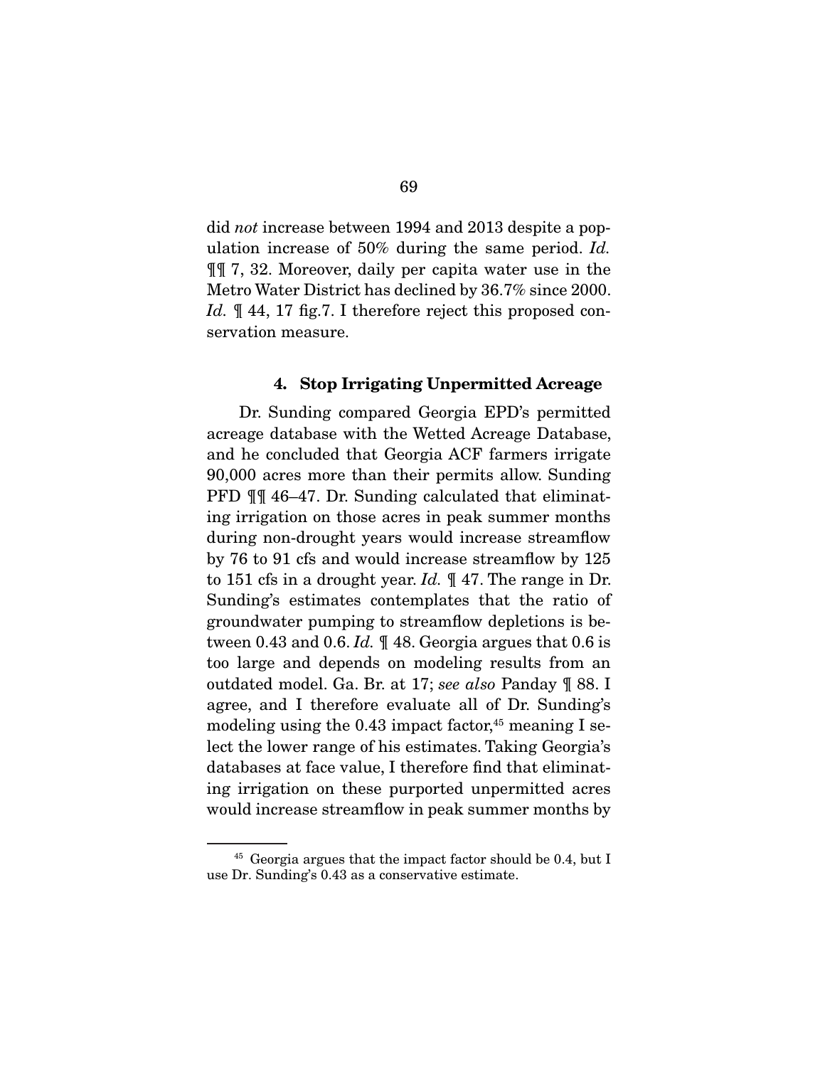did *not* increase between 1994 and 2013 despite a population increase of 50% during the same period. *Id.* ¶¶ 7, 32. Moreover, daily per capita water use in the Metro Water District has declined by 36.7% since 2000. *Id.* ¶ 44, 17 fig.7. I therefore reject this proposed conservation measure.

#### 4. Stop Irrigating Unpermitted Acreage

Dr. Sunding compared Georgia EPD's permitted acreage database with the Wetted Acreage Database, and he concluded that Georgia ACF farmers irrigate 90,000 acres more than their permits allow. Sunding PFD ¶¶ 46–47. Dr. Sunding calculated that eliminating irrigation on those acres in peak summer months during non-drought years would increase streamflow by 76 to 91 cfs and would increase streamflow by 125 to 151 cfs in a drought year. *Id.* ¶ 47. The range in Dr. Sunding's estimates contemplates that the ratio of groundwater pumping to streamflow depletions is between 0.43 and 0.6. *Id.* ¶ 48. Georgia argues that 0.6 is too large and depends on modeling results from an outdated model. Ga. Br. at 17; *see also* Panday ¶ 88. I agree, and I therefore evaluate all of Dr. Sunding's modeling using the 0.43 impact factor,[45] meaning I select the lower range of his estimates. Taking Georgia's databases at face value, I therefore find that eliminating irrigation on these purported unpermitted acres would increase streamflow in peak summer months by

[45] Georgia argues that the impact factor should be 0.4, but I use Dr. Sunding's 0.43 as a conservative estimate.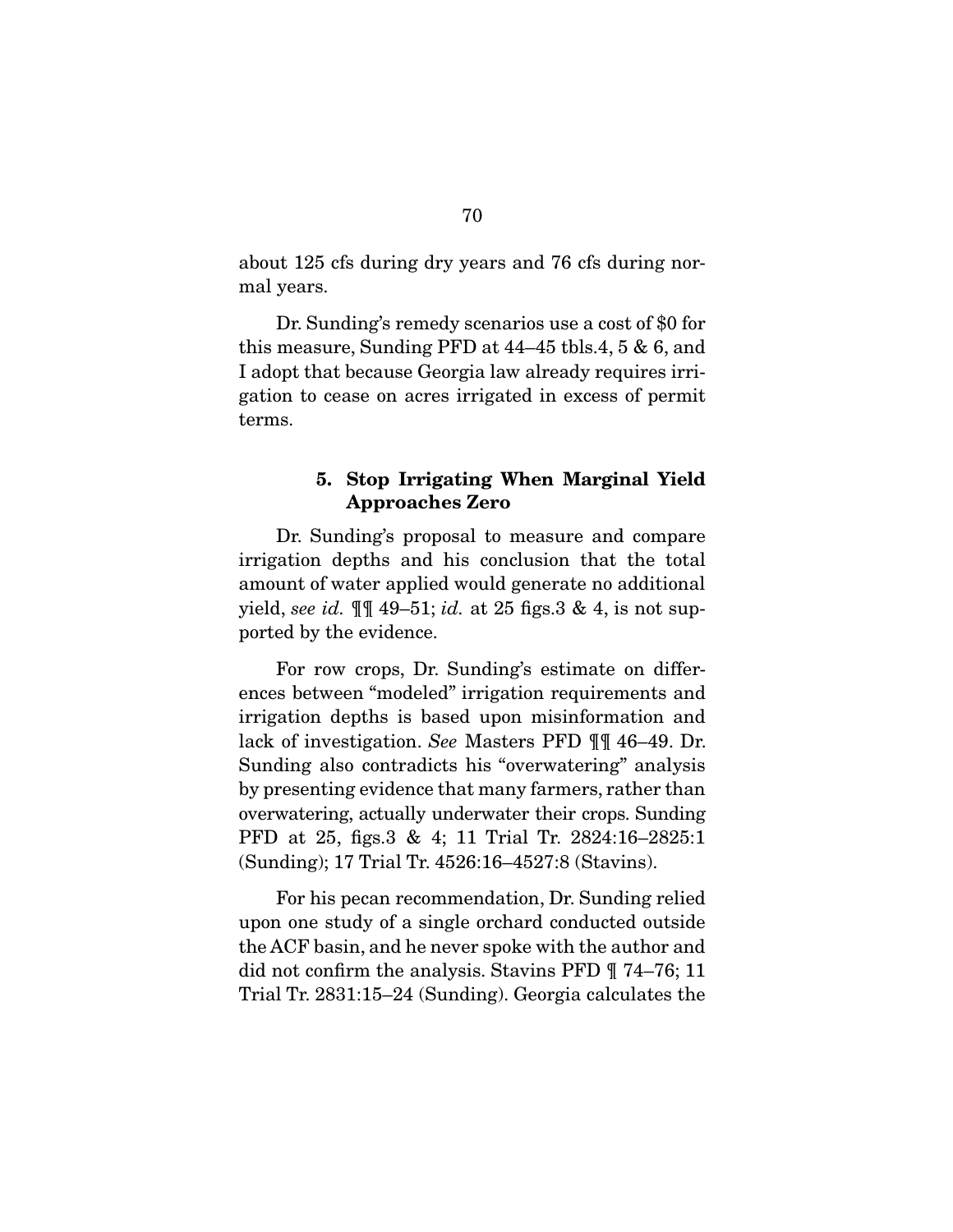about 125 cfs during dry years and 76 cfs during normal years.

Dr. Sunding's remedy scenarios use a cost of $0 for this measure, Sunding PFD at 44–45 tbls.4, 5 & 6, and I adopt that because Georgia law already requires irrigation to cease on acres irrigated in excess of permit terms.

### 5. Stop Irrigating When Marginal Yield Approaches Zero

Dr. Sunding's proposal to measure and compare irrigation depths and his conclusion that the total amount of water applied would generate no additional yield, *see id.* ¶¶ 49–51; *id.* at 25 figs.3 & 4, is not supported by the evidence.

For row crops, Dr. Sunding's estimate on differences between "modeled" irrigation requirements and irrigation depths is based upon misinformation and lack of investigation. *See* Masters PFD ¶¶ 46–49. Dr. Sunding also contradicts his "overwatering" analysis by presenting evidence that many farmers, rather than overwatering, actually underwater their crops. Sunding PFD at 25, figs.3 & 4; 11 Trial Tr. 2824:16–2825:1 (Sunding); 17 Trial Tr. 4526:16–4527:8 (Stavins).

For his pecan recommendation, Dr. Sunding relied upon one study of a single orchard conducted outside the ACF basin, and he never spoke with the author and did not confirm the analysis. Stavins PFD ¶ 74–76; 11 Trial Tr. 2831:15–24 (Sunding). Georgia calculates the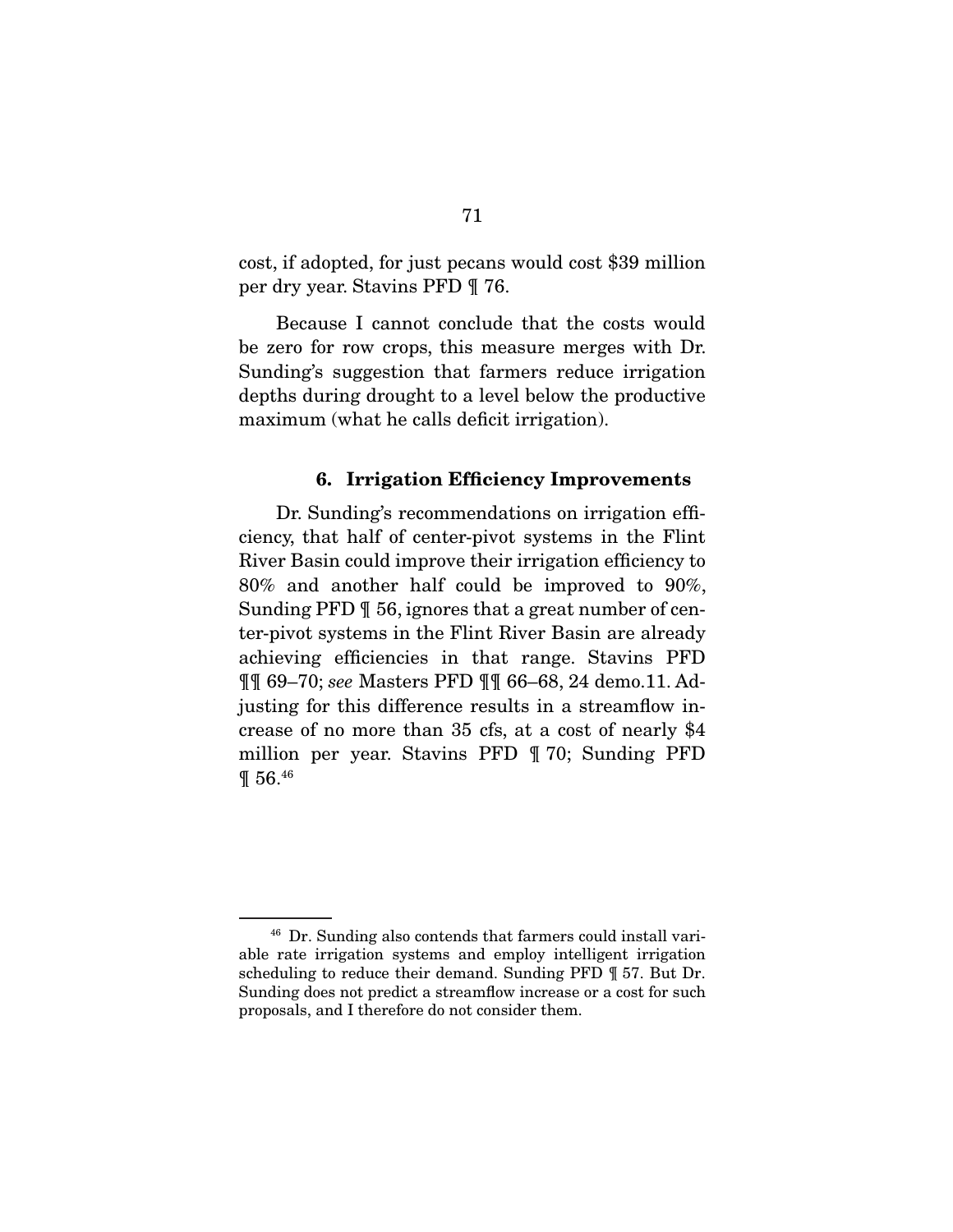cost, if adopted, for just pecans would cost $39 million per dry year. Stavins PFD ¶ 76.

Because I cannot conclude that the costs would be zero for row crops, this measure merges with Dr. Sunding's suggestion that farmers reduce irrigation depths during drought to a level below the productive maximum (what he calls deficit irrigation).

### 6. Irrigation Efficiency Improvements

Dr. Sunding's recommendations on irrigation efficiency, that half of center-pivot systems in the Flint River Basin could improve their irrigation efficiency to 80% and another half could be improved to 90%, Sunding PFD ¶ 56, ignores that a great number of center-pivot systems in the Flint River Basin are already achieving efficiencies in that range. Stavins PFD ¶¶ 69–70; *see* Masters PFD ¶¶ 66–68, 24 demo.11. Adjusting for this difference results in a streamflow increase of no more than 35 cfs, at a cost of nearly $4 million per year. Stavins PFD ¶ 70; Sunding PFD ¶ 56.[46]

---

[46] Dr. Sunding also contends that farmers could install variable rate irrigation systems and employ intelligent irrigation scheduling to reduce their demand. Sunding PFD ¶ 57. But Dr. Sunding does not predict a streamflow increase or a cost for such proposals, and I therefore do not consider them.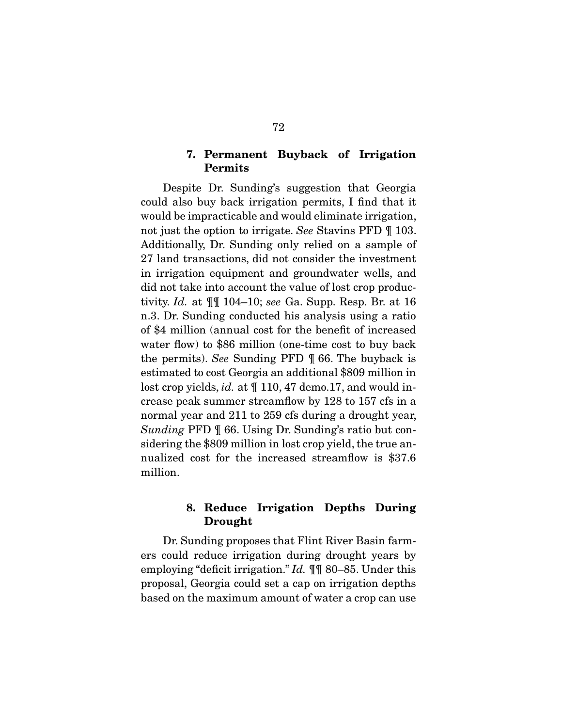#### 7. Permanent Buyback of Irrigation Permits

Despite Dr. Sunding's suggestion that Georgia could also buy back irrigation permits, I find that it would be impracticable and would eliminate irrigation, not just the option to irrigate. *See* Stavins PFD ¶ 103. Additionally, Dr. Sunding only relied on a sample of 27 land transactions, did not consider the investment in irrigation equipment and groundwater wells, and did not take into account the value of lost crop productivity. *Id.* at ¶¶ 104–10; *see* Ga. Supp. Resp. Br. at 16 n.3. Dr. Sunding conducted his analysis using a ratio of $4 million (annual cost for the benefit of increased water flow) to $86 million (one-time cost to buy back the permits). *See* Sunding PFD ¶ 66. The buyback is estimated to cost Georgia an additional $809 million in lost crop yields, *id.* at ¶ 110, 47 demo.17, and would increase peak summer streamflow by 128 to 157 cfs in a normal year and 211 to 259 cfs during a drought year, *Sunding* PFD ¶ 66. Using Dr. Sunding's ratio but considering the $809 million in lost crop yield, the true annualized cost for the increased streamflow is $37.6 million.

#### 8. Reduce Irrigation Depths During Drought

Dr. Sunding proposes that Flint River Basin farmers could reduce irrigation during drought years by employing "deficit irrigation." *Id.* ¶¶ 80–85. Under this proposal, Georgia could set a cap on irrigation depths based on the maximum amount of water a crop can use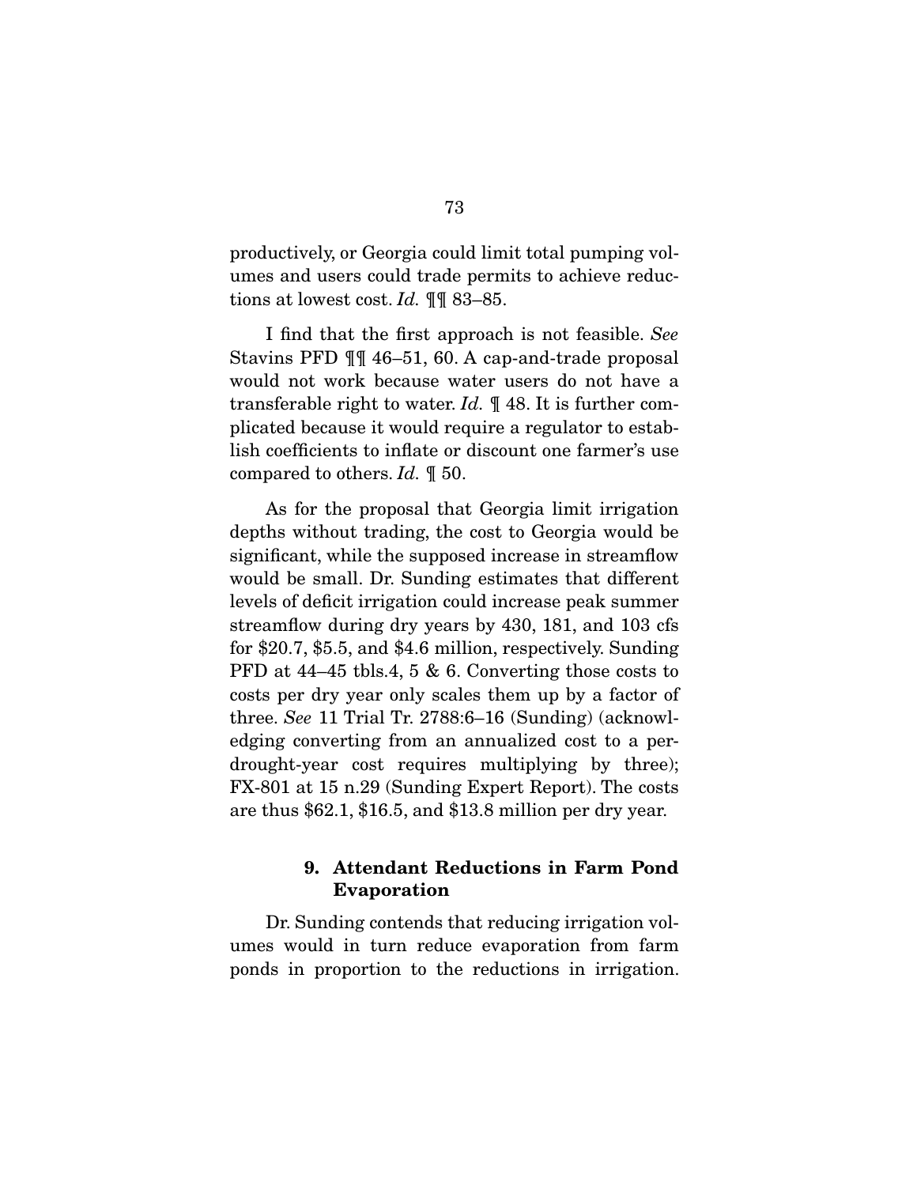productively, or Georgia could limit total pumping volumes and users could trade permits to achieve reductions at lowest cost. *Id.* ¶¶ 83–85.

I find that the first approach is not feasible. *See* Stavins PFD ¶¶ 46–51, 60. A cap-and-trade proposal would not work because water users do not have a transferable right to water. *Id.* ¶ 48. It is further complicated because it would require a regulator to establish coefficients to inflate or discount one farmer's use compared to others. *Id.* ¶ 50.

As for the proposal that Georgia limit irrigation depths without trading, the cost to Georgia would be significant, while the supposed increase in streamflow would be small. Dr. Sunding estimates that different levels of deficit irrigation could increase peak summer streamflow during dry years by 430, 181, and 103 cfs for $20.7, $5.5, and $4.6 million, respectively. Sunding PFD at 44–45 tbls.4, 5 & 6. Converting those costs to costs per dry year only scales them up by a factor of three. *See* 11 Trial Tr. 2788:6–16 (Sunding) (acknowledging converting from an annualized cost to a per-drought-year cost requires multiplying by three); FX-801 at 15 n.29 (Sunding Expert Report). The costs are thus $62.1, $16.5, and $13.8 million per dry year.

### 9. Attendant Reductions in Farm Pond Evaporation

Dr. Sunding contends that reducing irrigation volumes would in turn reduce evaporation from farm ponds in proportion to the reductions in irrigation.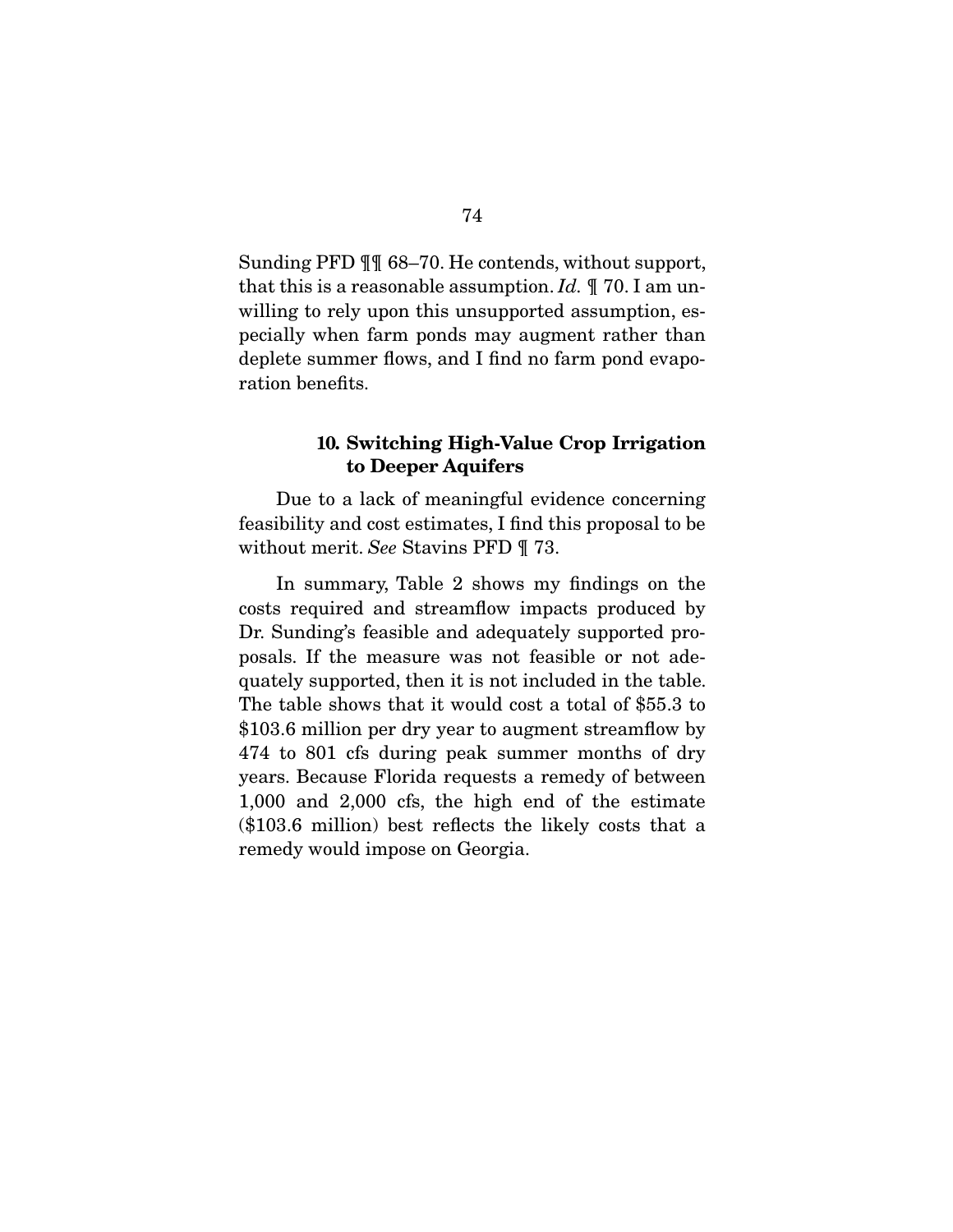Sunding PFD ¶¶ 68–70. He contends, without support, that this is a reasonable assumption. *Id.* ¶ 70. I am unwilling to rely upon this unsupported assumption, especially when farm ponds may augment rather than deplete summer flows, and I find no farm pond evaporation benefits.

#### 10. Switching High-Value Crop Irrigation to Deeper Aquifers

Due to a lack of meaningful evidence concerning feasibility and cost estimates, I find this proposal to be without merit. *See* Stavins PFD ¶ 73.

In summary, Table 2 shows my findings on the costs required and streamflow impacts produced by Dr. Sunding's feasible and adequately supported proposals. If the measure was not feasible or not adequately supported, then it is not included in the table. The table shows that it would cost a total of $55.3 to $103.6 million per dry year to augment streamflow by 474 to 801 cfs during peak summer months of dry years. Because Florida requests a remedy of between 1,000 and 2,000 cfs, the high end of the estimate ($103.6 million) best reflects the likely costs that a remedy would impose on Georgia.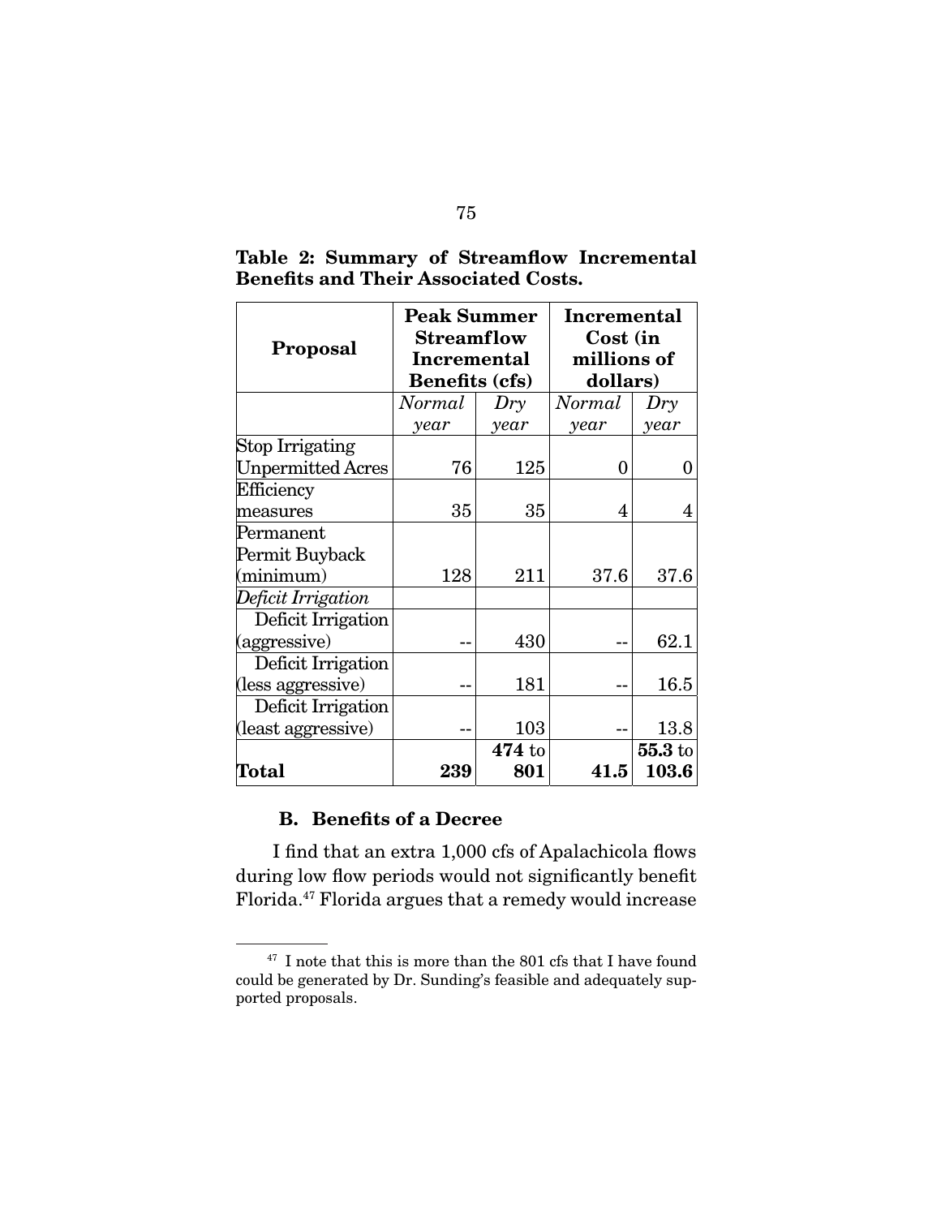**Table 2: Summary of Streamflow Incremental Benefits and Their Associated Costs.**

| Proposal | Peak Summer Streamflow Incremental Benefits (cfs) | | Incremental Cost (in millions of dollars) | |
|---|---|---|---|---|
| | *Normal year* | *Dry year* | *Normal year* | *Dry year* |
| Stop Irrigating Unpermitted Acres | 76 | 125 | 0 | 0 |
| Efficiency measures | 35 | 35 | 4 | 4 |
| Permanent Permit Buyback (minimum) | 128 | 211 | 37.6 | 37.6 |
| *Deficit Irrigation* | | | | |
| Deficit Irrigation (aggressive) | -- | 430 | -- | 62.1 |
| Deficit Irrigation (less aggressive) | -- | 181 | -- | 16.5 |
| Deficit Irrigation (least aggressive) | -- | 103 | -- | 13.8 |
| **Total** | **239** | **474** to **801** | **41.5** | **55.3** to **103.6** |

### B. Benefits of a Decree

I find that an extra 1,000 cfs of Apalachicola flows during low flow periods would not significantly benefit Florida.[47] Florida argues that a remedy would increase

[47] I note that this is more than the 801 cfs that I have found could be generated by Dr. Sunding's feasible and adequately supported proposals.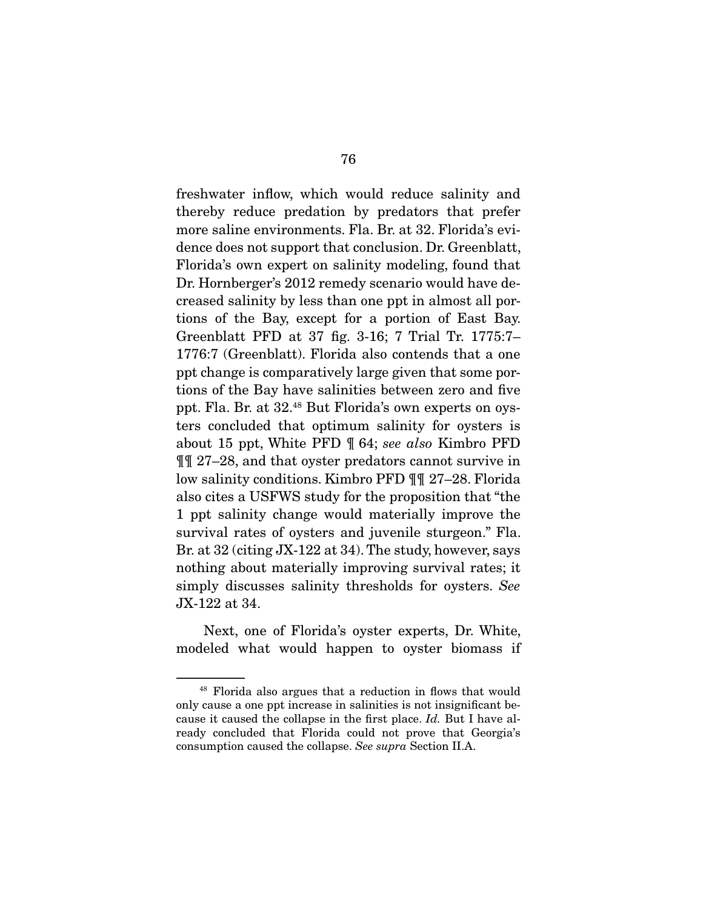freshwater inflow, which would reduce salinity and thereby reduce predation by predators that prefer more saline environments. Fla. Br. at 32. Florida's evidence does not support that conclusion. Dr. Greenblatt, Florida's own expert on salinity modeling, found that Dr. Hornberger's 2012 remedy scenario would have decreased salinity by less than one ppt in almost all portions of the Bay, except for a portion of East Bay. Greenblatt PFD at 37 fig. 3-16; 7 Trial Tr. 1775:7–1776:7 (Greenblatt). Florida also contends that a one ppt change is comparatively large given that some portions of the Bay have salinities between zero and five ppt. Fla. Br. at 32.[48] But Florida's own experts on oysters concluded that optimum salinity for oysters is about 15 ppt, White PFD ¶ 64; *see also* Kimbro PFD ¶¶ 27–28, and that oyster predators cannot survive in low salinity conditions. Kimbro PFD ¶¶ 27–28. Florida also cites a USFWS study for the proposition that "the 1 ppt salinity change would materially improve the survival rates of oysters and juvenile sturgeon." Fla. Br. at 32 (citing JX-122 at 34). The study, however, says nothing about materially improving survival rates; it simply discusses salinity thresholds for oysters. *See* JX-122 at 34.

Next, one of Florida's oyster experts, Dr. White, modeled what would happen to oyster biomass if

---

[48] Florida also argues that a reduction in flows that would only cause a one ppt increase in salinities is not insignificant because it caused the collapse in the first place. *Id.* But I have already concluded that Florida could not prove that Georgia's consumption caused the collapse. *See supra* Section II.A.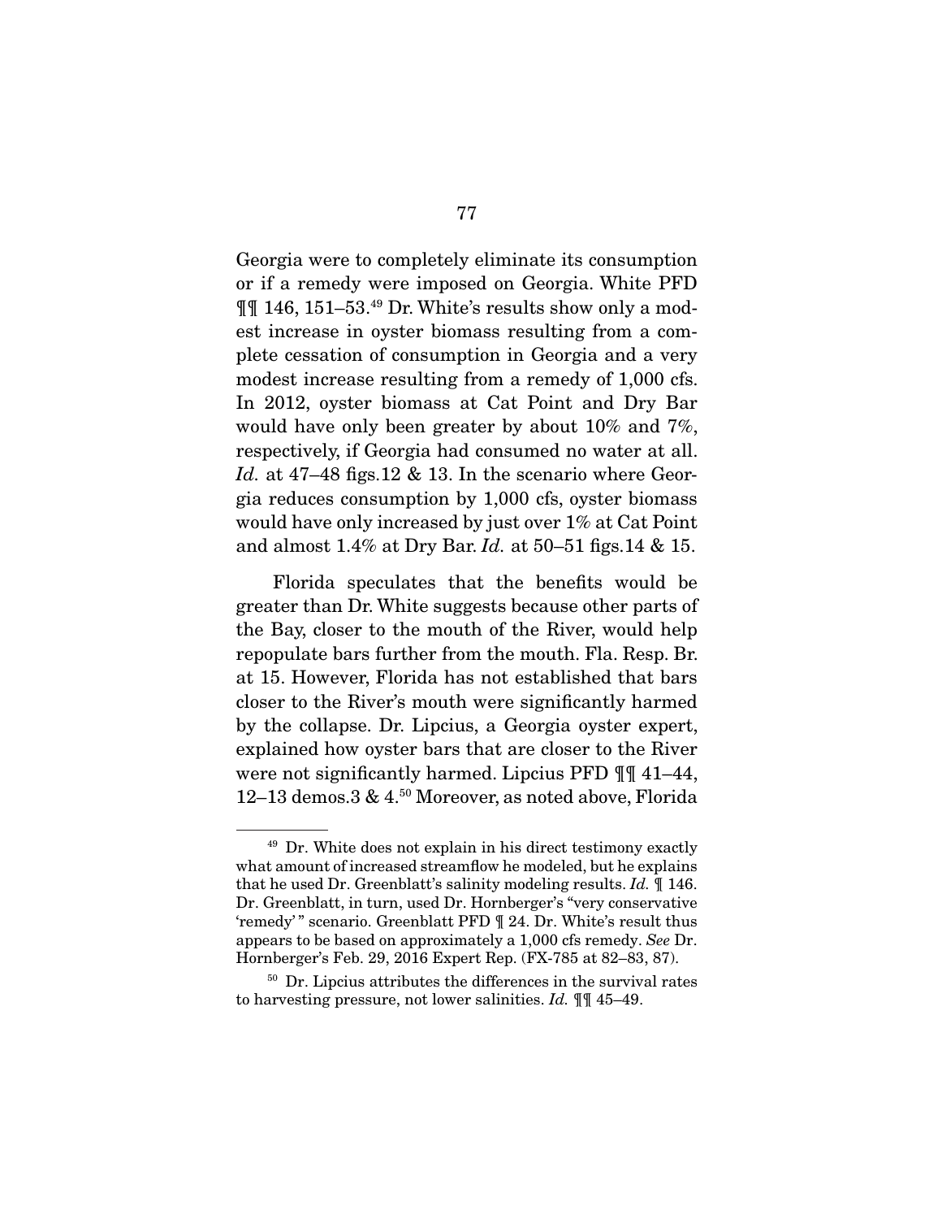Georgia were to completely eliminate its consumption or if a remedy were imposed on Georgia. White PFD ¶¶ 146, 151–53.[49] Dr. White's results show only a modest increase in oyster biomass resulting from a complete cessation of consumption in Georgia and a very modest increase resulting from a remedy of 1,000 cfs. In 2012, oyster biomass at Cat Point and Dry Bar would have only been greater by about 10% and 7%, respectively, if Georgia had consumed no water at all. *Id.* at 47–48 figs.12 & 13. In the scenario where Georgia reduces consumption by 1,000 cfs, oyster biomass would have only increased by just over 1% at Cat Point and almost 1.4% at Dry Bar. *Id.* at 50–51 figs.14 & 15.

Florida speculates that the benefits would be greater than Dr. White suggests because other parts of the Bay, closer to the mouth of the River, would help repopulate bars further from the mouth. Fla. Resp. Br. at 15. However, Florida has not established that bars closer to the River's mouth were significantly harmed by the collapse. Dr. Lipcius, a Georgia oyster expert, explained how oyster bars that are closer to the River were not significantly harmed. Lipcius PFD ¶¶ 41–44, 12–13 demos.3 & 4.[50] Moreover, as noted above, Florida

---

[49] Dr. White does not explain in his direct testimony exactly what amount of increased streamflow he modeled, but he explains that he used Dr. Greenblatt's salinity modeling results. *Id.* ¶ 146. Dr. Greenblatt, in turn, used Dr. Hornberger's "very conservative 'remedy'" scenario. Greenblatt PFD ¶ 24. Dr. White's result thus appears to be based on approximately a 1,000 cfs remedy. *See* Dr. Hornberger's Feb. 29, 2016 Expert Rep. (FX-785 at 82–83, 87).

[50] Dr. Lipcius attributes the differences in the survival rates to harvesting pressure, not lower salinities. *Id.* ¶¶ 45–49.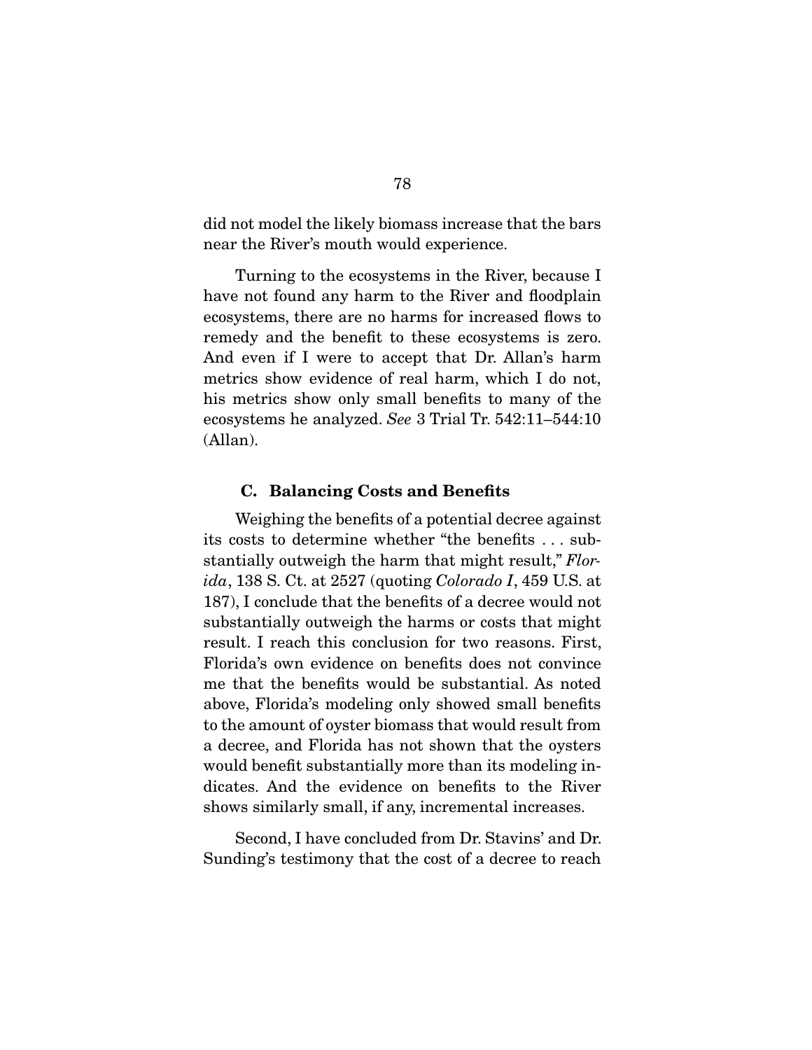did not model the likely biomass increase that the bars near the River's mouth would experience.

Turning to the ecosystems in the River, because I have not found any harm to the River and floodplain ecosystems, there are no harms for increased flows to remedy and the benefit to these ecosystems is zero. And even if I were to accept that Dr. Allan's harm metrics show evidence of real harm, which I do not, his metrics show only small benefits to many of the ecosystems he analyzed. *See* 3 Trial Tr. 542:11–544:10 (Allan).

### C. Balancing Costs and Benefits

Weighing the benefits of a potential decree against its costs to determine whether "the benefits . . . substantially outweigh the harm that might result," *Florida*, 138 S. Ct. at 2527 (quoting *Colorado I*, 459 U.S. at 187), I conclude that the benefits of a decree would not substantially outweigh the harms or costs that might result. I reach this conclusion for two reasons. First, Florida's own evidence on benefits does not convince me that the benefits would be substantial. As noted above, Florida's modeling only showed small benefits to the amount of oyster biomass that would result from a decree, and Florida has not shown that the oysters would benefit substantially more than its modeling indicates. And the evidence on benefits to the River shows similarly small, if any, incremental increases.

Second, I have concluded from Dr. Stavins' and Dr. Sunding's testimony that the cost of a decree to reach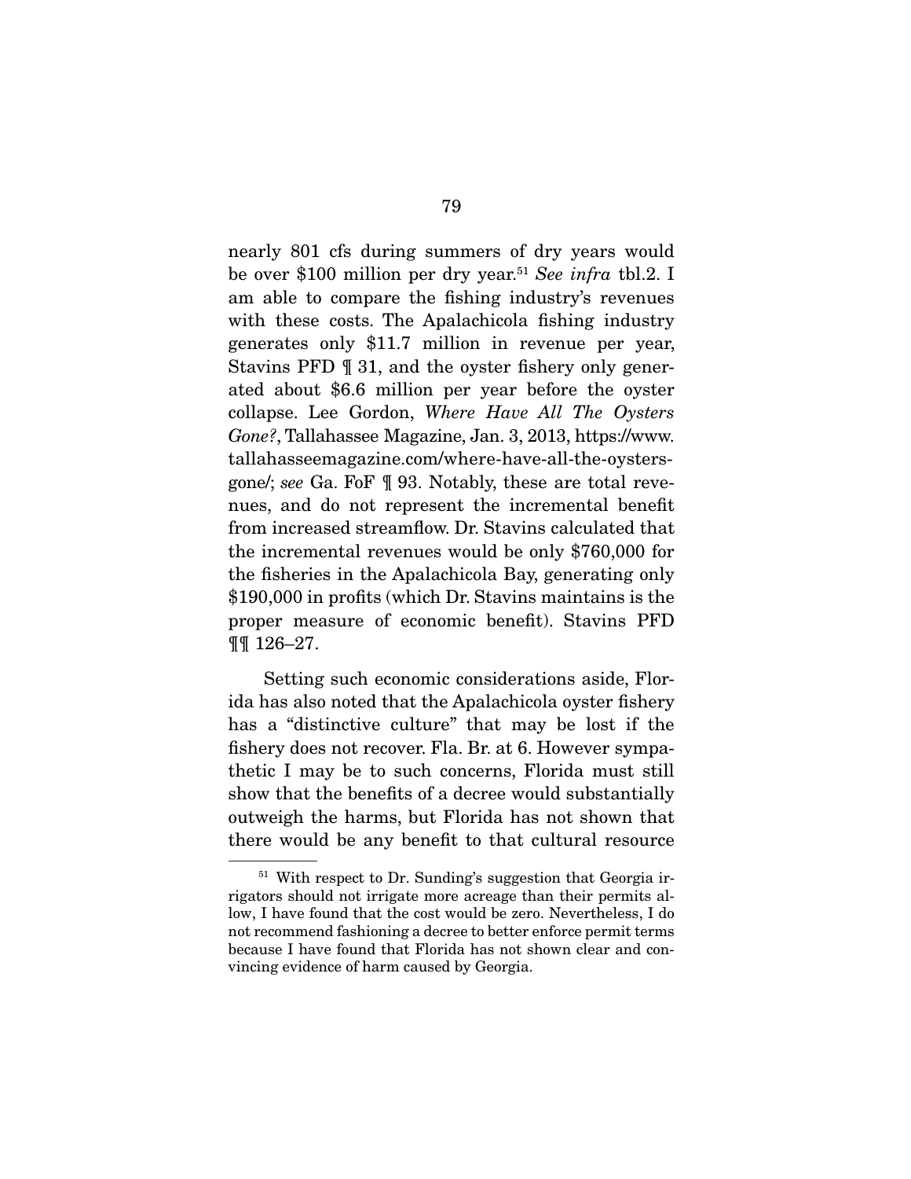nearly 801 cfs during summers of dry years would be over $100 million per dry year.[51] *See infra* tbl.2. I am able to compare the fishing industry's revenues with these costs. The Apalachicola fishing industry generates only $11.7 million in revenue per year, Stavins PFD ¶ 31, and the oyster fishery only generated about $6.6 million per year before the oyster collapse. Lee Gordon, *Where Have All The Oysters Gone?*, Tallahassee Magazine, Jan. 3, 2013, https://www.tallahasseemagazine.com/where-have-all-the-oysters-gone/; *see* Ga. FoF ¶ 93. Notably, these are total revenues, and do not represent the incremental benefit from increased streamflow. Dr. Stavins calculated that the incremental revenues would be only $760,000 for the fisheries in the Apalachicola Bay, generating only $190,000 in profits (which Dr. Stavins maintains is the proper measure of economic benefit). Stavins PFD ¶¶ 126–27.

Setting such economic considerations aside, Florida has also noted that the Apalachicola oyster fishery has a "distinctive culture" that may be lost if the fishery does not recover. Fla. Br. at 6. However sympathetic I may be to such concerns, Florida must still show that the benefits of a decree would substantially outweigh the harms, but Florida has not shown that there would be any benefit to that cultural resource

[51] With respect to Dr. Sunding's suggestion that Georgia irrigators should not irrigate more acreage than their permits allow, I have found that the cost would be zero. Nevertheless, I do not recommend fashioning a decree to better enforce permit terms because I have found that Florida has not shown clear and convincing evidence of harm caused by Georgia.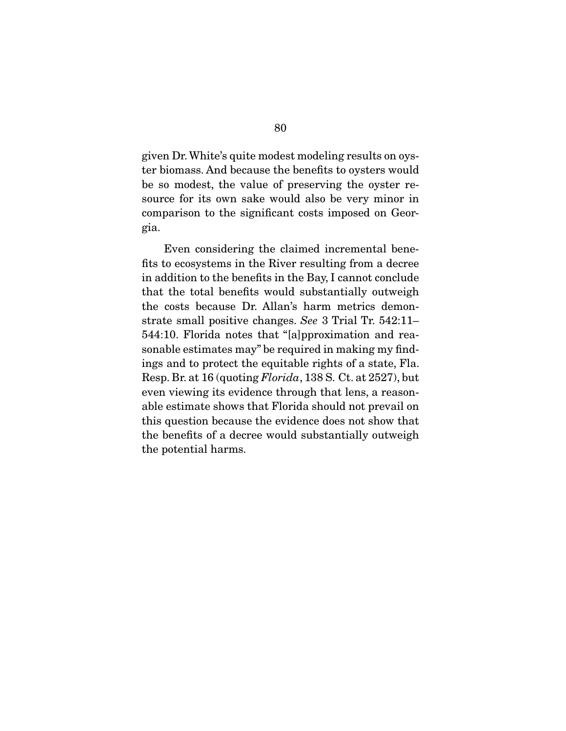given Dr. White's quite modest modeling results on oyster biomass. And because the benefits to oysters would be so modest, the value of preserving the oyster resource for its own sake would also be very minor in comparison to the significant costs imposed on Georgia.

Even considering the claimed incremental benefits to ecosystems in the River resulting from a decree in addition to the benefits in the Bay, I cannot conclude that the total benefits would substantially outweigh the costs because Dr. Allan's harm metrics demonstrate small positive changes. *See* 3 Trial Tr. 542:11–544:10. Florida notes that "[a]pproximation and reasonable estimates may" be required in making my findings and to protect the equitable rights of a state, Fla. Resp. Br. at 16 (quoting *Florida*, 138 S. Ct. at 2527), but even viewing its evidence through that lens, a reasonable estimate shows that Florida should not prevail on this question because the evidence does not show that the benefits of a decree would substantially outweigh the potential harms.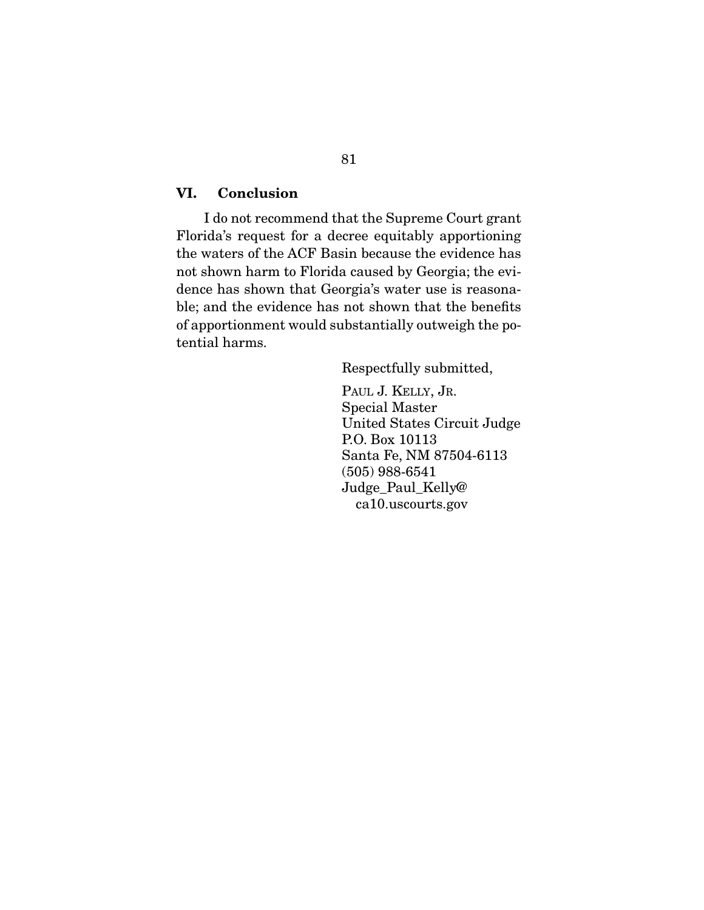## VI. Conclusion

I do not recommend that the Supreme Court grant Florida's request for a decree equitably apportioning the waters of the ACF Basin because the evidence has not shown harm to Florida caused by Georgia; the evidence has shown that Georgia's water use is reasonable; and the evidence has not shown that the benefits of apportionment would substantially outweigh the potential harms.

Respectfully submitted,

PAUL J. KELLY, JR.
Special Master
United States Circuit Judge
P.O. Box 10113
Santa Fe, NM 87504-6113
(505) 988-6541
Judge_Paul_Kelly@ca10.uscourts.gov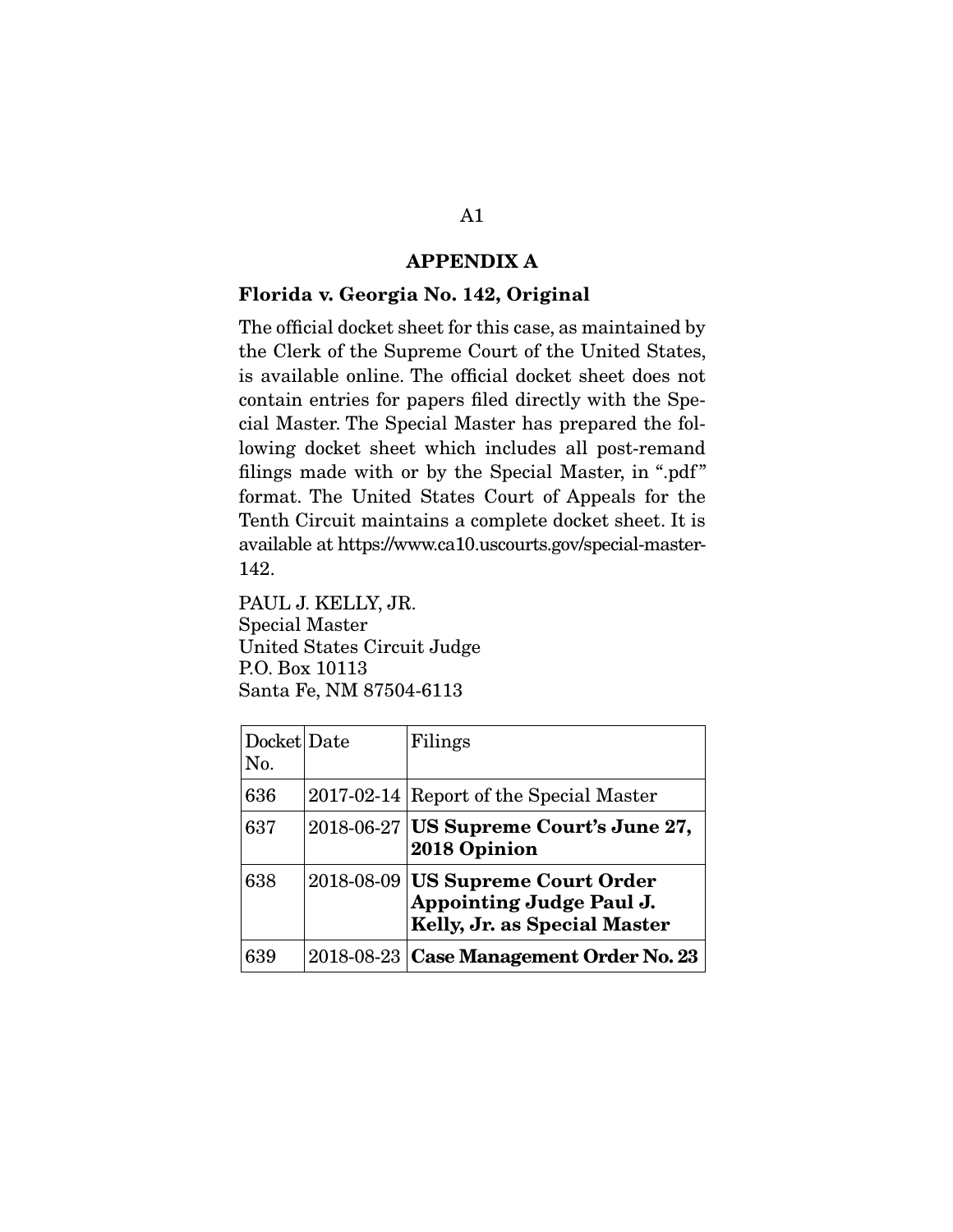## APPENDIX A

### Florida v. Georgia No. 142, Original

The official docket sheet for this case, as maintained by the Clerk of the Supreme Court of the United States, is available online. The official docket sheet does not contain entries for papers filed directly with the Special Master. The Special Master has prepared the following docket sheet which includes all post-remand filings made with or by the Special Master, in ".pdf" format. The United States Court of Appeals for the Tenth Circuit maintains a complete docket sheet. It is available at https://www.ca10.uscourts.gov/special-master-142.

PAUL J. KELLY, JR.
Special Master
United States Circuit Judge
P.O. Box 10113
Santa Fe, NM 87504-6113

| Docket No. | Date | Filings |
|---|---|---|
| 636 | 2017-02-14 | Report of the Special Master |
| 637 | 2018-06-27 | **US Supreme Court's June 27, 2018 Opinion** |
| 638 | 2018-08-09 | **US Supreme Court Order Appointing Judge Paul J. Kelly, Jr. as Special Master** |
| 639 | 2018-08-23 | **Case Management Order No. 23** |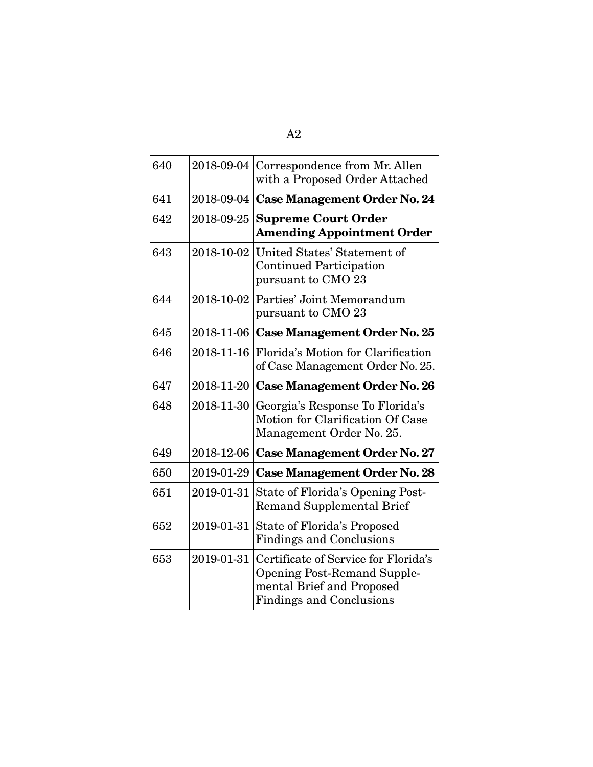| | | |
|---|---|---|
| 640 | 2018-09-04 | Correspondence from Mr. Allen with a Proposed Order Attached |
| 641 | 2018-09-04 | **Case Management Order No. 24** |
| 642 | 2018-09-25 | **Supreme Court Order Amending Appointment Order** |
| 643 | 2018-10-02 | United States' Statement of Continued Participation pursuant to CMO 23 |
| 644 | 2018-10-02 | Parties' Joint Memorandum pursuant to CMO 23 |
| 645 | 2018-11-06 | **Case Management Order No. 25** |
| 646 | 2018-11-16 | Florida's Motion for Clarification of Case Management Order No. 25. |
| 647 | 2018-11-20 | **Case Management Order No. 26** |
| 648 | 2018-11-30 | Georgia's Response To Florida's Motion for Clarification Of Case Management Order No. 25. |
| 649 | 2018-12-06 | **Case Management Order No. 27** |
| 650 | 2019-01-29 | **Case Management Order No. 28** |
| 651 | 2019-01-31 | State of Florida's Opening Post-Remand Supplemental Brief |
| 652 | 2019-01-31 | State of Florida's Proposed Findings and Conclusions |
| 653 | 2019-01-31 | Certificate of Service for Florida's Opening Post-Remand Supplemental Brief and Proposed Findings and Conclusions |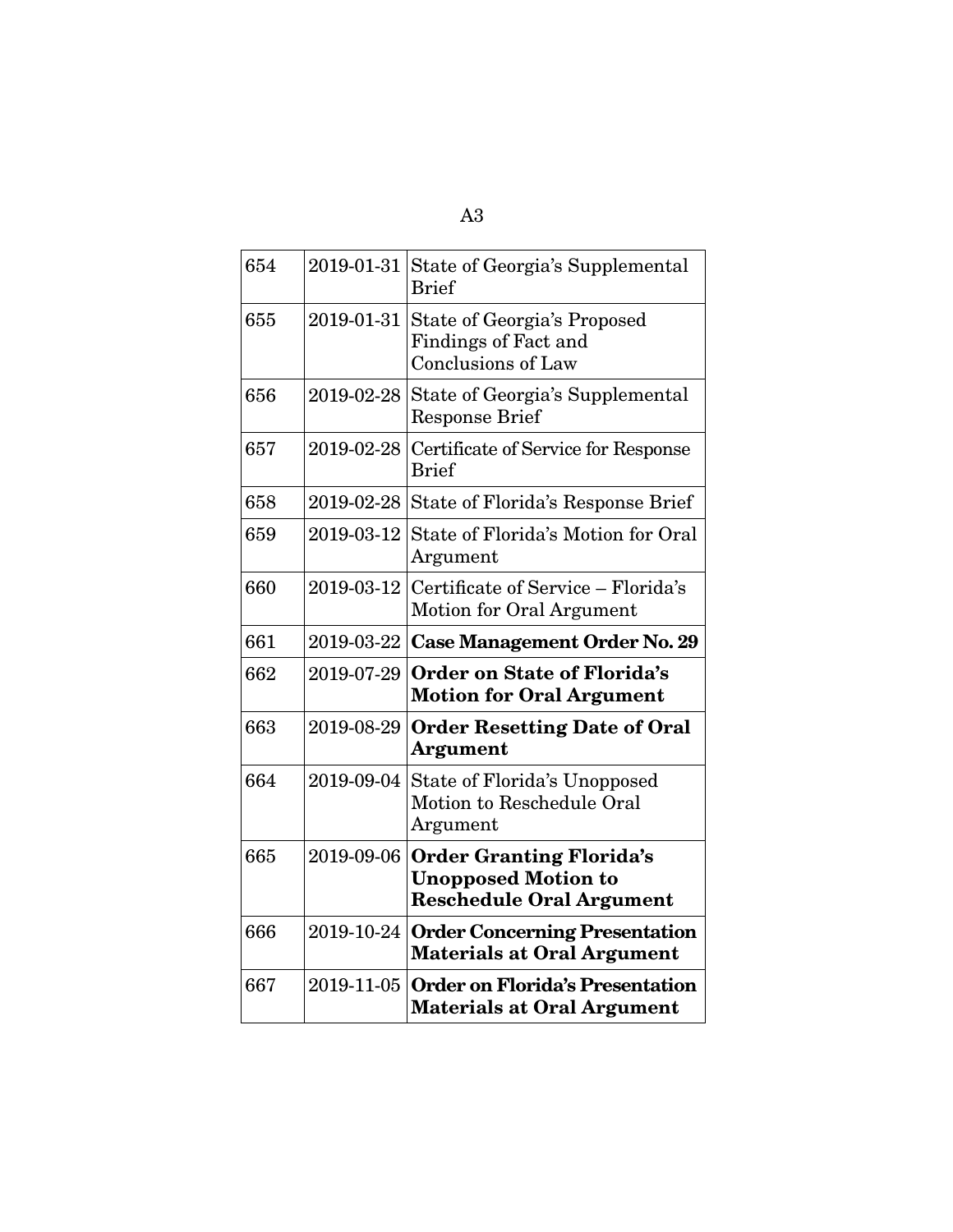| | | |
|---|---|---|
| 654 | 2019-01-31 | State of Georgia's Supplemental Brief |
| 655 | 2019-01-31 | State of Georgia's Proposed Findings of Fact and Conclusions of Law |
| 656 | 2019-02-28 | State of Georgia's Supplemental Response Brief |
| 657 | 2019-02-28 | Certificate of Service for Response Brief |
| 658 | 2019-02-28 | State of Florida's Response Brief |
| 659 | 2019-03-12 | State of Florida's Motion for Oral Argument |
| 660 | 2019-03-12 | Certificate of Service – Florida's Motion for Oral Argument |
| 661 | 2019-03-22 | **Case Management Order No. 29** |
| 662 | 2019-07-29 | **Order on State of Florida's Motion for Oral Argument** |
| 663 | 2019-08-29 | **Order Resetting Date of Oral Argument** |
| 664 | 2019-09-04 | State of Florida's Unopposed Motion to Reschedule Oral Argument |
| 665 | 2019-09-06 | **Order Granting Florida's Unopposed Motion to Reschedule Oral Argument** |
| 666 | 2019-10-24 | **Order Concerning Presentation Materials at Oral Argument** |
| 667 | 2019-11-05 | **Order on Florida's Presentation Materials at Oral Argument** |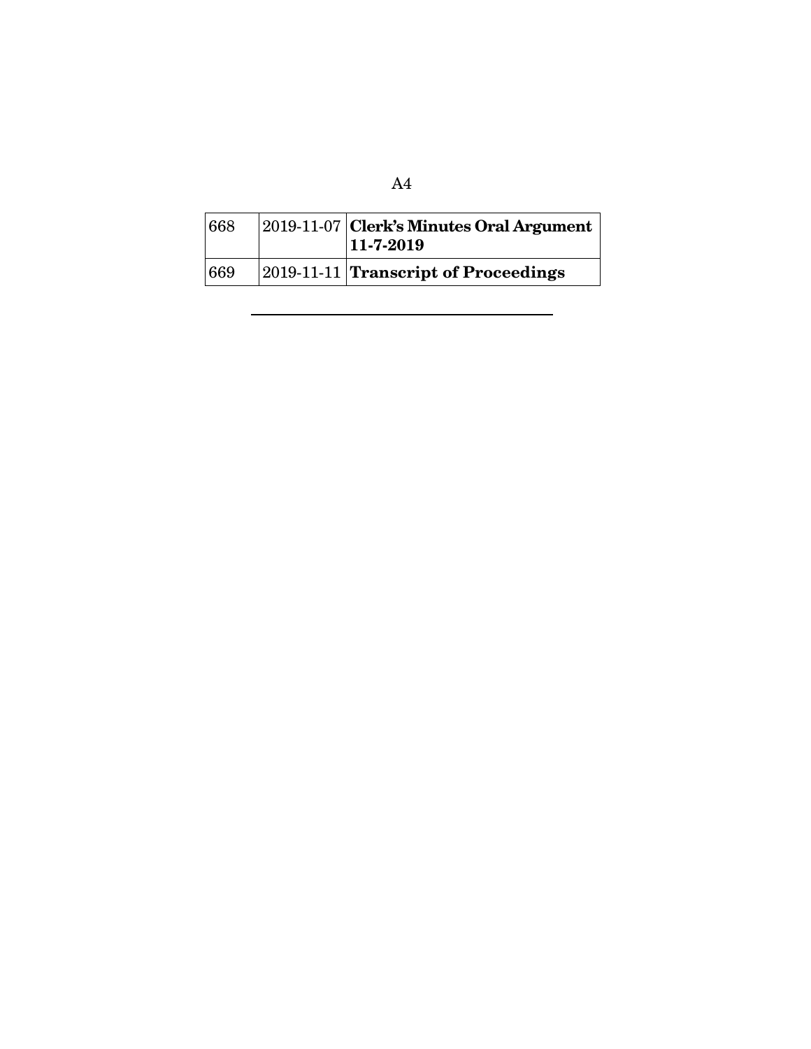| | | |
|---|---|---|
| 668 | 2019-11-07 | **Clerk's Minutes Oral Argument 11-7-2019** |
| 669 | 2019-11-11 | **Transcript of Proceedings** |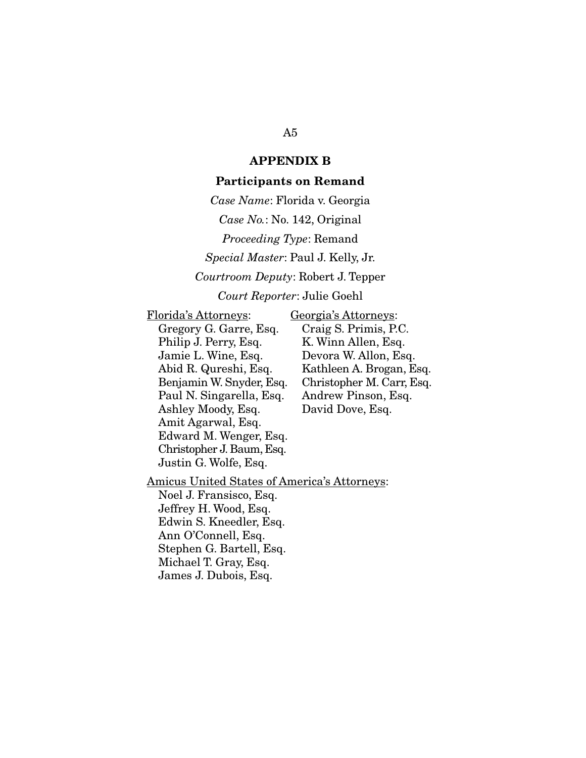## APPENDIX B

### Participants on Remand

*Case Name*: Florida v. Georgia

*Case No.*: No. 142, Original

*Proceeding Type*: Remand

*Special Master*: Paul J. Kelly, Jr.

*Courtroom Deputy*: Robert J. Tepper

*Court Reporter*: Julie Goehl

Florida's Attorneys:

- Gregory G. Garre, Esq.
- Philip J. Perry, Esq.
- Jamie L. Wine, Esq.
- Abid R. Qureshi, Esq.
- Benjamin W. Snyder, Esq.
- Paul N. Singarella, Esq.
- Ashley Moody, Esq.
- Amit Agarwal, Esq.
- Edward M. Wenger, Esq.
- Christopher J. Baum, Esq.
- Justin G. Wolfe, Esq.

Georgia's Attorneys:

- Craig S. Primis, P.C.
- K. Winn Allen, Esq.
- Devora W. Allon, Esq.
- Kathleen A. Brogan, Esq.
- Christopher M. Carr, Esq.
- Andrew Pinson, Esq.
- David Dove, Esq.

Amicus United States of America's Attorneys:

- Noel J. Fransisco, Esq.
- Jeffrey H. Wood, Esq.
- Edwin S. Kneedler, Esq.
- Ann O'Connell, Esq.
- Stephen G. Bartell, Esq.
- Michael T. Gray, Esq.
- James J. Dubois, Esq.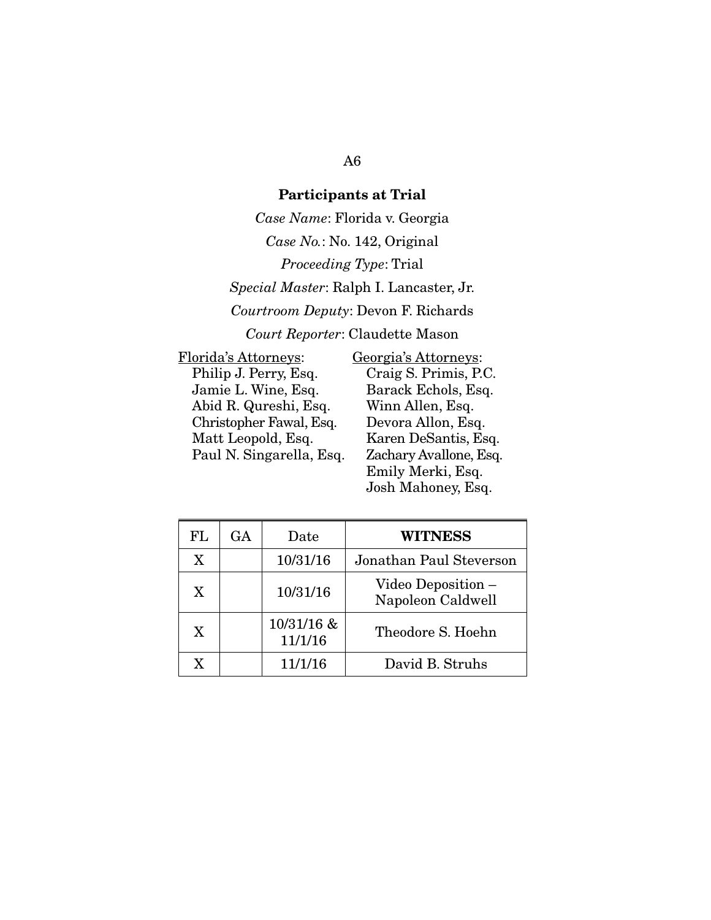## Participants at Trial

*Case Name*: Florida v. Georgia

*Case No.*: No. 142, Original

*Proceeding Type*: Trial

*Special Master*: Ralph I. Lancaster, Jr.

*Courtroom Deputy*: Devon F. Richards

*Court Reporter*: Claudette Mason

Florida's Attorneys:
- Philip J. Perry, Esq.
- Jamie L. Wine, Esq.
- Abid R. Qureshi, Esq.
- Christopher Fawal, Esq.
- Matt Leopold, Esq.
- Paul N. Singarella, Esq.

Georgia's Attorneys:
- Craig S. Primis, P.C.
- Barack Echols, Esq.
- Winn Allen, Esq.
- Devora Allon, Esq.
- Karen DeSantis, Esq.
- Zachary Avallone, Esq.
- Emily Merki, Esq.
- Josh Mahoney, Esq.

| FL | GA | Date | **WITNESS** |
|---|---|---|---|
| X | | 10/31/16 | Jonathan Paul Steverson |
| X | | 10/31/16 | Video Deposition – Napoleon Caldwell |
| X | | 10/31/16 & 11/1/16 | Theodore S. Hoehn |
| X | | 11/1/16 | David B. Struhs |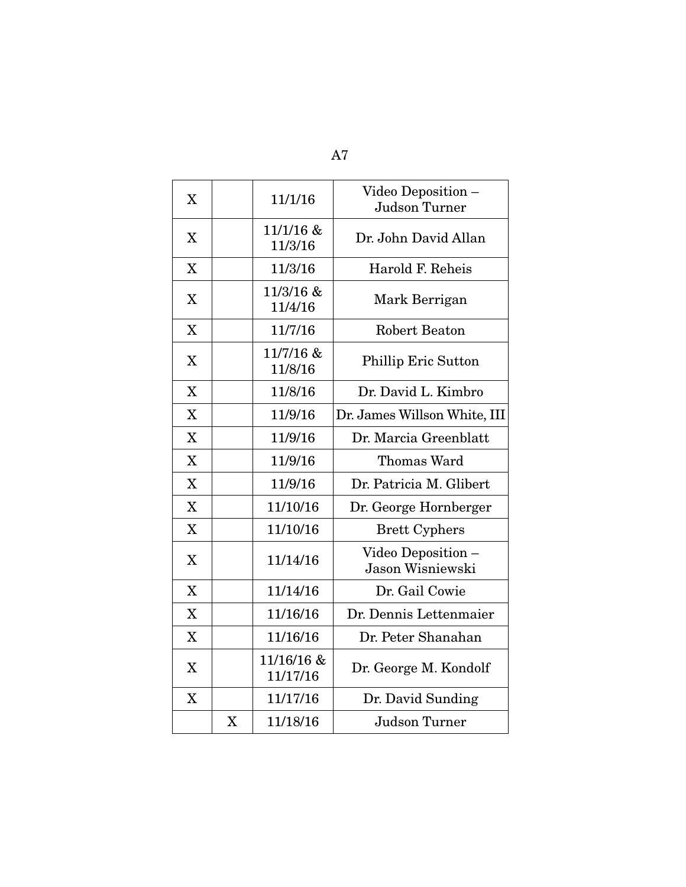| | | | |
|---|---|---|---|
| X | | 11/1/16 | Video Deposition – Judson Turner |
| X | | 11/1/16 & 11/3/16 | Dr. John David Allan |
| X | | 11/3/16 | Harold F. Reheis |
| X | | 11/3/16 & 11/4/16 | Mark Berrigan |
| X | | 11/7/16 | Robert Beaton |
| X | | 11/7/16 & 11/8/16 | Phillip Eric Sutton |
| X | | 11/8/16 | Dr. David L. Kimbro |
| X | | 11/9/16 | Dr. James Willson White, III |
| X | | 11/9/16 | Dr. Marcia Greenblatt |
| X | | 11/9/16 | Thomas Ward |
| X | | 11/9/16 | Dr. Patricia M. Glibert |
| X | | 11/10/16 | Dr. George Hornberger |
| X | | 11/10/16 | Brett Cyphers |
| X | | 11/14/16 | Video Deposition – Jason Wisniewski |
| X | | 11/14/16 | Dr. Gail Cowie |
| X | | 11/16/16 | Dr. Dennis Lettenmaier |
| X | | 11/16/16 | Dr. Peter Shanahan |
| X | | 11/16/16 & 11/17/16 | Dr. George M. Kondolf |
| X | | 11/17/16 | Dr. David Sunding |
| | X | 11/18/16 | Judson Turner |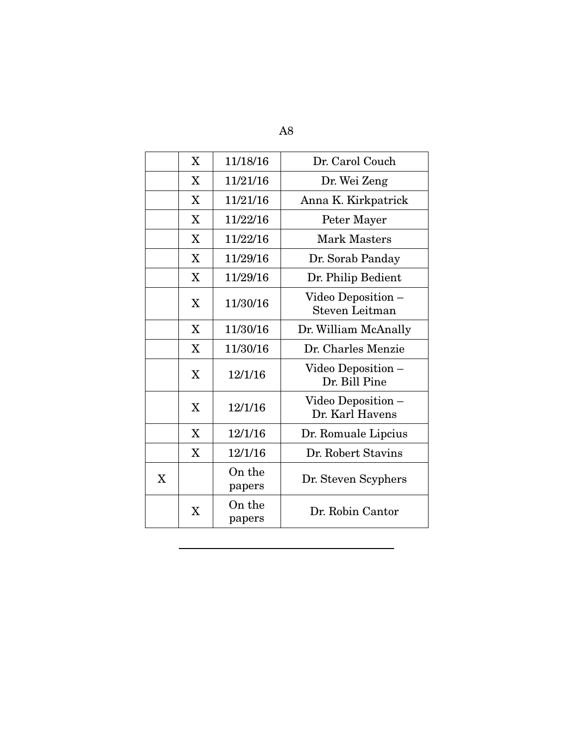| | | | |
|---|---|---|---|
| | X | 11/18/16 | Dr. Carol Couch |
| | X | 11/21/16 | Dr. Wei Zeng |
| | X | 11/21/16 | Anna K. Kirkpatrick |
| | X | 11/22/16 | Peter Mayer |
| | X | 11/22/16 | Mark Masters |
| | X | 11/29/16 | Dr. Sorab Panday |
| | X | 11/29/16 | Dr. Philip Bedient |
| | X | 11/30/16 | Video Deposition – Steven Leitman |
| | X | 11/30/16 | Dr. William McAnally |
| | X | 11/30/16 | Dr. Charles Menzie |
| | X | 12/1/16 | Video Deposition – Dr. Bill Pine |
| | X | 12/1/16 | Video Deposition – Dr. Karl Havens |
| | X | 12/1/16 | Dr. Romuale Lipcius |
| | X | 12/1/16 | Dr. Robert Stavins |
| X | | On the papers | Dr. Steven Scyphers |
| | X | On the papers | Dr. Robin Cantor |